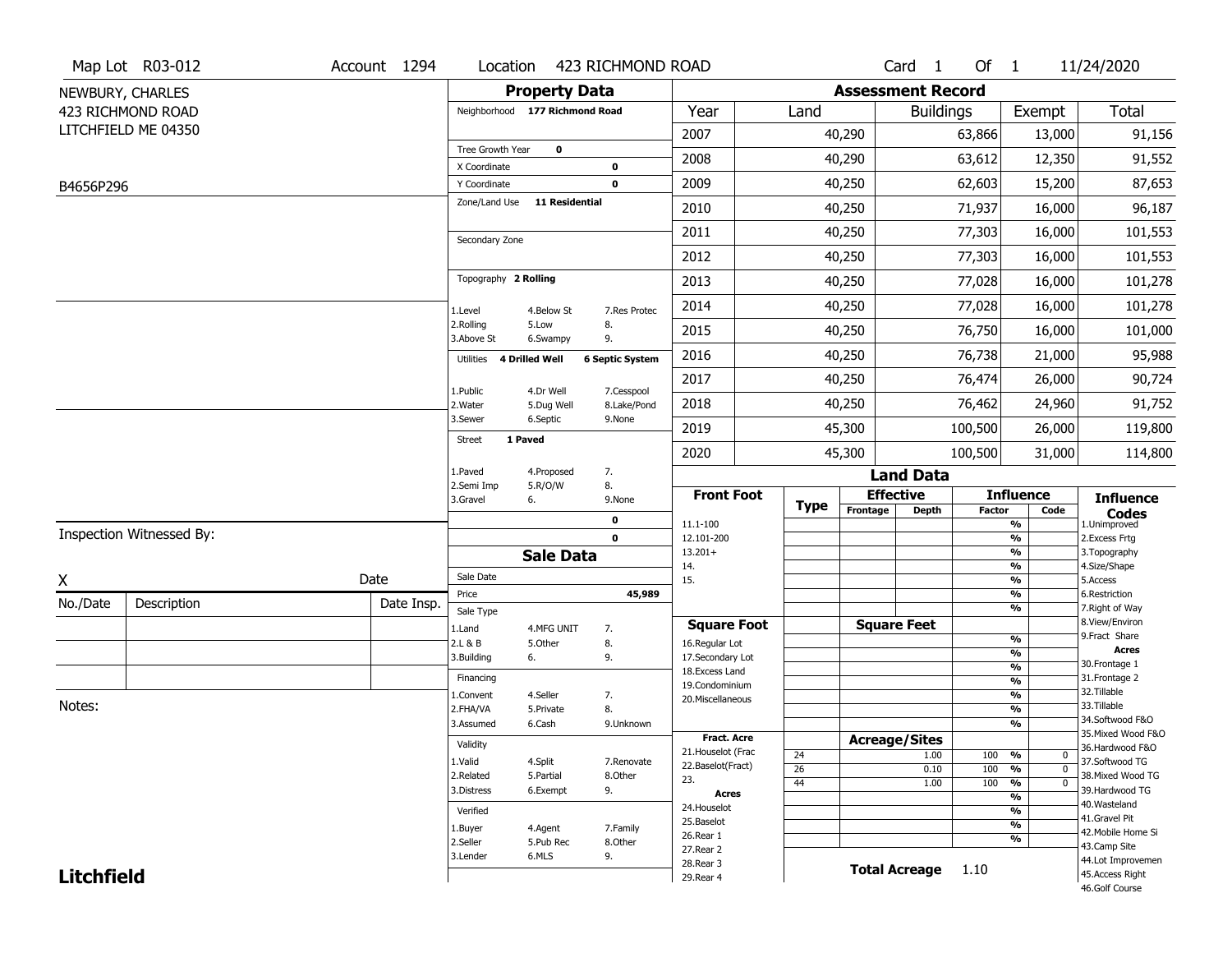Map Lot R03-012 | Account 1294 | Location 423 RICHMOND ROAD | Card 1 Of 1 | 11/24/2020

NEWBURY, CHARLES
423 RICHMOND ROAD
LITCHFIELD ME 04350

B4656P296

## Property Data

Neighborhood **177 Richmond Road**

Tree Growth Year **0**
X Coordinate **0**
Y Coordinate **0**
Zone/Land Use **11 Residential**

Secondary Zone

Topography **2 Rolling**

1.Level 4.Below St 7.Res Protec
2.Rolling 5.Low 8.
3.Above St 6.Swampy 9.

Utilities **4 Drilled Well** **6 Septic System**

1.Public 4.Dr Well 7.Cesspool
2.Water 5.Dug Well 8.Lake/Pond
3.Sewer 6.Septic 9.None

Street **1 Paved**

1.Paved 4.Proposed 7.
2.Semi Imp 5.R/O/W 8.
3.Gravel 6. 9.None

**0**
**0**

## Sale Data

Sale Date
Price **45,989**
Sale Type
1.Land 4.MFG UNIT 7.
2.L & B 5.Other 8.
3.Building 6. 9.

Financing
1.Convent 4.Seller 7.
2.FHA/VA 5.Private 8.
3.Assumed 6.Cash 9.Unknown

Validity
1.Valid 4.Split 7.Renovate
2.Related 5.Partial 8.Other
3.Distress 6.Exempt 9.

Verified
1.Buyer 4.Agent 7.Family
2.Seller 5.Pub Rec 8.Other
3.Lender 6.MLS 9.

## Assessment Record

| Year | Land | Buildings | Exempt | Total |
|---|---|---|---|---|
| 2007 | 40,290 | 63,866 | 13,000 | 91,156 |
| 2008 | 40,290 | 63,612 | 12,350 | 91,552 |
| 2009 | 40,250 | 62,603 | 15,200 | 87,653 |
| 2010 | 40,250 | 71,937 | 16,000 | 96,187 |
| 2011 | 40,250 | 77,303 | 16,000 | 101,553 |
| 2012 | 40,250 | 77,303 | 16,000 | 101,553 |
| 2013 | 40,250 | 77,028 | 16,000 | 101,278 |
| 2014 | 40,250 | 77,028 | 16,000 | 101,278 |
| 2015 | 40,250 | 76,750 | 16,000 | 101,000 |
| 2016 | 40,250 | 76,738 | 21,000 | 95,988 |
| 2017 | 40,250 | 76,474 | 26,000 | 90,724 |
| 2018 | 40,250 | 76,462 | 24,960 | 91,752 |
| 2019 | 45,300 | 100,500 | 26,000 | 119,800 |
| 2020 | 45,300 | 100,500 | 31,000 | 114,800 |

## Land Data

| Front Foot | Type | Effective Frontage | Effective Depth | Influence Factor | Influence Code |
|---|---|---|---|---|---|
| 11.1-100 | | | | % | |
| 12.101-200 | | | | % | |
| 13.201+ | | | | % | |
| 14. | | | | % | |
| 15. | | | | % | |
| | | | | % | |
| | | | | % | |

| Square Foot | | Square Feet | Factor | Code |
|---|---|---|---|---|
| 16.Regular Lot | | | % | |
| 17.Secondary Lot | | | % | |
| 18.Excess Land | | | % | |
| 19.Condominium | | | % | |
| 20.Miscellaneous | | | % | |
| | | | % | |
| | | | % | |

| Fract. Acre | Type | Acreage/Sites | Factor | Code |
|---|---|---|---|---|
| 21.Houselot (Frac | 24 | 1.00 | 100 % | 0 |
| 22.Baselot(Fract) | 26 | 0.10 | 100 % | 0 |
| 23. | 44 | 1.00 | 100 % | 0 |
| **Acres** | | | % | |
| 24.Houselot | | | % | |
| 25.Baselot | | | % | |
| 26.Rear 1 | | | % | |
| 27.Rear 2 | | | | |
| 28.Rear 3 | | | | |
| 29.Rear 4 | | | | |

**Total Acreage** 1.10

**Influence Codes**
1.Unimproved
2.Excess Frtg
3.Topography
4.Size/Shape
5.Access
6.Restriction
7.Right of Way
8.View/Environ
9.Fract Share
**Acres**
30.Frontage 1
31.Frontage 2
32.Tillable
33.Tillable
34.Softwood F&O
35.Mixed Wood F&O
36.Hardwood F&O
37.Softwood TG
38.Mixed Wood TG
39.Hardwood TG
40.Wasteland
41.Gravel Pit
42.Mobile Home Si
43.Camp Site
44.Lot Improvemen
45.Access Right
46.Golf Course

Inspection Witnessed By:

X Date

| No./Date | Description | Date Insp. |
|---|---|---|
| | | |
| | | |
| | | |

Notes:

**Litchfield**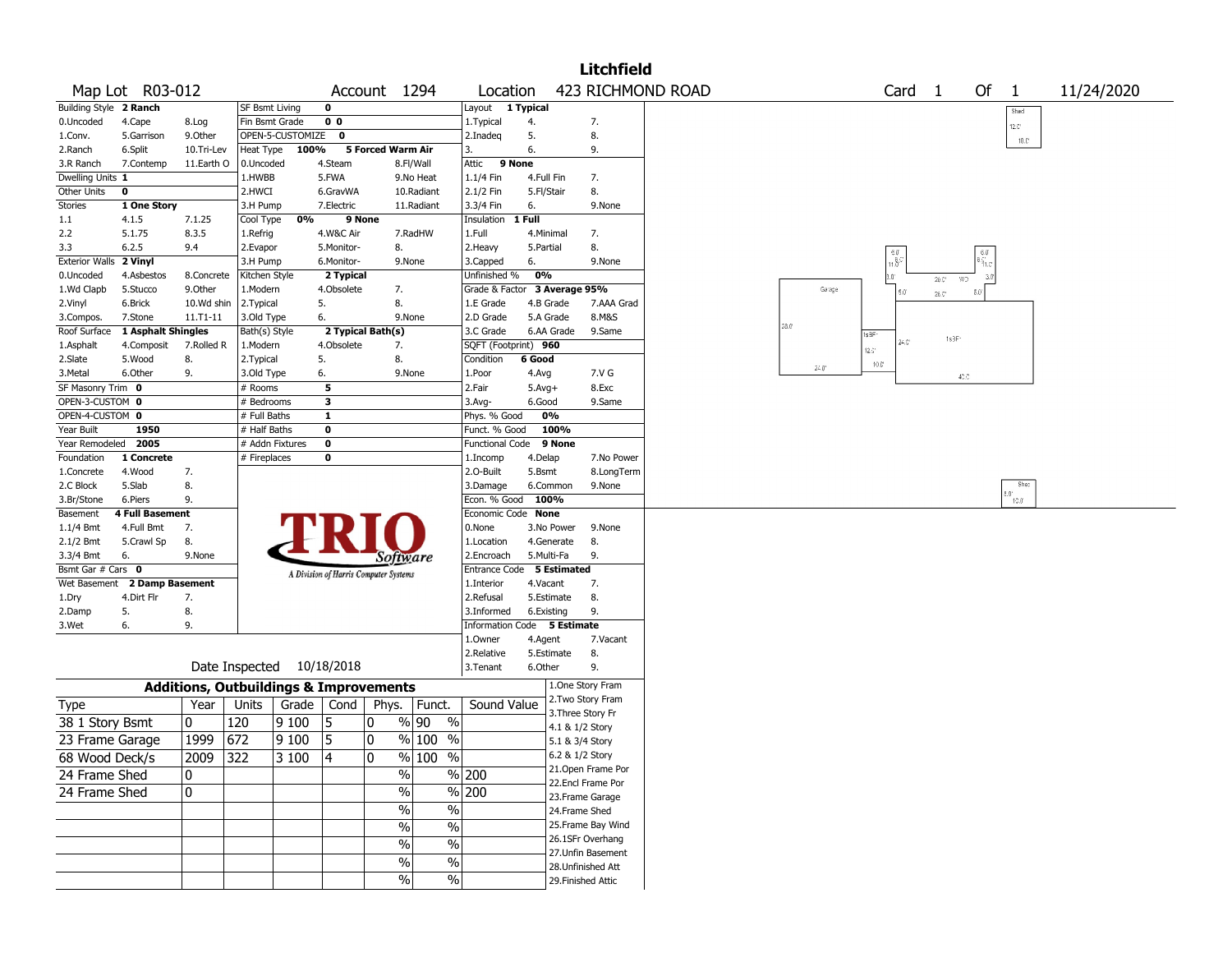# Litchfield

| Map Lot | R03-012 | Account | 1294 | Location | 423 RICHMOND ROAD | Card | 1 | Of | 1 | 11/24/2020 |
|---|---|---|---|---|---|---|---|---|---|---|

| Building Style | 2 Ranch | SF Bsmt Living | 0 | Layout | 1 Typical |
|---|---|---|---|---|---|
| 0.Uncoded 4.Cape 8.Log | | Fin Bsmt Grade | 0 0 | 1.Typical 4. 7. | |
| 1.Conv. 5.Garrison 9.Other | | OPEN-5-CUSTOMIZE | 0 | 2.Inadeq 5. 8. | |
| 2.Ranch 6.Split 10.Tri-Lev | | Heat Type | 100% 5 Forced Warm Air | 3. 6. 9. | |
| 3.R Ranch 7.Contemp 11.Earth O | | 0.Uncoded 4.Steam 8.Fl/Wall | | Attic | 9 None |
| Dwelling Units | 1 | 1.HWBB 5.FWA 9.No Heat | | 1.1/4 Fin 4.Full Fin 7. | |
| Other Units | 0 | 2.HWCI 6.GravWA 10.Radiant | | 2.1/2 Fin 5.Fl/Stair 8. | |
| Stories | 1 One Story | 3.H Pump 7.Electric 11.Radiant | | 3.3/4 Fin 6. 9.None | |
| 1.1 4.1.5 7.1.25 | | Cool Type | 0% 9 None | Insulation | 1 Full |
| 2.2 5.1.75 8.3.5 | | 1.Refrig 4.W&C Air 7.RadHW | | 1.Full 4.Minimal 7. | |
| 3.3 6.2.5 9.4 | | 2.Evapor 5.Monitor- 8. | | 2.Heavy 5.Partial 8. | |
| Exterior Walls | 2 Vinyl | 3.H Pump 6.Monitor- 9.None | | 3.Capped 6. 9.None | |
| 0.Uncoded 4.Asbestos 8.Concrete | | Kitchen Style | 2 Typical | Unfinished % | 0% |
| 1.Wd Clapb 5.Stucco 9.Other | | 1.Modern 4.Obsolete 7. | | Grade & Factor | 3 Average 95% |
| 2.Vinyl 6.Brick 10.Wd shin | | 2.Typical 5. 8. | | 1.E Grade 4.B Grade 7.AAA Grad | |
| 3.Compos. 7.Stone 11.T1-11 | | 3.Old Type 6. 9.None | | 2.D Grade 5.A Grade 8.M&S | |
| Roof Surface | 1 Asphalt Shingles | Bath(s) Style | 2 Typical Bath(s) | 3.C Grade 6.AA Grade 9.Same | |
| 1.Asphalt 4.Composit 7.Rolled R | | 1.Modern 4.Obsolete 7. | | SQFT (Footprint) | 960 |
| 2.Slate 5.Wood 8. | | 2.Typical 5. 8. | | Condition | 6 Good |
| 3.Metal 6.Other 9. | | 3.Old Type 6. 9.None | | 1.Poor 4.Avg 7.V G | |
| SF Masonry Trim | 0 | # Rooms | 5 | 2.Fair 5.Avg+ 8.Exc | |
| OPEN-3-CUSTOM | 0 | # Bedrooms | 3 | 3.Avg- 6.Good 9.Same | |
| OPEN-4-CUSTOM | 0 | # Full Baths | 1 | Phys. % Good | 0% |
| Year Built | 1950 | # Half Baths | 0 | Funct. % Good | 100% |
| Year Remodeled | 2005 | # Addn Fixtures | 0 | Functional Code | 9 None |
| Foundation | 1 Concrete | # Fireplaces | 0 | 1.Incomp 4.Delap 7.No Power | |
| 1.Concrete 4.Wood 7. | | | | 2.O-Built 5.Bsmt 8.LongTerm | |
| 2.C Block 5.Slab 8. | | | | 3.Damage 6.Common 9.None | |
| 3.Br/Stone 6.Piers 9. | | | | Econ. % Good | 100% |
| Basement | 4 Full Basement | | | Economic Code | None |
| 1.1/4 Bmt 4.Full Bmt 7. | | | | 0.None 3.No Power 9.None | |
| 2.1/2 Bmt 5.Crawl Sp 8. | | | | 1.Location 4.Generate 8. | |
| 3.3/4 Bmt 6. 9.None | | | | 2.Encroach 5.Multi-Fa 9. | |
| Bsmt Gar # Cars | 0 | | | Entrance Code | 5 Estimated |
| Wet Basement | 2 Damp Basement | | | 1.Interior 4.Vacant 7. | |
| 1.Dry 4.Dirt Flr 7. | | | | 2.Refusal 5.Estimate 8. | |
| 2.Damp 5. 8. | | | | 3.Informed 6.Existing 9. | |
| 3.Wet 6. 9. | | | | Information Code | 5 Estimate |
| | | | | 1.Owner 4.Agent 7.Vacant | |
| | | | | 2.Relative 5.Estimate 8. | |
| | | Date Inspected | 10/18/2018 | 3.Tenant 6.Other 9. | |

TRIO Software — A Division of Harris Computer Systems

## Additions, Outbuildings & Improvements

| Type | Year | Units | Grade | Cond | Phys. | Funct. | Sound Value |
|---|---|---|---|---|---|---|---|
| 38 1 Story Bsmt | 0 | 120 | 9 100 | 5 | 0 % | 90 % | |
| 23 Frame Garage | 1999 | 672 | 9 100 | 5 | 0 % | 100 % | |
| 68 Wood Deck/s | 2009 | 322 | 3 100 | 4 | 0 % | 100 % | |
| 24 Frame Shed | 0 | | | | % | % | 200 |
| 24 Frame Shed | 0 | | | | % | % | 200 |
| | | | | | % | % | |
| | | | | | % | % | |
| | | | | | % | % | |
| | | | | | % | % | |
| | | | | | % | % | |

1.One Story Fram
2.Two Story Fram
3.Three Story Fr
4.1 & 1/2 Story
5.1 & 3/4 Story
6.2 & 1/2 Story
21.Open Frame Por
22.Encl Frame Por
23.Frame Garage
24.Frame Shed
25.Frame Bay Wind
26.1SFr Overhang
27.Unfin Basement
28.Unfinished Att
29.Finished Attic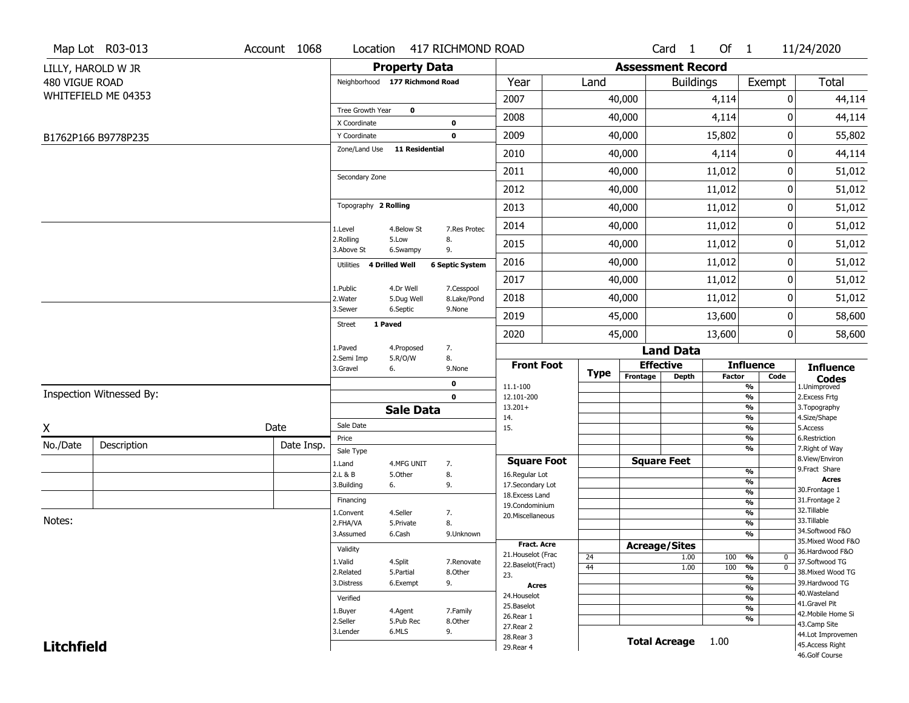Map Lot R03-013 | Account 1068 | Location 417 RICHMOND ROAD | Card 1 Of 1 | 11/24/2020

LILLY, HAROLD W JR
480 VIGUE ROAD
WHITEFIELD ME 04353

B1762P166 B9778P235

## Property Data

Neighborhood **177 Richmond Road**

Tree Growth Year **0**
X Coordinate **0**
Y Coordinate **0**
Zone/Land Use **11 Residential**

Secondary Zone

Topography **2 Rolling**

1.Level 4.Below St 7.Res Protec
2.Rolling 5.Low 8.
3.Above St 6.Swampy 9.

Utilities **4 Drilled Well** **6 Septic System**

1.Public 4.Dr Well 7.Cesspool
2.Water 5.Dug Well 8.Lake/Pond
3.Sewer 6.Septic 9.None

Street **1 Paved**

1.Paved 4.Proposed 7.
2.Semi Imp 5.R/O/W 8.
3.Gravel 6. 9.None

**0**
**0**

## Sale Data

Sale Date
Price
Sale Type
1.Land 4.MFG UNIT 7.
2.L & B 5.Other 8.
3.Building 6. 9.

Financing
1.Convent 4.Seller 7.
2.FHA/VA 5.Private 8.
3.Assumed 6.Cash 9.Unknown

Validity
1.Valid 4.Split 7.Renovate
2.Related 5.Partial 8.Other
3.Distress 6.Exempt 9.

Verified
1.Buyer 4.Agent 7.Family
2.Seller 5.Pub Rec 8.Other
3.Lender 6.MLS 9.

## Assessment Record

| Year | Land | Buildings | Exempt | Total |
|---|---|---|---|---|
| 2007 | 40,000 | 4,114 | 0 | 44,114 |
| 2008 | 40,000 | 4,114 | 0 | 44,114 |
| 2009 | 40,000 | 15,802 | 0 | 55,802 |
| 2010 | 40,000 | 4,114 | 0 | 44,114 |
| 2011 | 40,000 | 11,012 | 0 | 51,012 |
| 2012 | 40,000 | 11,012 | 0 | 51,012 |
| 2013 | 40,000 | 11,012 | 0 | 51,012 |
| 2014 | 40,000 | 11,012 | 0 | 51,012 |
| 2015 | 40,000 | 11,012 | 0 | 51,012 |
| 2016 | 40,000 | 11,012 | 0 | 51,012 |
| 2017 | 40,000 | 11,012 | 0 | 51,012 |
| 2018 | 40,000 | 11,012 | 0 | 51,012 |
| 2019 | 45,000 | 13,600 | 0 | 58,600 |
| 2020 | 45,000 | 13,600 | 0 | 58,600 |

## Land Data

| Front Foot | Type | Effective Frontage | Effective Depth | Influence Factor | Influence Code |
|---|---|---|---|---|---|
| 11.1-100 | | | | % | |
| 12.101-200 | | | | % | |
| 13.201+ | | | | % | |
| 14. | | | | % | |
| 15. | | | | % | |
| | | | | % | |
| | | | | % | |

| Square Foot | Square Feet | Influence Factor | Influence Code |
|---|---|---|---|
| 16.Regular Lot | | % | |
| 17.Secondary Lot | | % | |
| 18.Excess Land | | % | |
| 19.Condominium | | % | |
| 20.Miscellaneous | | % | |
| | | % | |
| | | % | |

| Fract. Acre / Acres | Type | Acreage/Sites | Influence Factor | Influence Code |
|---|---|---|---|---|
| 21.Houselot (Frac | 24 | 1.00 | 100 % | 0 |
| 22.Baselot(Fract) | 44 | 1.00 | 100 % | 0 |
| 23. | | | % | |
| 24.Houselot | | | % | |
| 25.Baselot | | | % | |
| 26.Rear 1 | | | % | |
| 27.Rear 2 | | | % | |
| 28.Rear 3 | | | | |
| 29.Rear 4 | | | | |

**Total Acreage** 1.00

**Influence Codes**
1.Unimproved
2.Excess Frtg
3.Topography
4.Size/Shape
5.Access
6.Restriction
7.Right of Way
8.View/Environ
9.Fract Share

**Acres**
30.Frontage 1
31.Frontage 2
32.Tillable
33.Tillable
34.Softwood F&O
35.Mixed Wood F&O
36.Hardwood F&O
37.Softwood TG
38.Mixed Wood TG
39.Hardwood TG
40.Wasteland
41.Gravel Pit
42.Mobile Home Si
43.Camp Site
44.Lot Improvemen
45.Access Right
46.Golf Course

Inspection Witnessed By:

X Date

| No./Date | Description | Date Insp. |
|---|---|---|
| | | |
| | | |
| | | |

Notes:

**Litchfield**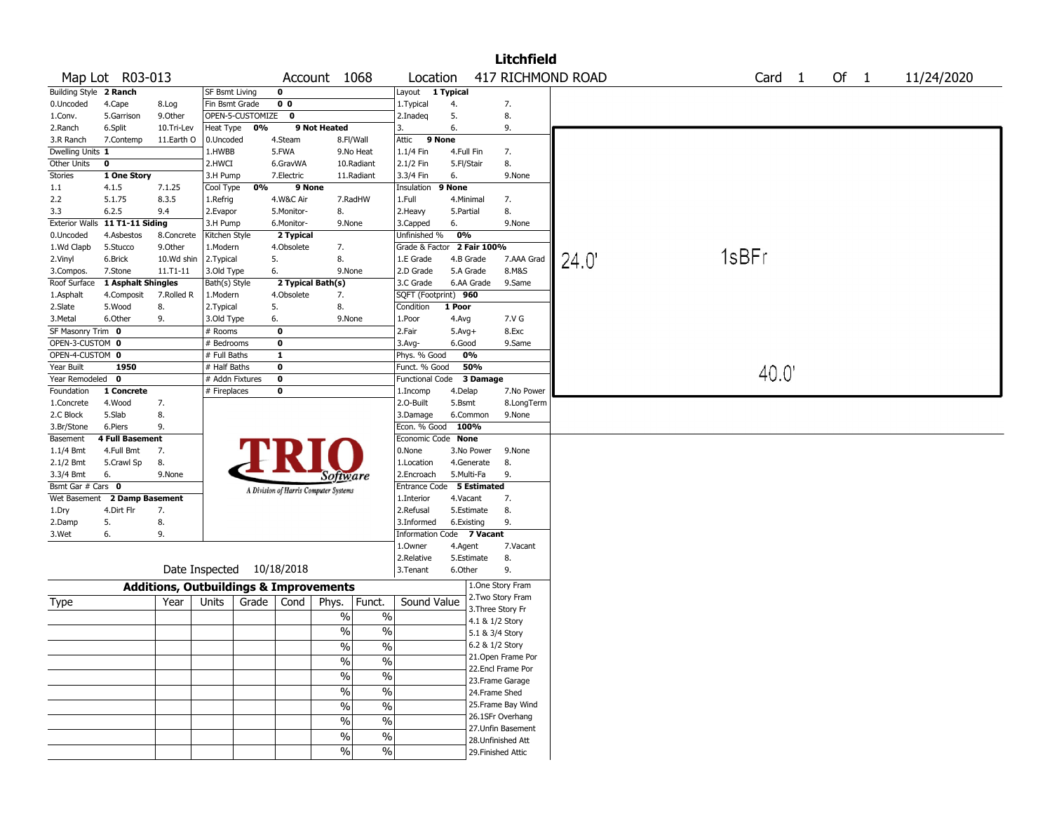# Litchfield

Map Lot R03-013 | Account 1068 | Location 417 RICHMOND ROAD | Card 1 Of 1 | 11/24/2020

| | | | | | | | | | |
|---|---|---|---|---|---|---|---|---|---|
| Building Style | **2 Ranch** | | SF Bsmt Living | **0** | | | Layout | **1 Typical** | |
| 0.Uncoded | 4.Cape | 8.Log | Fin Bsmt Grade | **0 0** | | | 1.Typical | 4. | 7. |
| 1.Conv. | 5.Garrison | 9.Other | OPEN-5-CUSTOMIZE | **0** | | | 2.Inadeq | 5. | 8. |
| 2.Ranch | 6.Split | 10.Tri-Lev | Heat Type | **0%** | **9 Not Heated** | | 3. | 6. | 9. |
| 3.R Ranch | 7.Contemp | 11.Earth O | 0.Uncoded | 4.Steam | 8.Fl/Wall | | Attic | **9 None** | |
| Dwelling Units | **1** | | 1.HWBB | 5.FWA | 9.No Heat | | 1.1/4 Fin | 4.Full Fin | 7. |
| Other Units | **0** | | 2.HWCI | 6.GravWA | 10.Radiant | | 2.1/2 Fin | 5.Fl/Stair | 8. |
| Stories | **1 One Story** | | 3.H Pump | 7.Electric | 11.Radiant | | 3.3/4 Fin | 6. | 9.None |
| 1.1 | 4.1.5 | 7.1.25 | Cool Type | **0%** | **9 None** | | Insulation | **9 None** | |
| 2.2 | 5.1.75 | 8.3.5 | 1.Refrig | 4.W&C Air | 7.RadHW | | 1.Full | 4.Minimal | 7. |
| 3.3 | 6.2.5 | 9.4 | 2.Evapor | 5.Monitor- | 8. | | 2.Heavy | 5.Partial | 8. |
| Exterior Walls | **11 T1-11 Siding** | | 3.H Pump | 6.Monitor- | 9.None | | 3.Capped | 6. | 9.None |
| 0.Uncoded | 4.Asbestos | 8.Concrete | Kitchen Style | **2 Typical** | | | Unfinished % | **0%** | |
| 1.Wd Clapb | 5.Stucco | 9.Other | 1.Modern | 4.Obsolete | 7. | | Grade & Factor | **2 Fair 100%** | |
| 2.Vinyl | 6.Brick | 10.Wd shin | 2.Typical | 5. | 8. | | 1.E Grade | 4.B Grade | 7.AAA Grad |
| 3.Compos. | 7.Stone | 11.T1-11 | 3.Old Type | 6. | 9.None | | 2.D Grade | 5.A Grade | 8.M&S |
| Roof Surface | **1 Asphalt Shingles** | | Bath(s) Style | **2 Typical Bath(s)** | | | 3.C Grade | 6.AA Grade | 9.Same |
| 1.Asphalt | 4.Composit | 7.Rolled R | 1.Modern | 4.Obsolete | 7. | | SQFT (Footprint) | **960** | |
| 2.Slate | 5.Wood | 8. | 2.Typical | 5. | 8. | | Condition | **1 Poor** | |
| 3.Metal | 6.Other | 9. | 3.Old Type | 6. | 9.None | | 1.Poor | 4.Avg | 7.V G |
| SF Masonry Trim | **0** | | # Rooms | **0** | | | 2.Fair | 5.Avg+ | 8.Exc |
| OPEN-3-CUSTOM | **0** | | # Bedrooms | **0** | | | 3.Avg- | 6.Good | 9.Same |
| OPEN-4-CUSTOM | **0** | | # Full Baths | **1** | | | Phys. % Good | **0%** | |
| Year Built | **1950** | | # Half Baths | **0** | | | Funct. % Good | **50%** | |
| Year Remodeled | **0** | | # Addn Fixtures | **0** | | | Functional Code | **3 Damage** | |
| Foundation | **1 Concrete** | | # Fireplaces | **0** | | | 1.Incomp | 4.Delap | 7.No Power |
| 1.Concrete | 4.Wood | 7. | | | | | 2.O-Built | 5.Bsmt | 8.LongTerm |
| 2.C Block | 5.Slab | 8. | | | | | 3.Damage | 6.Common | 9.None |
| 3.Br/Stone | 6.Piers | 9. | | | | | Econ. % Good | **100%** | |
| Basement | **4 Full Basement** | | | | | | Economic Code | **None** | |
| 1.1/4 Bmt | 4.Full Bmt | 7. | | | | | 0.None | 3.No Power | 9.None |
| 2.1/2 Bmt | 5.Crawl Sp | 8. | | | | | 1.Location | 4.Generate | 8. |
| 3.3/4 Bmt | 6. | 9.None | | | | | 2.Encroach | 5.Multi-Fa | 9. |
| Bsmt Gar # Cars | **0** | | | | | | Entrance Code | **5 Estimated** | |
| Wet Basement | **2 Damp Basement** | | | | | | 1.Interior | 4.Vacant | 7. |
| 1.Dry | 4.Dirt Flr | 7. | | | | | 2.Refusal | 5.Estimate | 8. |
| 2.Damp | 5. | 8. | | | | | 3.Informed | 6.Existing | 9. |
| 3.Wet | 6. | 9. | | | | | Information Code | **7 Vacant** | |
| | | | | | | | 1.Owner | 4.Agent | 7.Vacant |
| | | | | | | | 2.Relative | 5.Estimate | 8. |
| | | | Date Inspected | 10/18/2018 | | | 3.Tenant | 6.Other | 9. |

TRIO Software — A Division of Harris Computer Systems

Sketch: 1sBFr — 24.0' × 40.0'

## Additions, Outbuildings & Improvements

| Type | Year | Units | Grade | Cond | Phys. | Funct. | Sound Value |
|---|---|---|---|---|---|---|---|
| | | | | | % | % | |
| | | | | | % | % | |
| | | | | | % | % | |
| | | | | | % | % | |
| | | | | | % | % | |
| | | | | | % | % | |
| | | | | | % | % | |
| | | | | | % | % | |
| | | | | | % | % | |
| | | | | | % | % | |

1.One Story Fram
2.Two Story Fram
3.Three Story Fr
4.1 & 1/2 Story
5.1 & 3/4 Story
6.2 & 1/2 Story
21.Open Frame Por
22.Encl Frame Por
23.Frame Garage
24.Frame Shed
25.Frame Bay Wind
26.1SFr Overhang
27.Unfin Basement
28.Unfinished Att
29.Finished Attic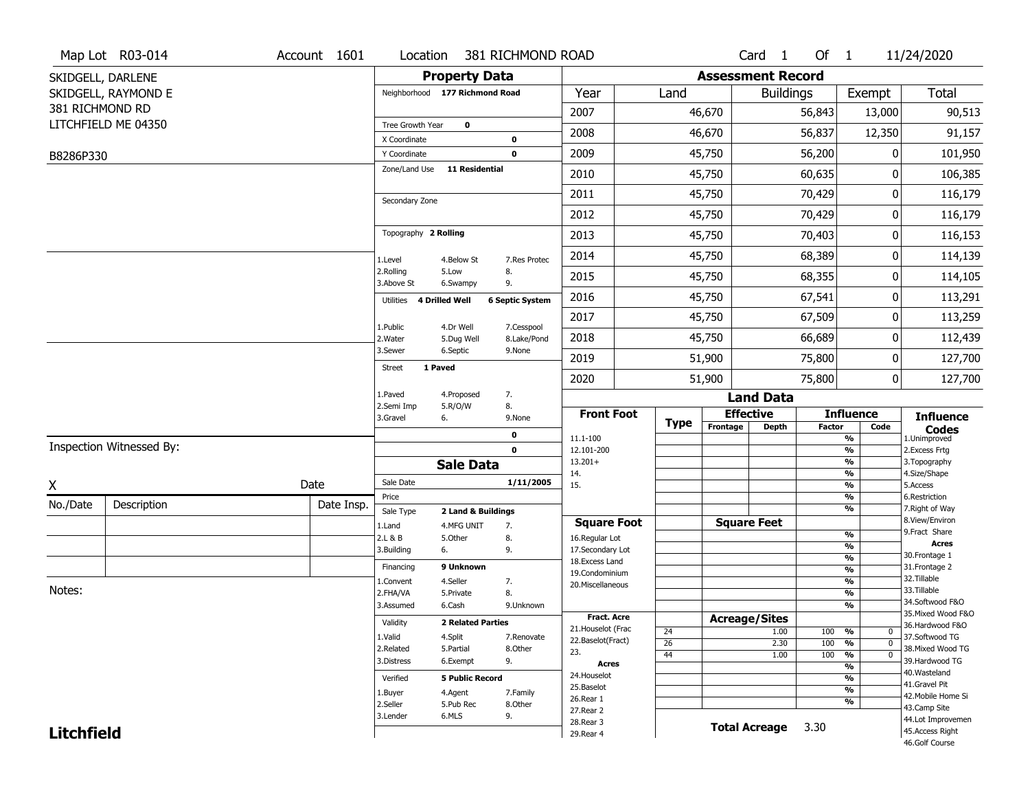Map Lot R03-014 | Account 1601 | Location 381 RICHMOND ROAD | Card 1 Of 1 | 11/24/2020

SKIDGELL, DARLENE
SKIDGELL, RAYMOND E
381 RICHMOND RD
LITCHFIELD ME 04350

B8286P330

## Property Data

Neighborhood **177 Richmond Road**

Tree Growth Year **0**
X Coordinate **0**
Y Coordinate **0**
Zone/Land Use **11 Residential**

Secondary Zone

Topography **2 Rolling**

1.Level 4.Below St 7.Res Protec
2.Rolling 5.Low 8.
3.Above St 6.Swampy 9.

Utilities **4 Drilled Well** **6 Septic System**

1.Public 4.Dr Well 7.Cesspool
2.Water 5.Dug Well 8.Lake/Pond
3.Sewer 6.Septic 9.None

Street **1 Paved**

1.Paved 4.Proposed 7.
2.Semi Imp 5.R/O/W 8.
3.Gravel 6. 9.None

**0**
**0**

## Sale Data

Sale Date **1/11/2005**
Price
Sale Type **2 Land & Buildings**

1.Land 4.MFG UNIT 7.
2.L & B 5.Other 8.
3.Building 6. 9.

Financing **9 Unknown**

1.Convent 4.Seller 7.
2.FHA/VA 5.Private 8.
3.Assumed 6.Cash 9.Unknown

Validity **2 Related Parties**

1.Valid 4.Split 7.Renovate
2.Related 5.Partial 8.Other
3.Distress 6.Exempt 9.

Verified **5 Public Record**

1.Buyer 4.Agent 7.Family
2.Seller 5.Pub Rec 8.Other
3.Lender 6.MLS 9.

## Assessment Record

| Year | Land | Buildings | Exempt | Total |
|---|---|---|---|---|
| 2007 | 46,670 | 56,843 | 13,000 | 90,513 |
| 2008 | 46,670 | 56,837 | 12,350 | 91,157 |
| 2009 | 45,750 | 56,200 | 0 | 101,950 |
| 2010 | 45,750 | 60,635 | 0 | 106,385 |
| 2011 | 45,750 | 70,429 | 0 | 116,179 |
| 2012 | 45,750 | 70,429 | 0 | 116,179 |
| 2013 | 45,750 | 70,403 | 0 | 116,153 |
| 2014 | 45,750 | 68,389 | 0 | 114,139 |
| 2015 | 45,750 | 68,355 | 0 | 114,105 |
| 2016 | 45,750 | 67,541 | 0 | 113,291 |
| 2017 | 45,750 | 67,509 | 0 | 113,259 |
| 2018 | 45,750 | 66,689 | 0 | 112,439 |
| 2019 | 51,900 | 75,800 | 0 | 127,700 |
| 2020 | 51,900 | 75,800 | 0 | 127,700 |

## Land Data

| Front Foot | Type | Effective Frontage | Effective Depth | Influence Factor | Influence Code |
|---|---|---|---|---|---|
| 11.1-100 | | | | % | |
| 12.101-200 | | | | % | |
| 13.201+ | | | | % | |
| 14. | | | | % | |
| 15. | | | | % | |
| | | | | % | |
| | | | | % | |
| **Square Foot** | | **Square Feet** | | | |
| 16.Regular Lot | | | | % | |
| 17.Secondary Lot | | | | % | |
| 18.Excess Land | | | | % | |
| 19.Condominium | | | | % | |
| 20.Miscellaneous | | | | % | |
| | | | | % | |
| | | | | % | |
| **Fract. Acre** | | **Acreage/Sites** | | | |
| 21.Houselot (Frac | 24 | | 1.00 | 100 % | 0 |
| 22.Baselot(Fract) | 26 | | 2.30 | 100 % | 0 |
| 23. | 44 | | 1.00 | 100 % | 0 |
| **Acres** | | | | % | |
| 24.Houselot | | | | % | |
| 25.Baselot | | | | % | |
| 26.Rear 1 | | | | % | |
| 27.Rear 2 | | | | | |
| 28.Rear 3 | | | | | |
| 29.Rear 4 | | | | | |

**Total Acreage** 3.30

**Influence Codes**
1.Unimproved
2.Excess Frtg
3.Topography
4.Size/Shape
5.Access
6.Restriction
7.Right of Way
8.View/Environ
9.Fract Share
**Acres**
30.Frontage 1
31.Frontage 2
32.Tillable
33.Tillable
34.Softwood F&O
35.Mixed Wood F&O
36.Hardwood F&O
37.Softwood TG
38.Mixed Wood TG
39.Hardwood TG
40.Wasteland
41.Gravel Pit
42.Mobile Home Si
43.Camp Site
44.Lot Improvemen
45.Access Right
46.Golf Course

Inspection Witnessed By:

X Date

| No./Date | Description | Date Insp. |
|---|---|---|
| | | |
| | | |
| | | |

Notes:

**Litchfield**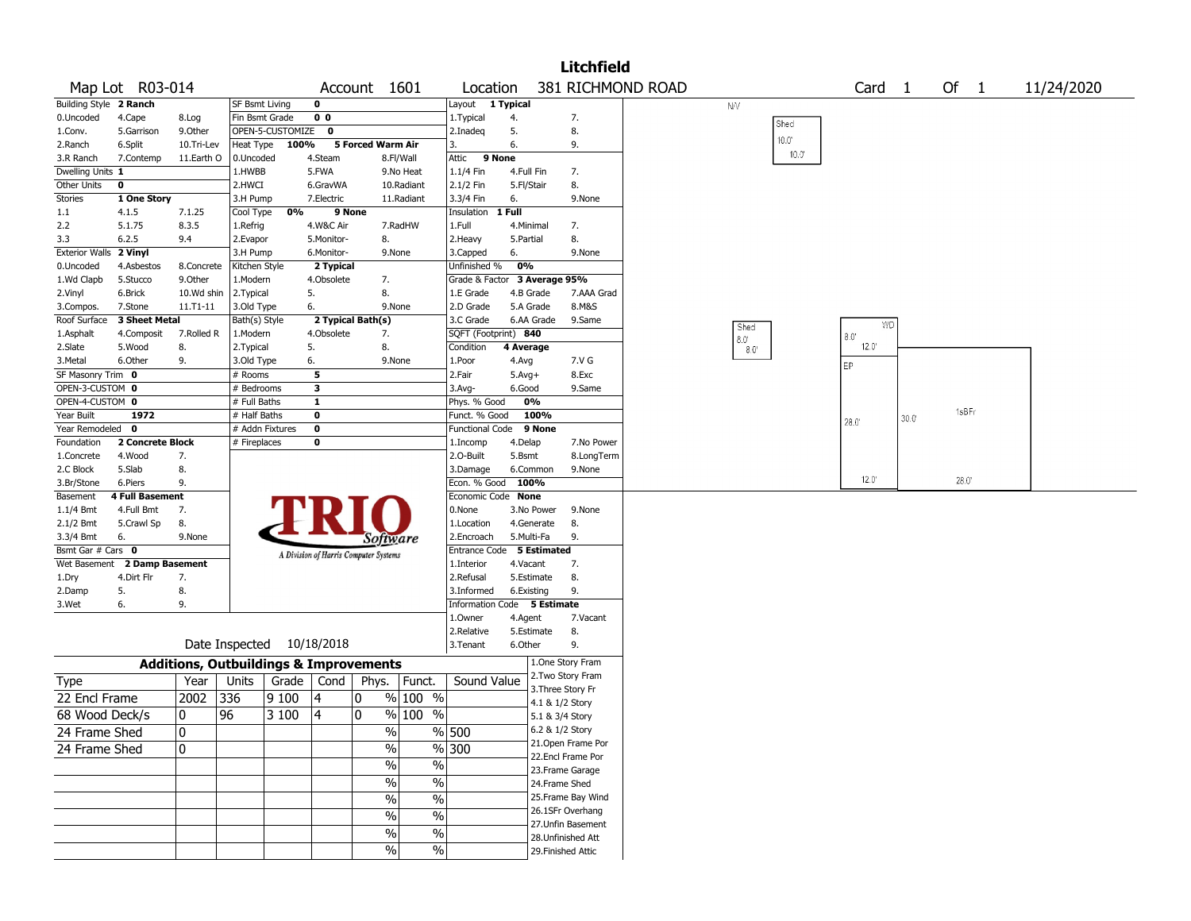# Litchfield

**Map Lot** R03-014 **Account** 1601 **Location** 381 RICHMOND ROAD **Card** 1 **Of** 1 11/24/2020

| Building Style | 2 Ranch | | SF Bsmt Living | 0 | | |
|---|---|---|---|---|---|---|
| 0.Uncoded | 4.Cape | 8.Log | Fin Bsmt Grade | 0 0 | | |
| 1.Conv. | 5.Garrison | 9.Other | OPEN-5-CUSTOMIZE | 0 | | |
| 2.Ranch | 6.Split | 10.Tri-Lev | Heat Type | 100% | 5 Forced Warm Air | |
| 3.R Ranch | 7.Contemp | 11.Earth O | 0.Uncoded | 4.Steam | 8.Fl/Wall | |
| Dwelling Units | 1 | | 1.HWBB | 5.FWA | 9.No Heat | |
| Other Units | 0 | | 2.HWCI | 6.GravWA | 10.Radiant | |
| Stories | 1 One Story | | 3.H Pump | 7.Electric | 11.Radiant | |
| 1.1 | 4.1.5 | 7.1.25 | Cool Type | 0% | 9 None | |
| 2.2 | 5.1.75 | 8.3.5 | 1.Refrig | 4.W&C Air | 7.RadHW | |
| 3.3 | 6.2.5 | 9.4 | 2.Evapor | 5.Monitor- | 8. | |
| Exterior Walls | 2 Vinyl | | 3.H Pump | 6.Monitor- | 9.None | |
| 0.Uncoded | 4.Asbestos | 8.Concrete | Kitchen Style | 2 Typical | | |
| 1.Wd Clapb | 5.Stucco | 9.Other | 1.Modern | 4.Obsolete | 7. | |
| 2.Vinyl | 6.Brick | 10.Wd shin | 2.Typical | 5. | 8. | |
| 3.Compos. | 7.Stone | 11.T1-11 | 3.Old Type | 6. | 9.None | |
| Roof Surface | 3 Sheet Metal | | Bath(s) Style | 2 Typical Bath(s) | | |
| 1.Asphalt | 4.Composit | 7.Rolled R | 1.Modern | 4.Obsolete | 7. | |
| 2.Slate | 5.Wood | 8. | 2.Typical | 5. | 8. | |
| 3.Metal | 6.Other | 9. | 3.Old Type | 6. | 9.None | |
| SF Masonry Trim | 0 | | # Rooms | 5 | | |
| OPEN-3-CUSTOM | 0 | | # Bedrooms | 3 | | |
| OPEN-4-CUSTOM | 0 | | # Full Baths | 1 | | |
| Year Built | 1972 | | # Half Baths | 0 | | |
| Year Remodeled | 0 | | # Addn Fixtures | 0 | | |
| Foundation | 2 Concrete Block | | # Fireplaces | 0 | | |
| 1.Concrete | 4.Wood | 7. | | | | |
| 2.C Block | 5.Slab | 8. | | | | |
| 3.Br/Stone | 6.Piers | 9. | | | | |
| Basement | 4 Full Basement | | | | | |
| 1.1/4 Bmt | 4.Full Bmt | 7. | | | | |
| 2.1/2 Bmt | 5.Crawl Sp | 8. | | | | |
| 3.3/4 Bmt | 6. | 9.None | | | | |
| Bsmt Gar # Cars | 0 | | | | | |
| Wet Basement | 2 Damp Basement | | | | | |
| 1.Dry | 4.Dirt Flr | 7. | | | | |
| 2.Damp | 5. | 8. | | | | |
| 3.Wet | 6. | 9. | | | | |

TRIO Software — A Division of Harris Computer Systems

| Layout | 1 Typical | |
|---|---|---|
| 1.Typical | 4. | 7. |
| 2.Inadeq | 5. | 8. |
| 3. | 6. | 9. |
| Attic | 9 None | |
| 1.1/4 Fin | 4.Full Fin | 7. |
| 2.1/2 Fin | 5.Fl/Stair | 8. |
| 3.3/4 Fin | 6. | 9.None |
| Insulation | 1 Full | |
| 1.Full | 4.Minimal | 7. |
| 2.Heavy | 5.Partial | 8. |
| 3.Capped | 6. | 9.None |
| Unfinished % | 0% | |
| Grade & Factor | 3 Average 95% | |
| 1.E Grade | 4.B Grade | 7.AAA Grad |
| 2.D Grade | 5.A Grade | 8.M&S |
| 3.C Grade | 6.AA Grade | 9.Same |
| SQFT (Footprint) | 840 | |
| Condition | 4 Average | |
| 1.Poor | 4.Avg | 7.V G |
| 2.Fair | 5.Avg+ | 8.Exc |
| 3.Avg- | 6.Good | 9.Same |
| Phys. % Good | 0% | |
| Funct. % Good | 100% | |
| Functional Code | 9 None | |
| 1.Incomp | 4.Delap | 7.No Power |
| 2.O-Built | 5.Bsmt | 8.LongTerm |
| 3.Damage | 6.Common | 9.None |
| Econ. % Good | 100% | |
| Economic Code | None | |
| 0.None | 3.No Power | 9.None |
| 1.Location | 4.Generate | 8. |
| 2.Encroach | 5.Multi-Fa | 9. |
| Entrance Code | 5 Estimated | |
| 1.Interior | 4.Vacant | 7. |
| 2.Refusal | 5.Estimate | 8. |
| 3.Informed | 6.Existing | 9. |
| Information Code | 5 Estimate | |
| 1.Owner | 4.Agent | 7.Vacant |
| 2.Relative | 5.Estimate | 8. |
| 3.Tenant | 6.Other | 9. |

Date Inspected 10/18/2018

## Additions, Outbuildings & Improvements

| Type | Year | Units | Grade | Cond | Phys. | Funct. | Sound Value |
|---|---|---|---|---|---|---|---|
| 22 Encl Frame | 2002 | 336 | 9 100 | 4 | 0 % | 100 % | |
| 68 Wood Deck/s | 0 | 96 | 3 100 | 4 | 0 % | 100 % | |
| 24 Frame Shed | 0 | | | | % | % | 500 |
| 24 Frame Shed | 0 | | | | % | % | 300 |
| | | | | | % | % | |
| | | | | | % | % | |
| | | | | | % | % | |
| | | | | | % | % | |
| | | | | | % | % | |
| | | | | | % | % | |

1.One Story Fram
2.Two Story Fram
3.Three Story Fr
4.1 & 1/2 Story
5.1 & 3/4 Story
6.2 & 1/2 Story
21.Open Frame Por
22.Encl Frame Por
23.Frame Garage
24.Frame Shed
25.Frame Bay Wind
26.1SFr Overhang
27.Unfin Basement
28.Unfinished Att
29.Finished Attic

N/V
Shed 10.0' 10.0'
Shed 8.0' 8.0'
WD 8.0' 12.0'
EP 28.0' 12.0'
1sBFr 30.0' 28.0'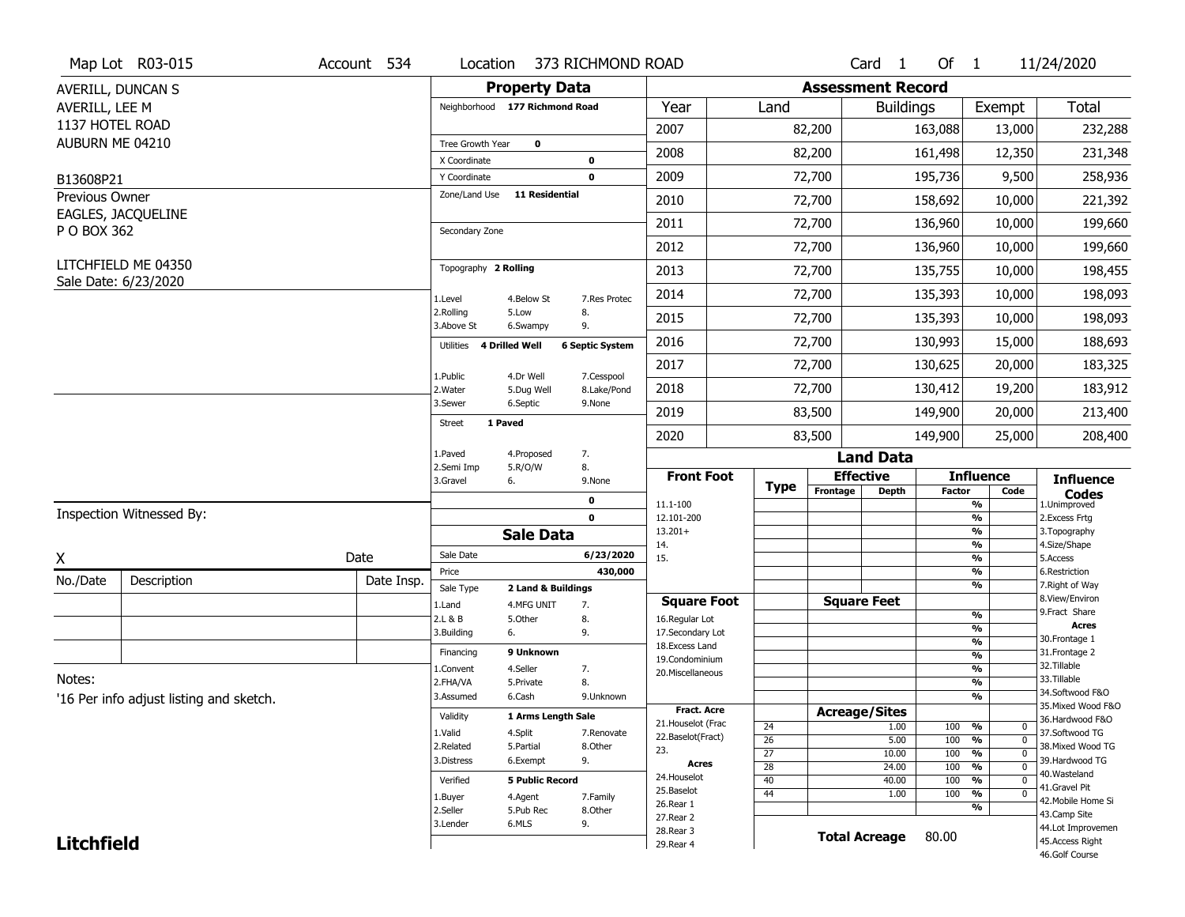Map Lot R03-015 | Account 534 | Location 373 RICHMOND ROAD | Card 1 Of 1 | 11/24/2020

AVERILL, DUNCAN S
AVERILL, LEE M
1137 HOTEL ROAD
AUBURN ME 04210

B13608P21
Previous Owner
EAGLES, JACQUELINE
P O BOX 362

LITCHFIELD ME 04350
Sale Date: 6/23/2020

## Property Data

Neighborhood 177 Richmond Road

Tree Growth Year 0
X Coordinate 0
Y Coordinate 0
Zone/Land Use 11 Residential

Secondary Zone

Topography 2 Rolling

| 1.Level | 4.Below St | 7.Res Protec |
|---|---|---|
| 2.Rolling | 5.Low | 8. |
| 3.Above St | 6.Swampy | 9. |

Utilities 4 Drilled Well, 6 Septic System

| 1.Public | 4.Dr Well | 7.Cesspool |
|---|---|---|
| 2.Water | 5.Dug Well | 8.Lake/Pond |
| 3.Sewer | 6.Septic | 9.None |

Street 1 Paved

| 1.Paved | 4.Proposed | 7. |
|---|---|---|
| 2.Semi Imp | 5.R/O/W | 8. |
| 3.Gravel | 6. | 9.None |

0
0

## Sale Data

Sale Date 6/23/2020
Price 430,000
Sale Type 2 Land & Buildings

| 1.Land | 4.MFG UNIT | 7. |
|---|---|---|
| 2.L & B | 5.Other | 8. |
| 3.Building | 6. | 9. |

Financing 9 Unknown

| 1.Convent | 4.Seller | 7. |
|---|---|---|
| 2.FHA/VA | 5.Private | 8. |
| 3.Assumed | 6.Cash | 9.Unknown |

Validity 1 Arms Length Sale

| 1.Valid | 4.Split | 7.Renovate |
|---|---|---|
| 2.Related | 5.Partial | 8.Other |
| 3.Distress | 6.Exempt | 9. |

Verified 5 Public Record

| 1.Buyer | 4.Agent | 7.Family |
|---|---|---|
| 2.Seller | 5.Pub Rec | 8.Other |
| 3.Lender | 6.MLS | 9. |

## Assessment Record

| Year | Land | Buildings | Exempt | Total |
|---|---|---|---|---|
| 2007 | 82,200 | 163,088 | 13,000 | 232,288 |
| 2008 | 82,200 | 161,498 | 12,350 | 231,348 |
| 2009 | 72,700 | 195,736 | 9,500 | 258,936 |
| 2010 | 72,700 | 158,692 | 10,000 | 221,392 |
| 2011 | 72,700 | 136,960 | 10,000 | 199,660 |
| 2012 | 72,700 | 136,960 | 10,000 | 199,660 |
| 2013 | 72,700 | 135,755 | 10,000 | 198,455 |
| 2014 | 72,700 | 135,393 | 10,000 | 198,093 |
| 2015 | 72,700 | 135,393 | 10,000 | 198,093 |
| 2016 | 72,700 | 130,993 | 15,000 | 188,693 |
| 2017 | 72,700 | 130,625 | 20,000 | 183,325 |
| 2018 | 72,700 | 130,412 | 19,200 | 183,912 |
| 2019 | 83,500 | 149,900 | 20,000 | 213,400 |
| 2020 | 83,500 | 149,900 | 25,000 | 208,400 |

## Land Data

| Front Foot | Type | Effective Frontage | Effective Depth | Influence Factor | Influence Code |
|---|---|---|---|---|---|
| 11.1-100 | | | | % | |
| 12.101-200 | | | | % | |
| 13.201+ | | | | % | |
| 14. | | | | % | |
| 15. | | | | % | |
| | | | | % | |
| | | | | % | |

| Square Foot | Type | Square Feet | Influence Factor | Influence Code |
|---|---|---|---|---|
| 16.Regular Lot | | | % | |
| 17.Secondary Lot | | | % | |
| 18.Excess Land | | | % | |
| 19.Condominium | | | % | |
| 20.Miscellaneous | | | % | |
| | | | % | |
| | | | % | |

| Fract. Acre / Acres | Type | Acreage/Sites | Influence Factor | Influence Code |
|---|---|---|---|---|
| 21.Houselot (Frac | 24 | 1.00 | 100 % | 0 |
| 22.Baselot(Fract) | 26 | 5.00 | 100 % | 0 |
| 23. | 27 | 10.00 | 100 % | 0 |
| 24.Houselot | 28 | 24.00 | 100 % | 0 |
| 25.Baselot | 40 | 40.00 | 100 % | 0 |
| 26.Rear 1 | 44 | 1.00 | 100 % | 0 |
| 27.Rear 2 | | | % | |
| 28.Rear 3 | | | | |
| 29.Rear 4 | | | | |

Total Acreage 80.00

**Influence Codes**
1.Unimproved
2.Excess Frtg
3.Topography
4.Size/Shape
5.Access
6.Restriction
7.Right of Way
8.View/Environ
9.Fract Share

**Acres**
30.Frontage 1
31.Frontage 2
32.Tillable
33.Tillable
34.Softwood F&O
35.Mixed Wood F&O
36.Hardwood F&O
37.Softwood TG
38.Mixed Wood TG
39.Hardwood TG
40.Wasteland
41.Gravel Pit
42.Mobile Home Si
43.Camp Site
44.Lot Improvemen
45.Access Right
46.Golf Course

Inspection Witnessed By:

X Date

| No./Date | Description | Date Insp. |
|---|---|---|
| | | |
| | | |
| | | |

Notes:
'16 Per info adjust listing and sketch.

**Litchfield**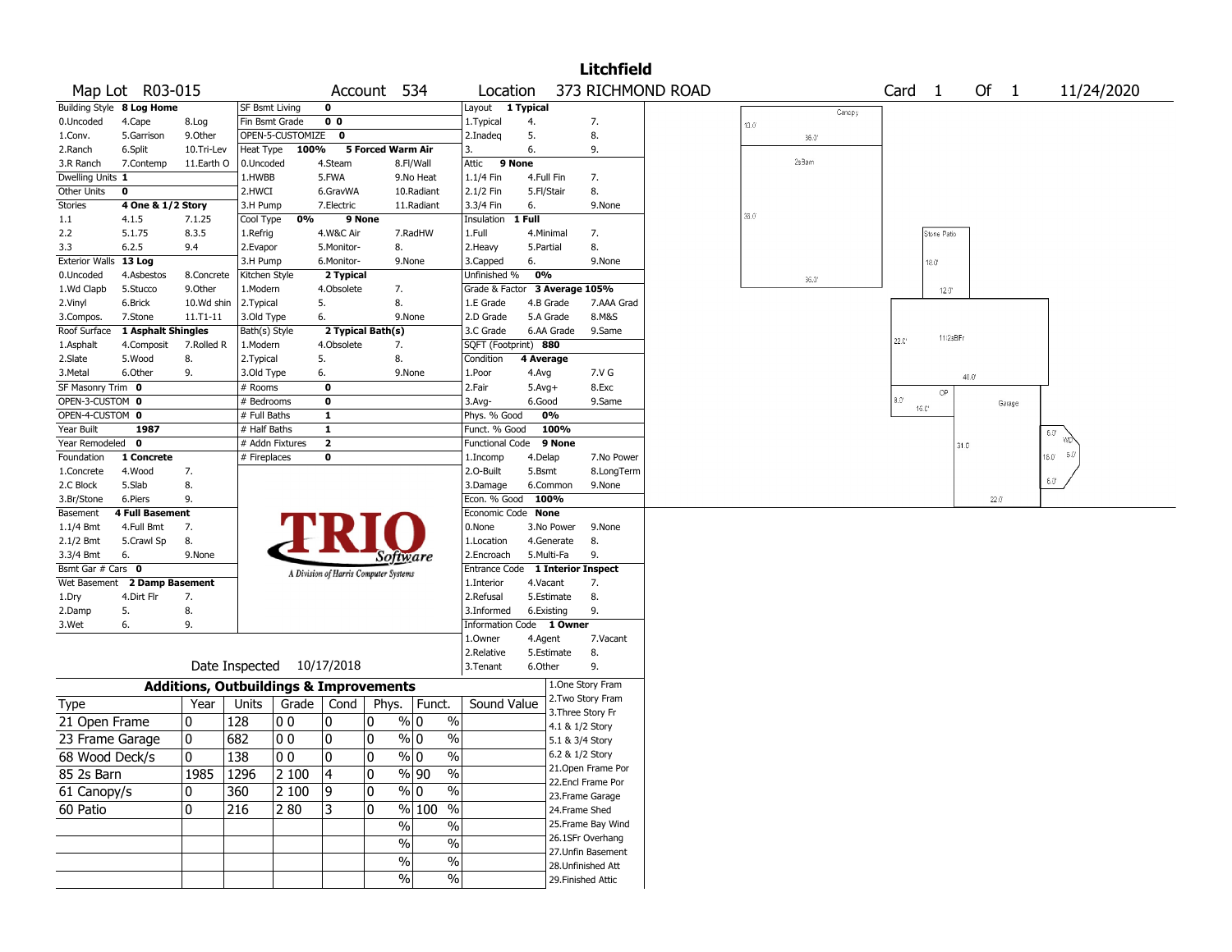# Litchfield

**Map Lot** R03-015 **Account** 534 **Location** 373 RICHMOND ROAD **Card** 1 **Of** 1 11/24/2020

| Building Style | 8 Log Home | | SF Bsmt Living | 0 | | Layout | 1 Typical | |
|---|---|---|---|---|---|---|---|---|
| 0.Uncoded | 4.Cape | 8.Log | Fin Bsmt Grade | 0 0 | | 1.Typical | 4. | 7. |
| 1.Conv. | 5.Garrison | 9.Other | OPEN-5-CUSTOMIZE | 0 | | 2.Inadeq | 5. | 8. |
| 2.Ranch | 6.Split | 10.Tri-Lev | Heat Type 100% | 5 Forced Warm Air | | 3. | 6. | 9. |
| 3.R Ranch | 7.Contemp | 11.Earth O | 0.Uncoded | 4.Steam | 8.Fl/Wall | Attic | 9 None | |
| Dwelling Units | 1 | | 1.HWBB | 5.FWA | 9.No Heat | 1.1/4 Fin | 4.Full Fin | 7. |
| Other Units | 0 | | 2.HWCI | 6.GravWA | 10.Radiant | 2.1/2 Fin | 5.Fl/Stair | 8. |
| Stories | 4 One & 1/2 Story | | 3.H Pump | 7.Electric | 11.Radiant | 3.3/4 Fin | 6. | 9.None |
| 1.1 | 4.1.5 | 7.1.25 | Cool Type 0% | 9 None | | Insulation | 1 Full | |
| 2.2 | 5.1.75 | 8.3.5 | 1.Refrig | 4.W&C Air | 7.RadHW | 1.Full | 4.Minimal | 7. |
| 3.3 | 6.2.5 | 9.4 | 2.Evapor | 5.Monitor- | 8. | 2.Heavy | 5.Partial | 8. |
| Exterior Walls | 13 Log | | 3.H Pump | 6.Monitor- | 9.None | 3.Capped | 6. | 9.None |
| 0.Uncoded | 4.Asbestos | 8.Concrete | Kitchen Style | 2 Typical | | Unfinished % | 0% | |
| 1.Wd Clapb | 5.Stucco | 9.Other | 1.Modern | 4.Obsolete | 7. | Grade & Factor | 3 Average 105% | |
| 2.Vinyl | 6.Brick | 10.Wd shin | 2.Typical | 5. | 8. | 1.E Grade | 4.B Grade | 7.AAA Grad |
| 3.Compos. | 7.Stone | 11.T1-11 | 3.Old Type | 6. | 9.None | 2.D Grade | 5.A Grade | 8.M&S |
| Roof Surface | 1 Asphalt Shingles | | Bath(s) Style | 2 Typical Bath(s) | | 3.C Grade | 6.AA Grade | 9.Same |
| 1.Asphalt | 4.Composit | 7.Rolled R | 1.Modern | 4.Obsolete | 7. | SQFT (Footprint) | 880 | |
| 2.Slate | 5.Wood | 8. | 2.Typical | 5. | 8. | Condition | 4 Average | |
| 3.Metal | 6.Other | 9. | 3.Old Type | 6. | 9.None | 1.Poor | 4.Avg | 7.V G |
| SF Masonry Trim | 0 | | # Rooms | 0 | | 2.Fair | 5.Avg+ | 8.Exc |
| OPEN-3-CUSTOM | 0 | | # Bedrooms | 0 | | 3.Avg- | 6.Good | 9.Same |
| OPEN-4-CUSTOM | 0 | | # Full Baths | 1 | | Phys. % Good | 0% | |
| Year Built | 1987 | | # Half Baths | 1 | | Funct. % Good | 100% | |
| Year Remodeled | 0 | | # Addn Fixtures | 2 | | Functional Code | 9 None | |
| Foundation | 1 Concrete | | # Fireplaces | 0 | | 1.Incomp | 4.Delap | 7.No Power |
| 1.Concrete | 4.Wood | 7. | | | | 2.O-Built | 5.Bsmt | 8.LongTerm |
| 2.C Block | 5.Slab | 8. | | | | 3.Damage | 6.Common | 9.None |
| 3.Br/Stone | 6.Piers | 9. | | | | Econ. % Good | 100% | |
| Basement | 4 Full Basement | | | | | Economic Code | None | |
| 1.1/4 Bmt | 4.Full Bmt | 7. | | | | 0.None | 3.No Power | 9.None |
| 2.1/2 Bmt | 5.Crawl Sp | 8. | | | | 1.Location | 4.Generate | 8. |
| 3.3/4 Bmt | 6. | 9.None | | | | 2.Encroach | 5.Multi-Fa | 9. |
| Bsmt Gar # Cars | 0 | | | | | Entrance Code | 1 Interior Inspect | |
| Wet Basement | 2 Damp Basement | | | | | 1.Interior | 4.Vacant | 7. |
| 1.Dry | 4.Dirt Flr | 7. | | | | 2.Refusal | 5.Estimate | 8. |
| 2.Damp | 5. | 8. | | | | 3.Informed | 6.Existing | 9. |
| 3.Wet | 6. | 9. | | | | Information Code | 1 Owner | |
| | | | | | | 1.Owner | 4.Agent | 7.Vacant |
| | | | | | | 2.Relative | 5.Estimate | 8. |
| | | | | | | 3.Tenant | 6.Other | 9. |

TRIO Software — A Division of Harris Computer Systems

Date Inspected 10/17/2018

## Additions, Outbuildings & Improvements

| Type | Year | Units | Grade | Cond | Phys. | Funct. | Sound Value |
|---|---|---|---|---|---|---|---|
| 21 Open Frame | 0 | 128 | 0 0 | 0 | 0 % | 0 % | |
| 23 Frame Garage | 0 | 682 | 0 0 | 0 | 0 % | 0 % | |
| 68 Wood Deck/s | 0 | 138 | 0 0 | 0 | 0 % | 0 % | |
| 85 2s Barn | 1985 | 1296 | 2 100 | 4 | 0 % | 90 % | |
| 61 Canopy/s | 0 | 360 | 2 100 | 9 | 0 % | 0 % | |
| 60 Patio | 0 | 216 | 2 80 | 3 | 0 % | 100 % | |
| | | | | | % | % | |
| | | | | | % | % | |
| | | | | | % | % | |
| | | | | | % | % | |

1.One Story Fram
2.Two Story Fram
3.Three Story Fr
4.1 & 1/2 Story
5.1 & 3/4 Story
6.2 & 1/2 Story
21.Open Frame Por
22.Encl Frame Por
23.Frame Garage
24.Frame Shed
25.Frame Bay Wind
26.1SFr Overhang
27.Unfin Basement
28.Unfinished Att
29.Finished Attic

Sketch labels: Canopy, 10.0', 36.0', 2sBarn, 36.0', 36.0', Stone Patio, 18.0', 12.0', 22.0', 11/2sBFr, 40.0', OP, 8.0', 16.0', Garage, 31.0', WD, 6.0', 16.0', 5.0', 6.0', 22.0'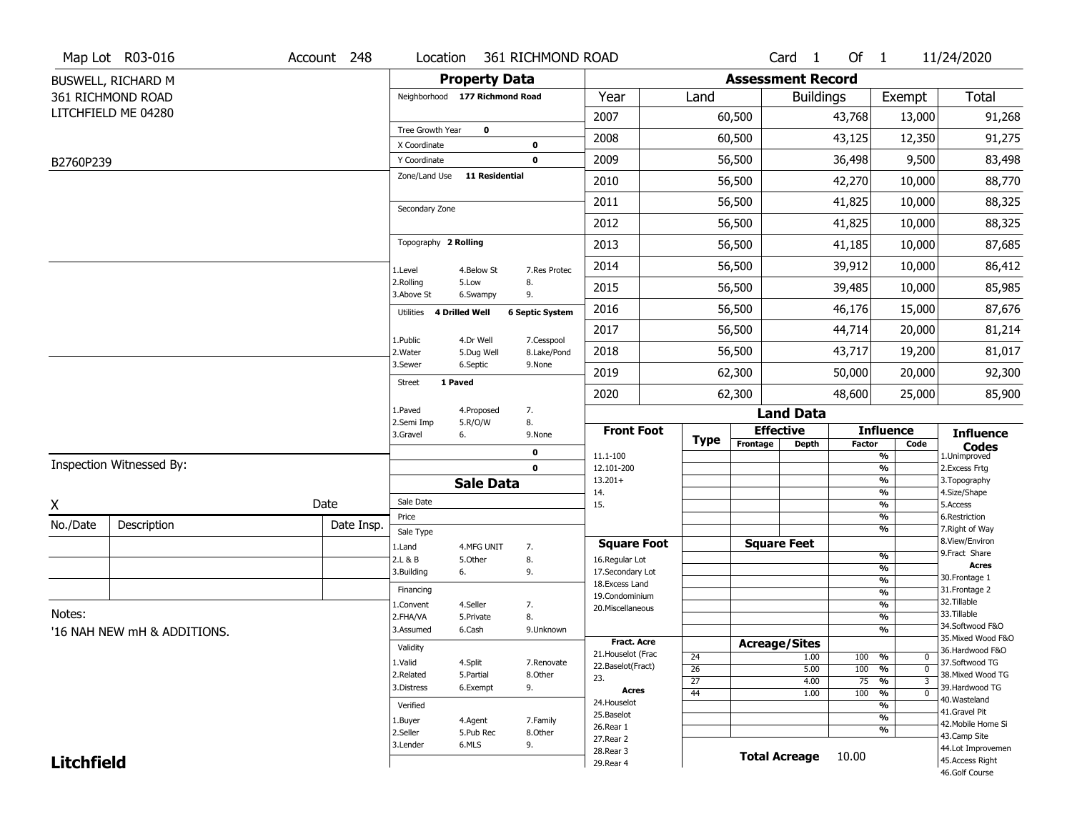Map Lot R03-016 | Account 248 | Location 361 RICHMOND ROAD | Card 1 Of 1 | 11/24/2020

BUSWELL, RICHARD M
361 RICHMOND ROAD
LITCHFIELD ME 04280

B2760P239

## Property Data

Neighborhood **177 Richmond Road**

Tree Growth Year **0**
X Coordinate **0**
Y Coordinate **0**
Zone/Land Use **11 Residential**

Secondary Zone

Topography **2 Rolling**

| | | |
|---|---|---|
| 1.Level | 4.Below St | 7.Res Protec |
| 2.Rolling | 5.Low | 8. |
| 3.Above St | 6.Swampy | 9. |

Utilities **4 Drilled Well** **6 Septic System**

| | | |
|---|---|---|
| 1.Public | 4.Dr Well | 7.Cesspool |
| 2.Water | 5.Dug Well | 8.Lake/Pond |
| 3.Sewer | 6.Septic | 9.None |

Street **1 Paved**

| | | |
|---|---|---|
| 1.Paved | 4.Proposed | 7. |
| 2.Semi Imp | 5.R/O/W | 8. |
| 3.Gravel | 6. | 9.None |

0
0

## Assessment Record

| Year | Land | Buildings | Exempt | Total |
|---|---|---|---|---|
| 2007 | 60,500 | 43,768 | 13,000 | 91,268 |
| 2008 | 60,500 | 43,125 | 12,350 | 91,275 |
| 2009 | 56,500 | 36,498 | 9,500 | 83,498 |
| 2010 | 56,500 | 42,270 | 10,000 | 88,770 |
| 2011 | 56,500 | 41,825 | 10,000 | 88,325 |
| 2012 | 56,500 | 41,825 | 10,000 | 88,325 |
| 2013 | 56,500 | 41,185 | 10,000 | 87,685 |
| 2014 | 56,500 | 39,912 | 10,000 | 86,412 |
| 2015 | 56,500 | 39,485 | 10,000 | 85,985 |
| 2016 | 56,500 | 46,176 | 15,000 | 87,676 |
| 2017 | 56,500 | 44,714 | 20,000 | 81,214 |
| 2018 | 56,500 | 43,717 | 19,200 | 81,017 |
| 2019 | 62,300 | 50,000 | 20,000 | 92,300 |
| 2020 | 62,300 | 48,600 | 25,000 | 85,900 |

## Land Data

| Front Foot | Type | Effective Frontage | Effective Depth | Influence Factor | Influence Code |
|---|---|---|---|---|---|
| 11.1-100 | | | | % | |
| 12.101-200 | | | | % | |
| 13.201+ | | | | % | |
| 14. | | | | % | |
| 15. | | | | % | |
| | | | | % | |

| Square Foot | Square Feet | | |
|---|---|---|---|
| 16.Regular Lot | | % | |
| 17.Secondary Lot | | % | |
| 18.Excess Land | | % | |
| 19.Condominium | | % | |
| 20.Miscellaneous | | % | |
| | | % | |
| | | % | |

| Fract. Acre / Acres | Type | Acreage/Sites | Influence Factor | Influence Code |
|---|---|---|---|---|
| 21.Houselot (Frac | 24 | 1.00 | 100 % | 0 |
| 22.Baselot(Fract) | 26 | 5.00 | 100 % | 0 |
| 23. | 27 | 4.00 | 75 % | 3 |
| **Acres** | 44 | 1.00 | 100 % | 0 |
| 24.Houselot | | | % | |
| 25.Baselot | | | % | |
| 26.Rear 1 | | | % | |
| 27.Rear 2 | | | | |
| 28.Rear 3 | | | | |
| 29.Rear 4 | | | | |

**Total Acreage** 10.00

**Influence Codes**
1.Unimproved
2.Excess Frtg
3.Topography
4.Size/Shape
5.Access
6.Restriction
7.Right of Way
8.View/Environ
9.Fract Share
**Acres**
30.Frontage 1
31.Frontage 2
32.Tillable
33.Tillable
34.Softwood F&O
35.Mixed Wood F&O
36.Hardwood F&O
37.Softwood TG
38.Mixed Wood TG
39.Hardwood TG
40.Wasteland
41.Gravel Pit
42.Mobile Home Si
43.Camp Site
44.Lot Improvemen
45.Access Right
46.Golf Course

## Sale Data

Sale Date
Price
Sale Type

| | | |
|---|---|---|
| 1.Land | 4.MFG UNIT | 7. |
| 2.L & B | 5.Other | 8. |
| 3.Building | 6. | 9. |

Financing

| | | |
|---|---|---|
| 1.Convent | 4.Seller | 7. |
| 2.FHA/VA | 5.Private | 8. |
| 3.Assumed | 6.Cash | 9.Unknown |

Validity

| | | |
|---|---|---|
| 1.Valid | 4.Split | 7.Renovate |
| 2.Related | 5.Partial | 8.Other |
| 3.Distress | 6.Exempt | 9. |

Verified

| | | |
|---|---|---|
| 1.Buyer | 4.Agent | 7.Family |
| 2.Seller | 5.Pub Rec | 8.Other |
| 3.Lender | 6.MLS | 9. |

Inspection Witnessed By:

X ______ Date

| No./Date | Description | Date Insp. |
|---|---|---|
| | | |
| | | |
| | | |

Notes:
'16 NAH NEW mH & ADDITIONS.

**Litchfield**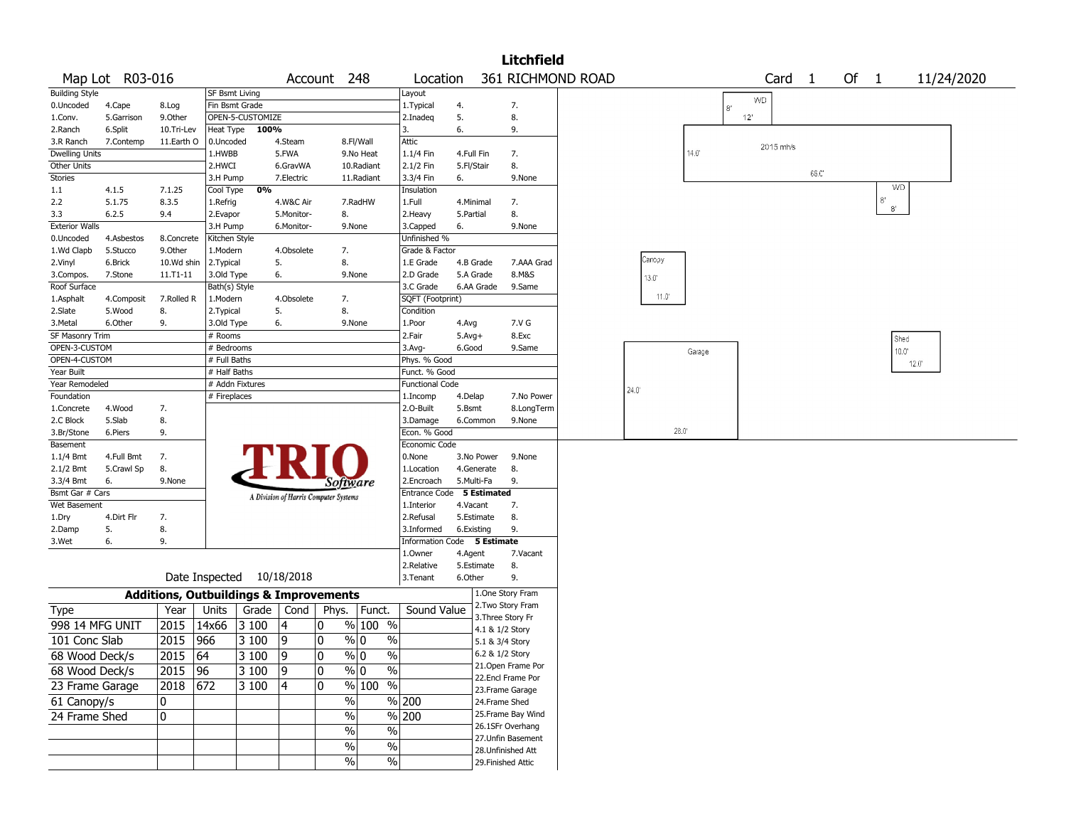# Litchfield

**Map Lot** R03-016 **Account** 248 **Location** 361 RICHMOND ROAD **Card** 1 **Of** 1 11/24/2020

| Building Style | | | SF Bsmt Living | | | Layout | | |
|---|---|---|---|---|---|---|---|---|
| 0.Uncoded | 4.Cape | 8.Log | Fin Bsmt Grade | | | 1.Typical | 4. | 7. |
| 1.Conv. | 5.Garrison | 9.Other | OPEN-5-CUSTOMIZE | | | 2.Inadeq | 5. | 8. |
| 2.Ranch | 6.Split | 10.Tri-Lev | Heat Type 100% | | | 3. | 6. | 9. |
| 3.R Ranch | 7.Contemp | 11.Earth O | 0.Uncoded | 4.Steam | 8.Fl/Wall | Attic | | |
| Dwelling Units | | | 1.HWBB | 5.FWA | 9.No Heat | 1.1/4 Fin | 4.Full Fin | 7. |
| Other Units | | | 2.HWCI | 6.GravWA | 10.Radiant | 2.1/2 Fin | 5.Fl/Stair | 8. |
| Stories | | | 3.H Pump | 7.Electric | 11.Radiant | 3.3/4 Fin | 6. | 9.None |
| 1.1 | 4.1.5 | 7.1.25 | Cool Type 0% | | | Insulation | | |
| 2.2 | 5.1.75 | 8.3.5 | 1.Refrig | 4.W&C Air | 7.RadHW | 1.Full | 4.Minimal | 7. |
| 3.3 | 6.2.5 | 9.4 | 2.Evapor | 5.Monitor- | 8. | 2.Heavy | 5.Partial | 8. |
| Exterior Walls | | | 3.H Pump | 6.Monitor- | 9.None | 3.Capped | 6. | 9.None |
| 0.Uncoded | 4.Asbestos | 8.Concrete | Kitchen Style | | | Unfinished % | | |
| 1.Wd Clapb | 5.Stucco | 9.Other | 1.Modern | 4.Obsolete | 7. | Grade & Factor | | |
| 2.Vinyl | 6.Brick | 10.Wd shin | 2.Typical | 5. | 8. | 1.E Grade | 4.B Grade | 7.AAA Grad |
| 3.Compos. | 7.Stone | 11.T1-11 | 3.Old Type | 6. | 9.None | 2.D Grade | 5.A Grade | 8.M&S |
| Roof Surface | | | Bath(s) Style | | | 3.C Grade | 6.AA Grade | 9.Same |
| 1.Asphalt | 4.Composit | 7.Rolled R | 1.Modern | 4.Obsolete | 7. | SQFT (Footprint) | | |
| 2.Slate | 5.Wood | 8. | 2.Typical | 5. | 8. | Condition | | |
| 3.Metal | 6.Other | 9. | 3.Old Type | 6. | 9.None | 1.Poor | 4.Avg | 7.V G |
| SF Masonry Trim | | | # Rooms | | | 2.Fair | 5.Avg+ | 8.Exc |
| OPEN-3-CUSTOM | | | # Bedrooms | | | 3.Avg- | 6.Good | 9.Same |
| OPEN-4-CUSTOM | | | # Full Baths | | | Phys. % Good | | |
| Year Built | | | # Half Baths | | | Funct. % Good | | |
| Year Remodeled | | | # Addn Fixtures | | | Functional Code | | |
| Foundation | | | # Fireplaces | | | 1.Incomp | 4.Delap | 7.No Power |
| 1.Concrete | 4.Wood | 7. | | | | 2.O-Built | 5.Bsmt | 8.LongTerm |
| 2.C Block | 5.Slab | 8. | | | | 3.Damage | 6.Common | 9.None |
| 3.Br/Stone | 6.Piers | 9. | | | | Econ. % Good | | |
| Basement | | | | | | Economic Code | | |
| 1.1/4 Bmt | 4.Full Bmt | 7. | | | | 0.None | 3.No Power | 9.None |
| 2.1/2 Bmt | 5.Crawl Sp | 8. | | | | 1.Location | 4.Generate | 8. |
| 3.3/4 Bmt | 6. | 9.None | | | | 2.Encroach | 5.Multi-Fa | 9. |
| Bsmt Gar # Cars | | | | | | Entrance Code 5 Estimated | | |
| Wet Basement | | | | | | 1.Interior | 4.Vacant | 7. |
| 1.Dry | 4.Dirt Flr | 7. | | | | 2.Refusal | 5.Estimate | 8. |
| 2.Damp | 5. | 8. | | | | 3.Informed | 6.Existing | 9. |
| 3.Wet | 6. | 9. | | | | Information Code 5 Estimate | | |
| | | | | | | 1.Owner | 4.Agent | 7.Vacant |
| | | | | | | 2.Relative | 5.Estimate | 8. |
| | | | Date Inspected 10/18/2018 | | | 3.Tenant | 6.Other | 9. |

TRIO Software — A Division of Harris Computer Systems

## Additions, Outbuildings & Improvements

| Type | Year | Units | Grade | Cond | Phys. | Funct. | Sound Value |
|---|---|---|---|---|---|---|---|
| 998 14 MFG UNIT | 2015 | 14x66 | 3 100 | 4 | 0 % | 100 % | |
| 101 Conc Slab | 2015 | 966 | 3 100 | 9 | 0 % | 0 % | |
| 68 Wood Deck/s | 2015 | 64 | 3 100 | 9 | 0 % | 0 % | |
| 68 Wood Deck/s | 2015 | 96 | 3 100 | 9 | 0 % | 0 % | |
| 23 Frame Garage | 2018 | 672 | 3 100 | 4 | 0 % | 100 % | |
| 61 Canopy/s | 0 | | | | % | % | 200 |
| 24 Frame Shed | 0 | | | | % | % | 200 |
| | | | | | % | % | |
| | | | | | % | % | |
| | | | | | % | % | |

1.One Story Fram, 2.Two Story Fram, 3.Three Story Fr, 4.1 & 1/2 Story, 5.1 & 3/4 Story, 6.2 & 1/2 Story, 21.Open Frame Por, 22.Encl Frame Por, 23.Frame Garage, 24.Frame Shed, 25.Frame Bay Wind, 26.1SFr Overhang, 27.Unfin Basement, 28.Unfinished Att, 29.Finished Attic

Sketch labels: WD 8' 12'; 2015 mh/s 14.0' 66.0'; WD 8' 8'; Canopy 13.0' 11.0'; Garage 24.0' 28.0'; Shed 10.0' 12.0'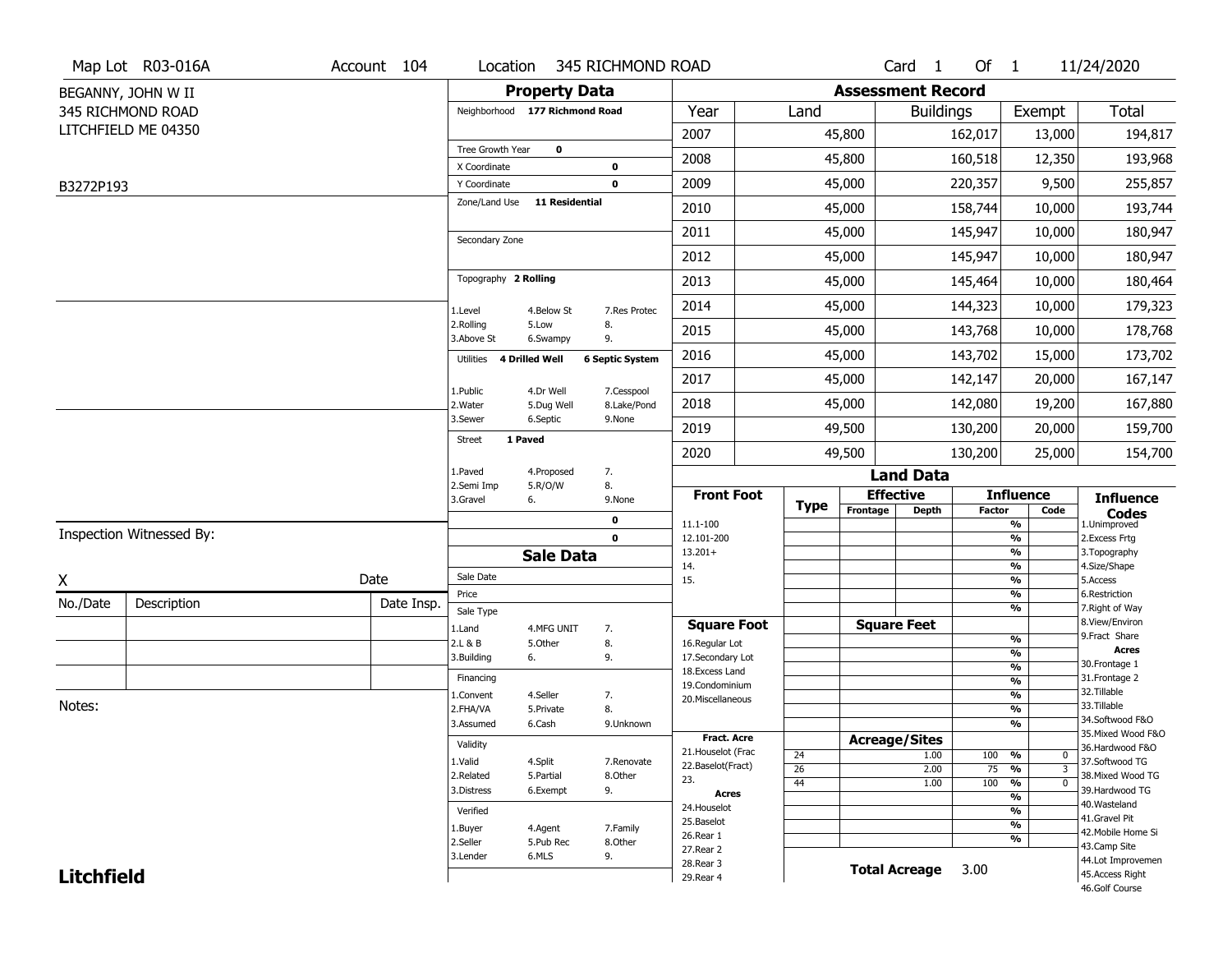Map Lot R03-016A | Account 104 | Location 345 RICHMOND ROAD | Card 1 Of 1 | 11/24/2020

BEGANNY, JOHN W II
345 RICHMOND ROAD
LITCHFIELD ME 04350

B3272P193

## Property Data

Neighborhood **177 Richmond Road**

Tree Growth Year **0**
X Coordinate **0**
Y Coordinate **0**
Zone/Land Use **11 Residential**

Secondary Zone

Topography **2 Rolling**

1.Level 4.Below St 7.Res Protec
2.Rolling 5.Low 8.
3.Above St 6.Swampy 9.

Utilities **4 Drilled Well** **6 Septic System**

1.Public 4.Dr Well 7.Cesspool
2.Water 5.Dug Well 8.Lake/Pond
3.Sewer 6.Septic 9.None

Street **1 Paved**

1.Paved 4.Proposed 7.
2.Semi Imp 5.R/O/W 8.
3.Gravel 6. 9.None

**0**
**0**

## Assessment Record

| Year | Land | Buildings | Exempt | Total |
|---|---|---|---|---|
| 2007 | 45,800 | 162,017 | 13,000 | 194,817 |
| 2008 | 45,800 | 160,518 | 12,350 | 193,968 |
| 2009 | 45,000 | 220,357 | 9,500 | 255,857 |
| 2010 | 45,000 | 158,744 | 10,000 | 193,744 |
| 2011 | 45,000 | 145,947 | 10,000 | 180,947 |
| 2012 | 45,000 | 145,947 | 10,000 | 180,947 |
| 2013 | 45,000 | 145,464 | 10,000 | 180,464 |
| 2014 | 45,000 | 144,323 | 10,000 | 179,323 |
| 2015 | 45,000 | 143,768 | 10,000 | 178,768 |
| 2016 | 45,000 | 143,702 | 15,000 | 173,702 |
| 2017 | 45,000 | 142,147 | 20,000 | 167,147 |
| 2018 | 45,000 | 142,080 | 19,200 | 167,880 |
| 2019 | 49,500 | 130,200 | 20,000 | 159,700 |
| 2020 | 49,500 | 130,200 | 25,000 | 154,700 |

Inspection Witnessed By:

X &nbsp;&nbsp;&nbsp;&nbsp;&nbsp; Date

| No./Date | Description | Date Insp. |
|---|---|---|
| | | |
| | | |
| | | |

Notes:

## Sale Data

Sale Date
Price
Sale Type

1.Land 4.MFG UNIT 7.
2.L & B 5.Other 8.
3.Building 6. 9.

Financing

1.Convent 4.Seller 7.
2.FHA/VA 5.Private 8.
3.Assumed 6.Cash 9.Unknown

Validity

1.Valid 4.Split 7.Renovate
2.Related 5.Partial 8.Other
3.Distress 6.Exempt 9.

Verified

1.Buyer 4.Agent 7.Family
2.Seller 5.Pub Rec 8.Other
3.Lender 6.MLS 9.

## Land Data

**Front Foot:** 11.1-100, 12.101-200, 13.201+, 14., 15.

**Square Foot:** 16.Regular Lot, 17.Secondary Lot, 18.Excess Land, 19.Condominium, 20.Miscellaneous

**Fract. Acre:** 21.Houselot (Frac, 22.Baselot(Fract), 23.

**Acres:** 24.Houselot, 25.Baselot, 26.Rear 1, 27.Rear 2, 28.Rear 3, 29.Rear 4

**Acreage/Sites**

| Type | Acreage/Sites | Influence Factor | Code |
|---|---|---|---|
| 24 | 1.00 | 100 % | 0 |
| 26 | 2.00 | 75 % | 3 |
| 44 | 1.00 | 100 % | 0 |

**Total Acreage** 3.00

**Influence Codes**

1.Unimproved
2.Excess Frtg
3.Topography
4.Size/Shape
5.Access
6.Restriction
7.Right of Way
8.View/Environ
9.Fract Share

**Acres**

30.Frontage 1
31.Frontage 2
32.Tillable
33.Tillable
34.Softwood F&O
35.Mixed Wood F&O
36.Hardwood F&O
37.Softwood TG
38.Mixed Wood TG
39.Hardwood TG
40.Wasteland
41.Gravel Pit
42.Mobile Home Si
43.Camp Site
44.Lot Improvemen
45.Access Right
46.Golf Course

**Litchfield**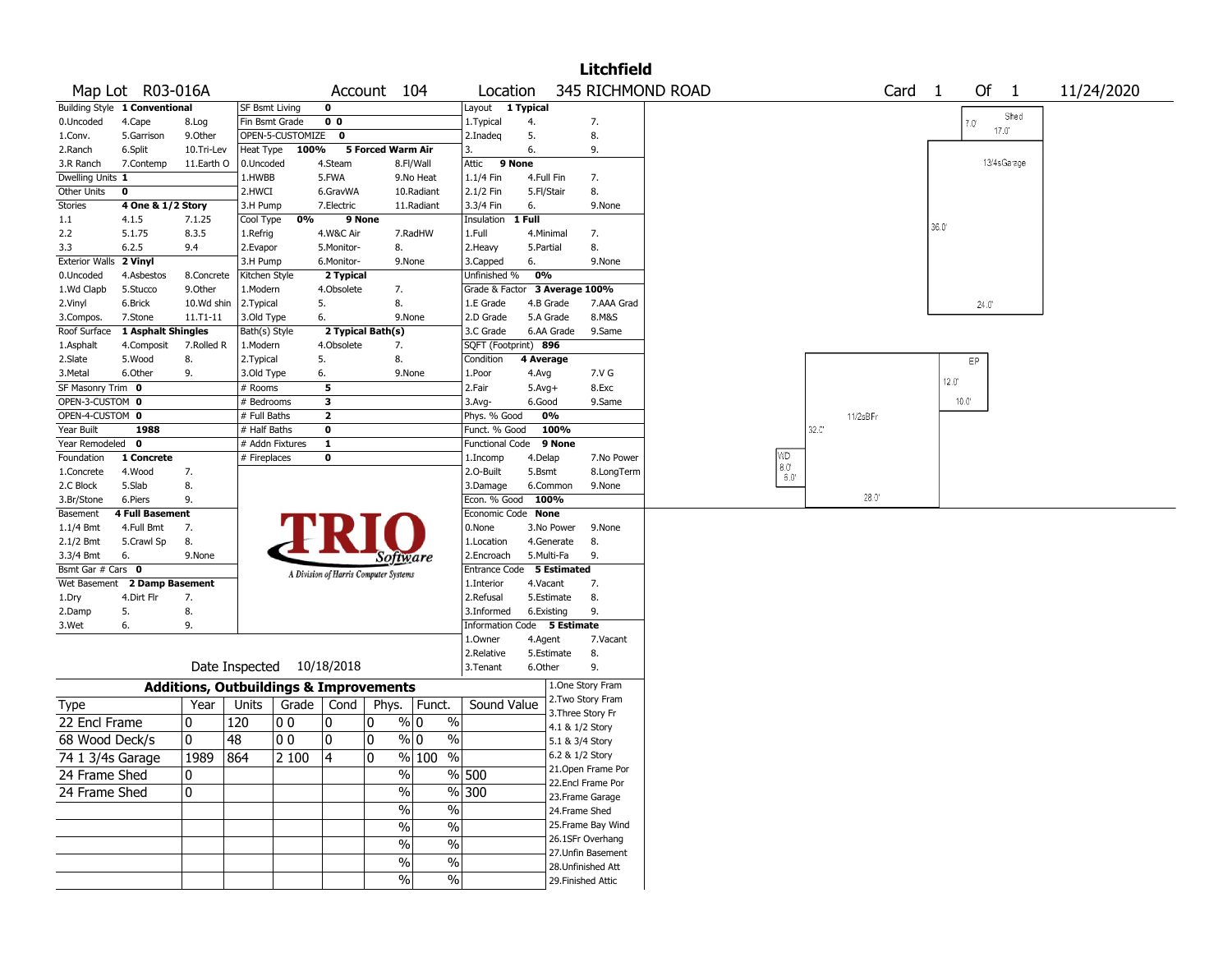# Litchfield

Map Lot R03-016A | Account 104 | Location 345 RICHMOND ROAD | Card 1 Of 1 | 11/24/2020

| | | | | | | | | | | |
|---|---|---|---|---|---|---|---|---|---|---|
| Building Style | 1 Conventional | | SF Bsmt Living | 0 | | | Layout | 1 Typical | | |
| 0.Uncoded | 4.Cape | 8.Log | Fin Bsmt Grade | 0 0 | | | 1.Typical | 4. | 7. | |
| 1.Conv. | 5.Garrison | 9.Other | OPEN-5-CUSTOMIZE | 0 | | | 2.Inadeq | 5. | 8. | |
| 2.Ranch | 6.Split | 10.Tri-Lev | Heat Type | 100% | 5 Forced Warm Air | | 3. | 6. | 9. | |
| 3.R Ranch | 7.Contemp | 11.Earth O | 0.Uncoded | 4.Steam | 8.Fl/Wall | | Attic | 9 None | | |
| Dwelling Units | 1 | | 1.HWBB | 5.FWA | 9.No Heat | | 1.1/4 Fin | 4.Full Fin | 7. | |
| Other Units | 0 | | 2.HWCI | 6.GravWA | 10.Radiant | | 2.1/2 Fin | 5.Fl/Stair | 8. | |
| Stories | 4 One & 1/2 Story | | 3.H Pump | 7.Electric | 11.Radiant | | 3.3/4 Fin | 6. | 9.None | |
| 1.1 | 4.1.5 | 7.1.25 | Cool Type | 0% | 9 None | | Insulation | 1 Full | | |
| 2.2 | 5.1.75 | 8.3.5 | 1.Refrig | 4.W&C Air | 7.RadHW | | 1.Full | 4.Minimal | 7. | |
| 3.3 | 6.2.5 | 9.4 | 2.Evapor | 5.Monitor- | 8. | | 2.Heavy | 5.Partial | 8. | |
| Exterior Walls | 2 Vinyl | | 3.H Pump | 6.Monitor- | 9.None | | 3.Capped | 6. | 9.None | |
| 0.Uncoded | 4.Asbestos | 8.Concrete | Kitchen Style | 2 Typical | | | Unfinished % | 0% | | |
| 1.Wd Clapb | 5.Stucco | 9.Other | 1.Modern | 4.Obsolete | 7. | | Grade & Factor | 3 Average 100% | | |
| 2.Vinyl | 6.Brick | 10.Wd shin | 2.Typical | 5. | 8. | | 1.E Grade | 4.B Grade | 7.AAA Grad | |
| 3.Compos. | 7.Stone | 11.T1-11 | 3.Old Type | 6. | 9.None | | 2.D Grade | 5.A Grade | 8.M&S | |
| Roof Surface | 1 Asphalt Shingles | | Bath(s) Style | 2 Typical Bath(s) | | | 3.C Grade | 6.AA Grade | 9.Same | |
| 1.Asphalt | 4.Composit | 7.Rolled R | 1.Modern | 4.Obsolete | 7. | | SQFT (Footprint) | 896 | | |
| 2.Slate | 5.Wood | 8. | 2.Typical | 5. | 8. | | Condition | 4 Average | | |
| 3.Metal | 6.Other | 9. | 3.Old Type | 6. | 9.None | | 1.Poor | 4.Avg | 7.V G | |
| SF Masonry Trim | 0 | | # Rooms | 5 | | | 2.Fair | 5.Avg+ | 8.Exc | |
| OPEN-3-CUSTOM | 0 | | # Bedrooms | 3 | | | 3.Avg- | 6.Good | 9.Same | |
| OPEN-4-CUSTOM | 0 | | # Full Baths | 2 | | | Phys. % Good | 0% | | |
| Year Built | 1988 | | # Half Baths | 0 | | | Funct. % Good | 100% | | |
| Year Remodeled | 0 | | # Addn Fixtures | 1 | | | Functional Code | 9 None | | |
| Foundation | 1 Concrete | | # Fireplaces | 0 | | | 1.Incomp | 4.Delap | 7.No Power | |
| 1.Concrete | 4.Wood | 7. | | | | | 2.O-Built | 5.Bsmt | 8.LongTerm | |
| 2.C Block | 5.Slab | 8. | | | | | 3.Damage | 6.Common | 9.None | |
| 3.Br/Stone | 6.Piers | 9. | | | | | Econ. % Good | 100% | | |
| Basement | 4 Full Basement | | | | | | Economic Code | None | | |
| 1.1/4 Bmt | 4.Full Bmt | 7. | | | | | 0.None | 3.No Power | 9.None | |
| 2.1/2 Bmt | 5.Crawl Sp | 8. | | | | | 1.Location | 4.Generate | 8. | |
| 3.3/4 Bmt | 6. | 9.None | | | | | 2.Encroach | 5.Multi-Fa | 9. | |
| Bsmt Gar # Cars | 0 | | | | | | Entrance Code | 5 Estimated | | |
| Wet Basement | 2 Damp Basement | | | | | | 1.Interior | 4.Vacant | 7. | |
| 1.Dry | 4.Dirt Flr | 7. | | | | | 2.Refusal | 5.Estimate | 8. | |
| 2.Damp | 5. | 8. | | | | | 3.Informed | 6.Existing | 9. | |
| 3.Wet | 6. | 9. | | | | | Information Code | 5 Estimate | | |
| | | | | | | | 1.Owner | 4.Agent | 7.Vacant | |
| | | | | | | | 2.Relative | 5.Estimate | 8. | |
| | | | | | | | 3.Tenant | 6.Other | 9. | |

TRIO Software — A Division of Harris Computer Systems

Date Inspected 10/18/2018

## Additions, Outbuildings & Improvements

| Type | Year | Units | Grade | Cond | Phys. | Funct. | Sound Value |
|---|---|---|---|---|---|---|---|
| 22 Encl Frame | 0 | 120 | 0 0 | 0 | 0 % | 0 % | |
| 68 Wood Deck/s | 0 | 48 | 0 0 | 0 | 0 % | 0 % | |
| 74 1 3/4s Garage | 1989 | 864 | 2 100 | 4 | 0 % | 100 % | |
| 24 Frame Shed | 0 | | | | % | % | 500 |
| 24 Frame Shed | 0 | | | | % | % | 300 |
| | | | | | % | % | |
| | | | | | % | % | |
| | | | | | % | % | |
| | | | | | % | % | |
| | | | | | % | % | |

1.One Story Fram
2.Two Story Fram
3.Three Story Fr
4.1 & 1/2 Story
5.1 & 3/4 Story
6.2 & 1/2 Story
21.Open Frame Por
22.Encl Frame Por
23.Frame Garage
24.Frame Shed
25.Frame Bay Wind
26.1SFr Overhang
27.Unfin Basement
28.Unfinished Att
29.Finished Attic

Sketch: Shed 7.0' x 17.0'; 13/4sGarage 36.0' x 24.0'; EP 12.0' x 10.0'; 11/2sBFr 32.0' x 28.0'; WD 8.0' x 6.0'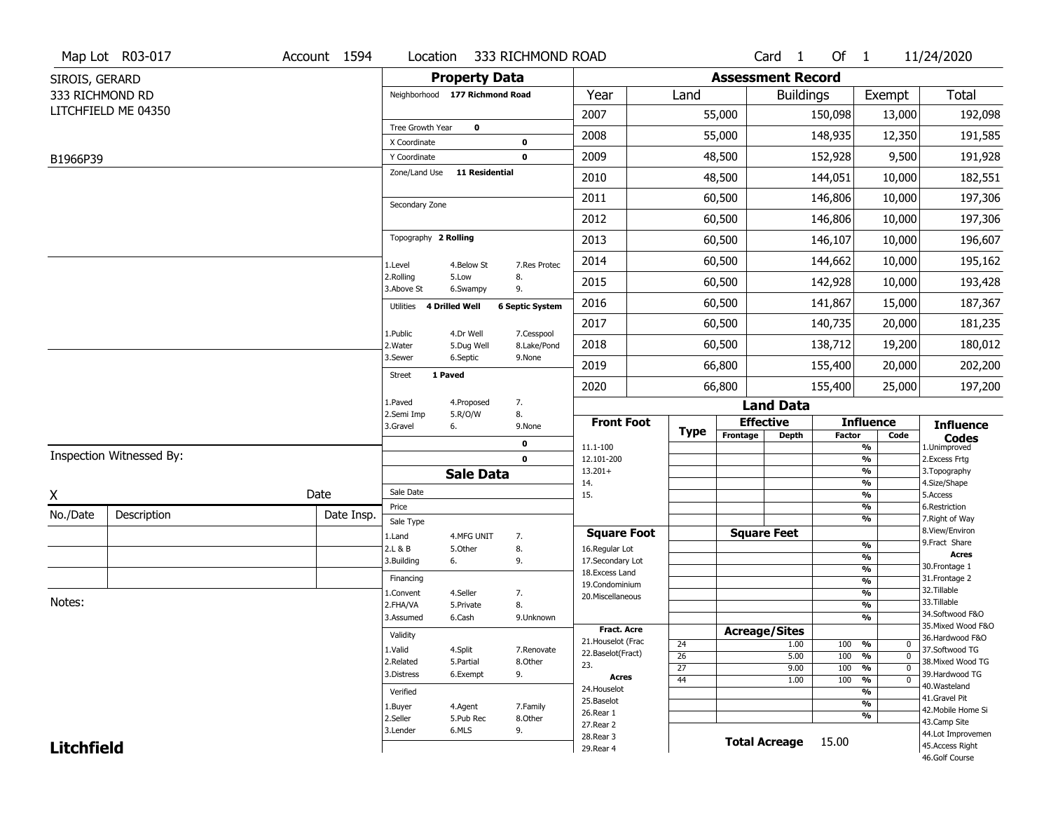Map Lot R03-017 | Account 1594 | Location 333 RICHMOND ROAD | Card 1 Of 1 | 11/24/2020

SIROIS, GERARD
333 RICHMOND RD
LITCHFIELD ME 04350

B1966P39

## Property Data

| | | |
|---|---|---|
| Neighborhood | 177 Richmond Road | |
| Tree Growth Year | 0 | |
| X Coordinate | | 0 |
| Y Coordinate | | 0 |
| Zone/Land Use | 11 Residential | |
| Secondary Zone | | |
| Topography | 2 Rolling | |
| Utilities | 4 Drilled Well | 6 Septic System |
| Street | 1 Paved | |

Topography codes: 1.Level, 2.Rolling, 3.Above St, 4.Below St, 5.Low, 6.Swampy, 7.Res Protec, 8., 9.

Utilities codes: 1.Public, 2.Water, 3.Sewer, 4.Dr Well, 5.Dug Well, 6.Septic, 7.Cesspool, 8.Lake/Pond, 9.None

Street codes: 1.Paved, 2.Semi Imp, 3.Gravel, 4.Proposed, 5.R/O/W, 6., 7., 8., 9.None

0
0

## Assessment Record

| Year | Land | Buildings | Exempt | Total |
|---|---|---|---|---|
| 2007 | 55,000 | 150,098 | 13,000 | 192,098 |
| 2008 | 55,000 | 148,935 | 12,350 | 191,585 |
| 2009 | 48,500 | 152,928 | 9,500 | 191,928 |
| 2010 | 48,500 | 144,051 | 10,000 | 182,551 |
| 2011 | 60,500 | 146,806 | 10,000 | 197,306 |
| 2012 | 60,500 | 146,806 | 10,000 | 197,306 |
| 2013 | 60,500 | 146,107 | 10,000 | 196,607 |
| 2014 | 60,500 | 144,662 | 10,000 | 195,162 |
| 2015 | 60,500 | 142,928 | 10,000 | 193,428 |
| 2016 | 60,500 | 141,867 | 15,000 | 187,367 |
| 2017 | 60,500 | 140,735 | 20,000 | 181,235 |
| 2018 | 60,500 | 138,712 | 19,200 | 180,012 |
| 2019 | 66,800 | 155,400 | 20,000 | 202,200 |
| 2020 | 66,800 | 155,400 | 25,000 | 197,200 |

## Land Data

| Type | Effective Frontage | Effective Depth | Influence Factor | Influence Code |
|---|---|---|---|---|
| 24 | | 1.00 | 100 % | 0 |
| 26 | | 5.00 | 100 % | 0 |
| 27 | | 9.00 | 100 % | 0 |
| 44 | | 1.00 | 100 % | 0 |

**Total Acreage** 15.00

Front Foot: 11.1-100, 12.101-200, 13.201+, 14., 15.

Square Foot: 16.Regular Lot, 17.Secondary Lot, 18.Excess Land, 19.Condominium, 20.Miscellaneous

Fract. Acre: 21.Houselot (Frac, 22.Baselot(Fract), 23.

Acres: 24.Houselot, 25.Baselot, 26.Rear 1, 27.Rear 2, 28.Rear 3, 29.Rear 4

Influence Codes: 1.Unimproved, 2.Excess Frtg, 3.Topography, 4.Size/Shape, 5.Access, 6.Restriction, 7.Right of Way, 8.View/Environ, 9.Fract Share

Acres: 30.Frontage 1, 31.Frontage 2, 32.Tillable, 33.Tillable, 34.Softwood F&O, 35.Mixed Wood F&O, 36.Hardwood F&O, 37.Softwood TG, 38.Mixed Wood TG, 39.Hardwood TG, 40.Wasteland, 41.Gravel Pit, 42.Mobile Home Si, 43.Camp Site, 44.Lot Improvemen, 45.Access Right, 46.Golf Course

## Sale Data

Sale Date
Price
Sale Type: 1.Land, 2.L & B, 3.Building, 4.MFG UNIT, 5.Other, 6., 7., 8., 9.
Financing: 1.Convent, 2.FHA/VA, 3.Assumed, 4.Seller, 5.Private, 6.Cash, 7., 8., 9.Unknown
Validity: 1.Valid, 2.Related, 3.Distress, 4.Split, 5.Partial, 6.Exempt, 7.Renovate, 8.Other, 9.
Verified: 1.Buyer, 2.Seller, 3.Lender, 4.Agent, 5.Pub Rec, 6.MLS, 7.Family, 8.Other, 9.

Inspection Witnessed By:

X Date

| No./Date | Description | Date Insp. |
|---|---|---|
| | | |
| | | |
| | | |

Notes:

**Litchfield**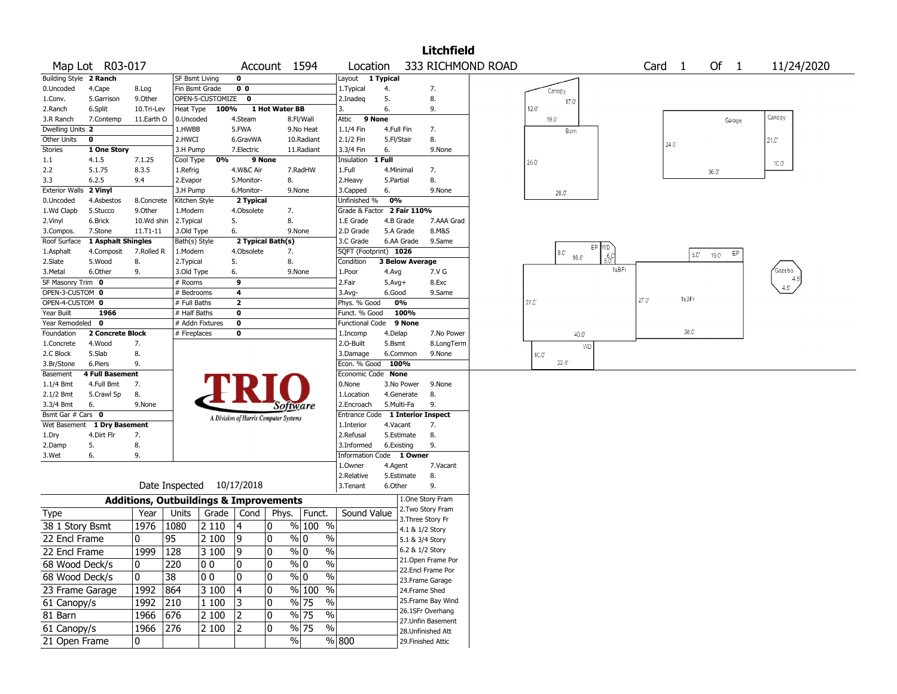# Litchfield

Map Lot R03-017 | Account 1594 | Location 333 RICHMOND ROAD | Card 1 Of 1 | 11/24/2020

| | | | | | | | | | | | |
|---|---|---|---|---|---|---|---|---|---|---|---|
| Building Style | 2 Ranch | | SF Bsmt Living | 0 | | | Layout | 1 Typical | | | |
| 0.Uncoded | 4.Cape | 8.Log | Fin Bsmt Grade | 0 0 | | | 1.Typical | 4. | | 7. | |
| 1.Conv. | 5.Garrison | 9.Other | OPEN-5-CUSTOMIZE | 0 | | | 2.Inadeq | 5. | | 8. | |
| 2.Ranch | 6.Split | 10.Tri-Lev | Heat Type | 100% | 1 Hot Water BB | | 3. | 6. | | 9. | |
| 3.R Ranch | 7.Contemp | 11.Earth O | 0.Uncoded | 4.Steam | 8.Fl/Wall | | Attic | 9 None | | | |
| Dwelling Units | 2 | | 1.HWBB | 5.FWA | 9.No Heat | | 1.1/4 Fin | 4.Full Fin | | 7. | |
| Other Units | 0 | | 2.HWCI | 6.GravWA | 10.Radiant | | 2.1/2 Fin | 5.Fl/Stair | | 8. | |
| Stories | 1 One Story | | 3.H Pump | 7.Electric | 11.Radiant | | 3.3/4 Fin | 6. | | 9.None | |
| 1.1 | 4.1.5 | 7.1.25 | Cool Type | 0% | 9 None | | Insulation | 1 Full | | | |
| 2.2 | 5.1.75 | 8.3.5 | 1.Refrig | 4.W&C Air | 7.RadHW | | 1.Full | 4.Minimal | | 7. | |
| 3.3 | 6.2.5 | 9.4 | 2.Evapor | 5.Monitor- | 8. | | 2.Heavy | 5.Partial | | 8. | |
| Exterior Walls | 2 Vinyl | | 3.H Pump | 6.Monitor- | 9.None | | 3.Capped | 6. | | 9.None | |
| 0.Uncoded | 4.Asbestos | 8.Concrete | Kitchen Style | 2 Typical | | | Unfinished % | 0% | | | |
| 1.Wd Clapb | 5.Stucco | 9.Other | 1.Modern | 4.Obsolete | 7. | | Grade & Factor | 2 Fair 110% | | | |
| 2.Vinyl | 6.Brick | 10.Wd shin | 2.Typical | 5. | 8. | | 1.E Grade | 4.B Grade | | 7.AAA Grad | |
| 3.Compos. | 7.Stone | 11.T1-11 | 3.Old Type | 6. | 9.None | | 2.D Grade | 5.A Grade | | 8.M&S | |
| Roof Surface | 1 Asphalt Shingles | | Bath(s) Style | 2 Typical Bath(s) | | | 3.C Grade | 6.AA Grade | | 9.Same | |
| 1.Asphalt | 4.Composit | 7.Rolled R | 1.Modern | 4.Obsolete | 7. | | SQFT (Footprint) | 1026 | | | |
| 2.Slate | 5.Wood | 8. | 2.Typical | 5. | 8. | | Condition | 3 Below Average | | | |
| 3.Metal | 6.Other | 9. | 3.Old Type | 6. | 9.None | | 1.Poor | 4.Avg | | 7.V G | |
| SF Masonry Trim | 0 | | # Rooms | 9 | | | 2.Fair | 5.Avg+ | | 8.Exc | |
| OPEN-3-CUSTOM | 0 | | # Bedrooms | 4 | | | 3.Avg- | 6.Good | | 9.Same | |
| OPEN-4-CUSTOM | 0 | | # Full Baths | 2 | | | Phys. % Good | 0% | | | |
| Year Built | 1966 | | # Half Baths | 0 | | | Funct. % Good | 100% | | | |
| Year Remodeled | 0 | | # Addn Fixtures | 0 | | | Functional Code | 9 None | | | |
| Foundation | 2 Concrete Block | | # Fireplaces | 0 | | | 1.Incomp | 4.Delap | | 7.No Power | |
| 1.Concrete | 4.Wood | 7. | | | | | 2.O-Built | 5.Bsmt | | 8.LongTerm | |
| 2.C Block | 5.Slab | 8. | | | | | 3.Damage | 6.Common | | 9.None | |
| 3.Br/Stone | 6.Piers | 9. | | | | | Econ. % Good | 100% | | | |
| Basement | 4 Full Basement | | | | | | Economic Code | None | | | |
| 1.1/4 Bmt | 4.Full Bmt | 7. | | | | | 0.None | 3.No Power | | 9.None | |
| 2.1/2 Bmt | 5.Crawl Sp | 8. | | | | | 1.Location | 4.Generate | | 8. | |
| 3.3/4 Bmt | 6. | 9.None | | | | | 2.Encroach | 5.Multi-Fa | | 9. | |
| Bsmt Gar # Cars | 0 | | | | | | Entrance Code | 1 Interior Inspect | | | |
| Wet Basement | 1 Dry Basement | | | | | | 1.Interior | 4.Vacant | | 7. | |
| 1.Dry | 4.Dirt Flr | 7. | | | | | 2.Refusal | 5.Estimate | | 8. | |
| 2.Damp | 5. | 8. | | | | | 3.Informed | 6.Existing | | 9. | |
| 3.Wet | 6. | 9. | | | | | Information Code | 1 Owner | | | |
| | | | | | | | 1.Owner | 4.Agent | | 7.Vacant | |
| | | | | | | | 2.Relative | 5.Estimate | | 8. | |
| | | | Date Inspected | 10/17/2018 | | | 3.Tenant | 6.Other | | 9. | |

TRIO Software — A Division of Harris Computer Systems

## Additions, Outbuildings & Improvements

| Type | Year | Units | Grade | Cond | Phys. | Funct. | Sound Value |
|---|---|---|---|---|---|---|---|
| 38 1 Story Bsmt | 1976 | 1080 | 2 110 | 4 | 0 % | 100 % | |
| 22 Encl Frame | 0 | 95 | 2 100 | 9 | 0 % | 0 % | |
| 22 Encl Frame | 1999 | 128 | 3 100 | 9 | 0 % | 0 % | |
| 68 Wood Deck/s | 0 | 220 | 0 0 | 0 | 0 % | 0 % | |
| 68 Wood Deck/s | 0 | 38 | 0 0 | 0 | 0 % | 0 % | |
| 23 Frame Garage | 1992 | 864 | 3 100 | 4 | 0 % | 100 % | |
| 61 Canopy/s | 1992 | 210 | 1 100 | 3 | 0 % | 75 % | |
| 81 Barn | 1966 | 676 | 2 100 | 2 | 0 % | 75 % | |
| 61 Canopy/s | 1966 | 276 | 2 100 | 2 | 0 % | 75 % | |
| 21 Open Frame | 0 | | | | % | % | 800 |

1.One Story Fram
2.Two Story Fram
3.Three Story Fr
4.1 & 1/2 Story
5.1 & 3/4 Story
6.2 & 1/2 Story
21.Open Frame Por
22.Encl Frame Por
23.Frame Garage
24.Frame Shed
25.Frame Bay Wind
26.1SFr Overhang
27.Unfin Basement
28.Unfinished Att
29.Finished Attic

Sketch labels: Canopy 17.0' 12.0'; Barn 19.0' 26.0' 26.0'; Garage 24.0' 36.0'; Canopy 21.0' 10.0'; EP WD 8.0' 16.0' 6.0' 5.0'; 1sBFr 27.0' 40.0'; WD 10.0' 22.0'; EP 5.0' 19.0'; 1sBFr 27.0' 38.0'; Gazebo 4.5' 4.5'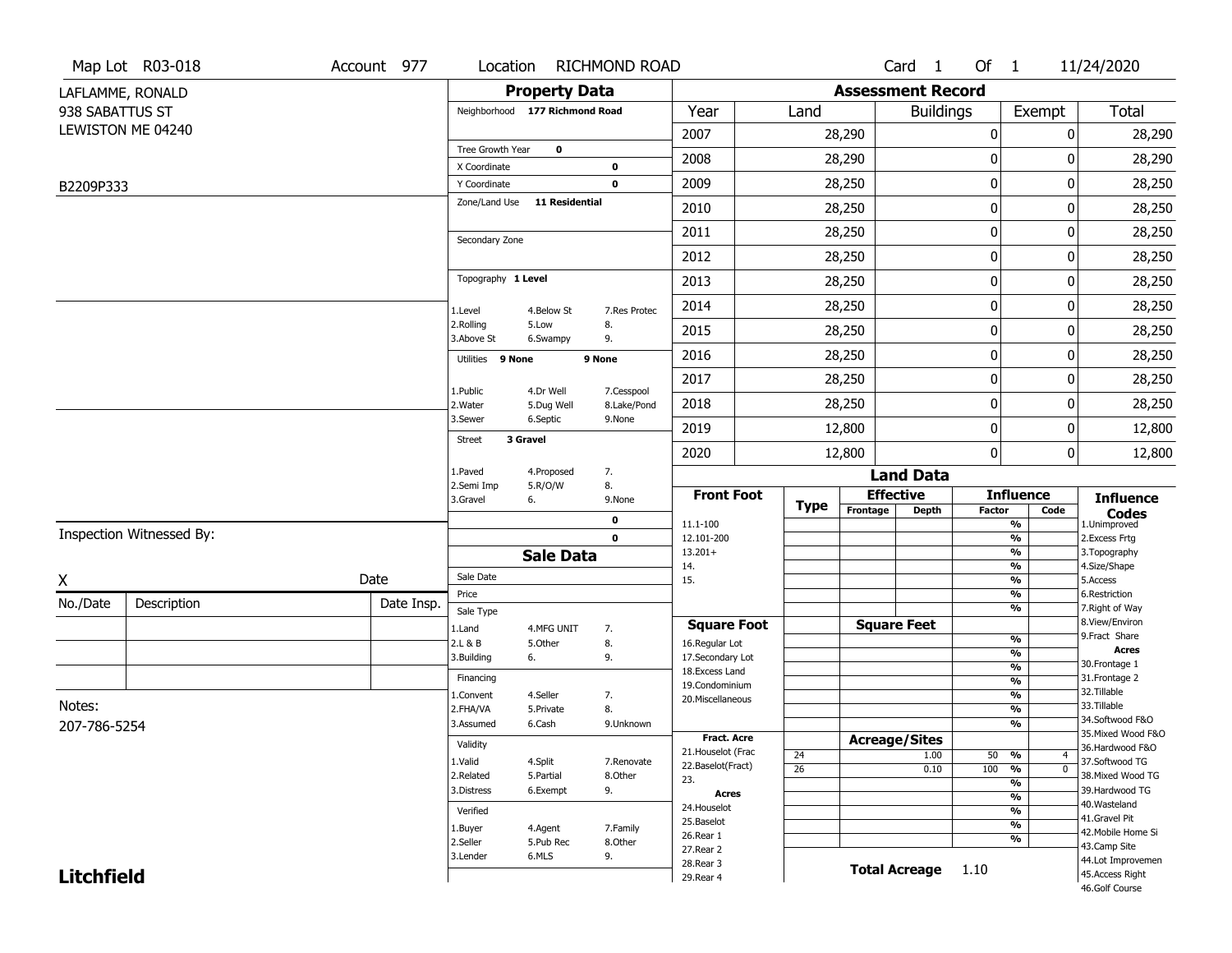Map Lot R03-018 | Account 977 | Location RICHMOND ROAD | Card 1 Of 1 | 11/24/2020

LAFLAMME, RONALD
938 SABATTUS ST
LEWISTON ME 04240

B2209P333

## Property Data

Neighborhood **177 Richmond Road**

Tree Growth Year **0**
X Coordinate **0**
Y Coordinate **0**
Zone/Land Use **11 Residential**

Secondary Zone

Topography **1 Level**

1.Level 4.Below St 7.Res Protec
2.Rolling 5.Low 8.
3.Above St 6.Swampy 9.

Utilities **9 None** **9 None**

1.Public 4.Dr Well 7.Cesspool
2.Water 5.Dug Well 8.Lake/Pond
3.Sewer 6.Septic 9.None

Street **3 Gravel**

1.Paved 4.Proposed 7.
2.Semi Imp 5.R/O/W 8.
3.Gravel 6. 9.None

**0**
**0**

## Sale Data

Sale Date
Price
Sale Type
1.Land 4.MFG UNIT 7.
2.L & B 5.Other 8.
3.Building 6. 9.

Financing
1.Convent 4.Seller 7.
2.FHA/VA 5.Private 8.
3.Assumed 6.Cash 9.Unknown

Validity
1.Valid 4.Split 7.Renovate
2.Related 5.Partial 8.Other
3.Distress 6.Exempt 9.

Verified
1.Buyer 4.Agent 7.Family
2.Seller 5.Pub Rec 8.Other
3.Lender 6.MLS 9.

## Assessment Record

| Year | Land | Buildings | Exempt | Total |
|---|---|---|---|---|
| 2007 | 28,290 | 0 | 0 | 28,290 |
| 2008 | 28,290 | 0 | 0 | 28,290 |
| 2009 | 28,250 | 0 | 0 | 28,250 |
| 2010 | 28,250 | 0 | 0 | 28,250 |
| 2011 | 28,250 | 0 | 0 | 28,250 |
| 2012 | 28,250 | 0 | 0 | 28,250 |
| 2013 | 28,250 | 0 | 0 | 28,250 |
| 2014 | 28,250 | 0 | 0 | 28,250 |
| 2015 | 28,250 | 0 | 0 | 28,250 |
| 2016 | 28,250 | 0 | 0 | 28,250 |
| 2017 | 28,250 | 0 | 0 | 28,250 |
| 2018 | 28,250 | 0 | 0 | 28,250 |
| 2019 | 12,800 | 0 | 0 | 12,800 |
| 2020 | 12,800 | 0 | 0 | 12,800 |

## Land Data

| Front Foot | Type | Effective Frontage | Effective Depth | Influence Factor | Influence Code |
|---|---|---|---|---|---|
| 11.1-100 | | | | % | |
| 12.101-200 | | | | % | |
| 13.201+ | | | | % | |
| 14. | | | | % | |
| 15. | | | | % | |
| | | | | % | |
| **Square Foot** | | **Square Feet** | | | |
| 16.Regular Lot | | | | % | |
| 17.Secondary Lot | | | | % | |
| 18.Excess Land | | | | % | |
| 19.Condominium | | | | % | |
| 20.Miscellaneous | | | | % | |
| | | | | % | |
| | | | | % | |
| **Fract. Acre** | | **Acreage/Sites** | | | |
| 21.Houselot (Frac | 24 | | 1.00 | 50 % | 4 |
| 22.Baselot(Fract) | 26 | | 0.10 | 100 % | 0 |
| 23. | | | | % | |
| **Acres** | | | | % | |
| 24.Houselot | | | | % | |
| 25.Baselot | | | | % | |
| 26.Rear 1 | | | | % | |
| 27.Rear 2 | | | | | |
| 28.Rear 3 | | | | | |
| 29.Rear 4 | | | | | |

**Total Acreage** 1.10

**Influence Codes**
1.Unimproved
2.Excess Frtg
3.Topography
4.Size/Shape
5.Access
6.Restriction
7.Right of Way
8.View/Environ
9.Fract Share
**Acres**
30.Frontage 1
31.Frontage 2
32.Tillable
33.Tillable
34.Softwood F&O
35.Mixed Wood F&O
36.Hardwood F&O
37.Softwood TG
38.Mixed Wood TG
39.Hardwood TG
40.Wasteland
41.Gravel Pit
42.Mobile Home Si
43.Camp Site
44.Lot Improvemen
45.Access Right
46.Golf Course

Inspection Witnessed By:

X Date

| No./Date | Description | Date Insp. |
|---|---|---|
| | | |
| | | |
| | | |

Notes:
207-786-5254

**Litchfield**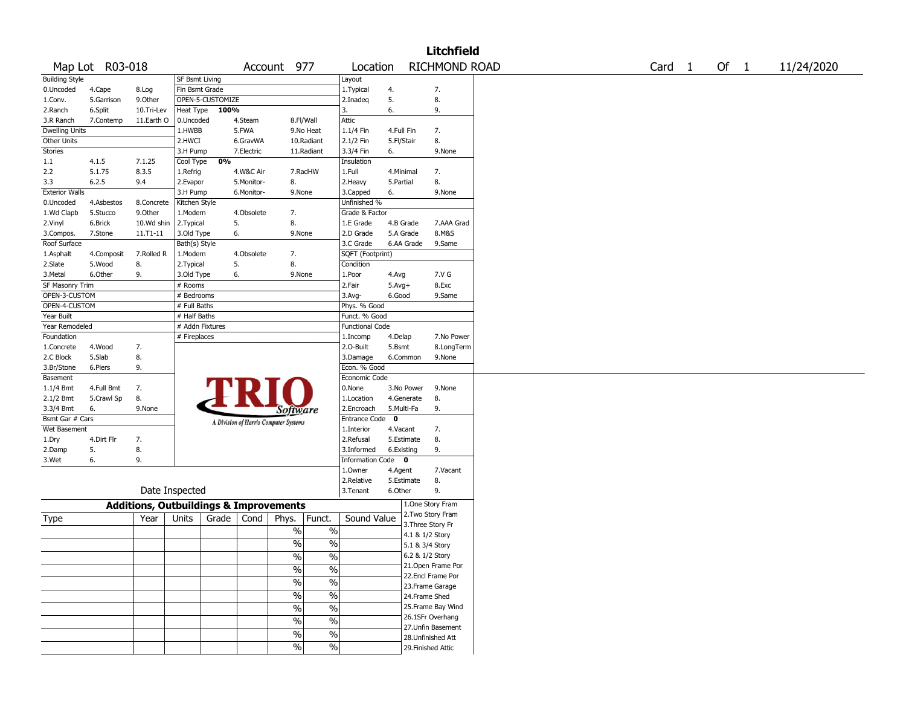# Litchfield

Map Lot R03-018 | Account 977 | Location RICHMOND ROAD | Card 1 Of 1 | 11/24/2020

| Building Style | | | SF Bsmt Living | | | Layout | | |
|---|---|---|---|---|---|---|---|---|
| 0.Uncoded | 4.Cape | 8.Log | Fin Bsmt Grade | | | 1.Typical | 4. | 7. |
| 1.Conv. | 5.Garrison | 9.Other | OPEN-5-CUSTOMIZE | | | 2.Inadeq | 5. | 8. |
| 2.Ranch | 6.Split | 10.Tri-Lev | Heat Type 100% | | | 3. | 6. | 9. |
| 3.R Ranch | 7.Contemp | 11.Earth O | 0.Uncoded | 4.Steam | 8.Fl/Wall | Attic | | |
| Dwelling Units | | | 1.HWBB | 5.FWA | 9.No Heat | 1.1/4 Fin | 4.Full Fin | 7. |
| Other Units | | | 2.HWCI | 6.GravWA | 10.Radiant | 2.1/2 Fin | 5.Fl/Stair | 8. |
| Stories | | | 3.H Pump | 7.Electric | 11.Radiant | 3.3/4 Fin | 6. | 9.None |
| 1.1 | 4.1.5 | 7.1.25 | Cool Type 0% | | | Insulation | | |
| 2.2 | 5.1.75 | 8.3.5 | 1.Refrig | 4.W&C Air | 7.RadHW | 1.Full | 4.Minimal | 7. |
| 3.3 | 6.2.5 | 9.4 | 2.Evapor | 5.Monitor- | 8. | 2.Heavy | 5.Partial | 8. |
| Exterior Walls | | | 3.H Pump | 6.Monitor- | 9.None | 3.Capped | 6. | 9.None |
| 0.Uncoded | 4.Asbestos | 8.Concrete | Kitchen Style | | | Unfinished % | | |
| 1.Wd Clapb | 5.Stucco | 9.Other | 1.Modern | 4.Obsolete | 7. | Grade & Factor | | |
| 2.Vinyl | 6.Brick | 10.Wd shin | 2.Typical | 5. | 8. | 1.E Grade | 4.B Grade | 7.AAA Grad |
| 3.Compos. | 7.Stone | 11.T1-11 | 3.Old Type | 6. | 9.None | 2.D Grade | 5.A Grade | 8.M&S |
| Roof Surface | | | Bath(s) Style | | | 3.C Grade | 6.AA Grade | 9.Same |
| 1.Asphalt | 4.Composit | 7.Rolled R | 1.Modern | 4.Obsolete | 7. | SQFT (Footprint) | | |
| 2.Slate | 5.Wood | 8. | 2.Typical | 5. | 8. | Condition | | |
| 3.Metal | 6.Other | 9. | 3.Old Type | 6. | 9.None | 1.Poor | 4.Avg | 7.V G |
| SF Masonry Trim | | | # Rooms | | | 2.Fair | 5.Avg+ | 8.Exc |
| OPEN-3-CUSTOM | | | # Bedrooms | | | 3.Avg- | 6.Good | 9.Same |
| OPEN-4-CUSTOM | | | # Full Baths | | | Phys. % Good | | |
| Year Built | | | # Half Baths | | | Funct. % Good | | |
| Year Remodeled | | | # Addn Fixtures | | | Functional Code | | |
| Foundation | | | # Fireplaces | | | 1.Incomp | 4.Delap | 7.No Power |
| 1.Concrete | 4.Wood | 7. | | | | 2.O-Built | 5.Bsmt | 8.LongTerm |
| 2.C Block | 5.Slab | 8. | | | | 3.Damage | 6.Common | 9.None |
| 3.Br/Stone | 6.Piers | 9. | | | | Econ. % Good | | |
| Basement | | | | | | Economic Code | | |
| 1.1/4 Bmt | 4.Full Bmt | 7. | | | | 0.None | 3.No Power | 9.None |
| 2.1/2 Bmt | 5.Crawl Sp | 8. | | | | 1.Location | 4.Generate | 8. |
| 3.3/4 Bmt | 6. | 9.None | | | | 2.Encroach | 5.Multi-Fa | 9. |
| Bsmt Gar # Cars | | | | | | Entrance Code 0 | | |
| Wet Basement | | | | | | 1.Interior | 4.Vacant | 7. |
| 1.Dry | 4.Dirt Flr | 7. | | | | 2.Refusal | 5.Estimate | 8. |
| 2.Damp | 5. | 8. | | | | 3.Informed | 6.Existing | 9. |
| 3.Wet | 6. | 9. | | | | Information Code 0 | | |
| | | | | | | 1.Owner | 4.Agent | 7.Vacant |
| | | | | | | 2.Relative | 5.Estimate | 8. |
| Date Inspected | | | | | | 3.Tenant | 6.Other | 9. |

TRIO Software — A Division of Harris Computer Systems

## Additions, Outbuildings & Improvements

| Type | Year | Units | Grade | Cond | Phys. | Funct. | Sound Value |
|---|---|---|---|---|---|---|---|
| | | | | | % | % | |
| | | | | | % | % | |
| | | | | | % | % | |
| | | | | | % | % | |
| | | | | | % | % | |
| | | | | | % | % | |
| | | | | | % | % | |
| | | | | | % | % | |
| | | | | | % | % | |
| | | | | | % | % | |

1.One Story Fram
2.Two Story Fram
3.Three Story Fr
4.1 & 1/2 Story
5.1 & 3/4 Story
6.2 & 1/2 Story
21.Open Frame Por
22.Encl Frame Por
23.Frame Garage
24.Frame Shed
25.Frame Bay Wind
26.1SFr Overhang
27.Unfin Basement
28.Unfinished Att
29.Finished Attic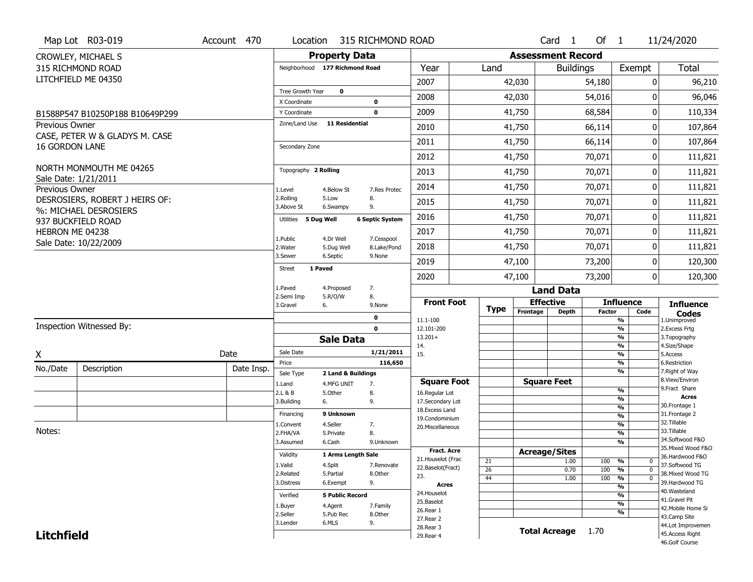Map Lot R03-019 | Account 470 | Location 315 RICHMOND ROAD | Card 1 Of 1 | 11/24/2020

CROWLEY, MICHAEL S
315 RICHMOND ROAD
LITCHFIELD ME 04350

B1588P547 B10250P188 B10649P299

Previous Owner
CASE, PETER W & GLADYS M. CASE
16 GORDON LANE

NORTH MONMOUTH ME 04265
Sale Date: 1/21/2011

Previous Owner
DESROSIERS, ROBERT J HEIRS OF:
%: MICHAEL DESROSIERS
937 BUCKFIELD ROAD
HEBRON ME 04238
Sale Date: 10/22/2009

## Property Data

Neighborhood **177 Richmond Road**

| | |
|---|---|
| Tree Growth Year | 0 |
| X Coordinate | 0 |
| Y Coordinate | 0 |
| Zone/Land Use | 11 Residential |
| Secondary Zone | |
| Topography | 2 Rolling |
| Utilities | 5 Dug Well, 6 Septic System |
| Street | 1 Paved |

Topography codes: 1.Level, 2.Rolling, 3.Above St, 4.Below St, 5.Low, 6.Swampy, 7.Res Protec, 8., 9.

Utilities codes: 1.Public, 2.Water, 3.Sewer, 4.Dr Well, 5.Dug Well, 6.Septic, 7.Cesspool, 8.Lake/Pond, 9.None

Street codes: 1.Paved, 2.Semi Imp, 3.Gravel, 4.Proposed, 5.R/O/W, 6., 7., 8., 9.None

0
0

## Sale Data

| | |
|---|---|
| Sale Date | 1/21/2011 |
| Price | 116,650 |
| Sale Type | 2 Land & Buildings |
| Financing | 9 Unknown |
| Validity | 1 Arms Length Sale |
| Verified | 5 Public Record |

Sale Type codes: 1.Land, 2.L & B, 3.Building, 4.MFG UNIT, 5.Other, 6., 7., 8., 9.

Financing codes: 1.Convent, 2.FHA/VA, 3.Assumed, 4.Seller, 5.Private, 6.Cash, 7., 8., 9.Unknown

Validity codes: 1.Valid, 2.Related, 3.Distress, 4.Split, 5.Partial, 6.Exempt, 7.Renovate, 8.Other, 9.

Verified codes: 1.Buyer, 2.Seller, 3.Lender, 4.Agent, 5.Pub Rec, 6.MLS, 7.Family, 8.Other, 9.

## Assessment Record

| Year | Land | Buildings | Exempt | Total |
|---|---|---|---|---|
| 2007 | 42,030 | 54,180 | 0 | 96,210 |
| 2008 | 42,030 | 54,016 | 0 | 96,046 |
| 2009 | 41,750 | 68,584 | 0 | 110,334 |
| 2010 | 41,750 | 66,114 | 0 | 107,864 |
| 2011 | 41,750 | 66,114 | 0 | 107,864 |
| 2012 | 41,750 | 70,071 | 0 | 111,821 |
| 2013 | 41,750 | 70,071 | 0 | 111,821 |
| 2014 | 41,750 | 70,071 | 0 | 111,821 |
| 2015 | 41,750 | 70,071 | 0 | 111,821 |
| 2016 | 41,750 | 70,071 | 0 | 111,821 |
| 2017 | 41,750 | 70,071 | 0 | 111,821 |
| 2018 | 41,750 | 70,071 | 0 | 111,821 |
| 2019 | 47,100 | 73,200 | 0 | 120,300 |
| 2020 | 47,100 | 73,200 | 0 | 120,300 |

## Land Data

| Type | Effective Frontage | Effective Depth | Influence Factor | Influence Code |
|---|---|---|---|---|
| 21 | | 1.00 | 100 % | 0 |
| 26 | | 0.70 | 100 % | 0 |
| 44 | | 1.00 | 100 % | 0 |

**Total Acreage** 1.70

Front Foot: 11.1-100, 12.101-200, 13.201+, 14., 15.

Square Foot: 16.Regular Lot, 17.Secondary Lot, 18.Excess Land, 19.Condominium, 20.Miscellaneous

Fract. Acre: 21.Houselot (Frac, 22.Baselot(Fract), 23.

Acres: 24.Houselot, 25.Baselot, 26.Rear 1, 27.Rear 2, 28.Rear 3, 29.Rear 4

Influence Codes: 1.Unimproved, 2.Excess Frtg, 3.Topography, 4.Size/Shape, 5.Access, 6.Restriction, 7.Right of Way, 8.View/Environ, 9.Fract Share

Acres: 30.Frontage 1, 31.Frontage 2, 32.Tillable, 33.Tillable, 34.Softwood F&O, 35.Mixed Wood F&O, 36.Hardwood F&O, 37.Softwood TG, 38.Mixed Wood TG, 39.Hardwood TG, 40.Wasteland, 41.Gravel Pit, 42.Mobile Home Si, 43.Camp Site, 44.Lot Improvemen, 45.Access Right, 46.Golf Course

Inspection Witnessed By:

X ______________________ Date

| No./Date | Description | Date Insp. |
|---|---|---|
| | | |
| | | |
| | | |

Notes:

**Litchfield**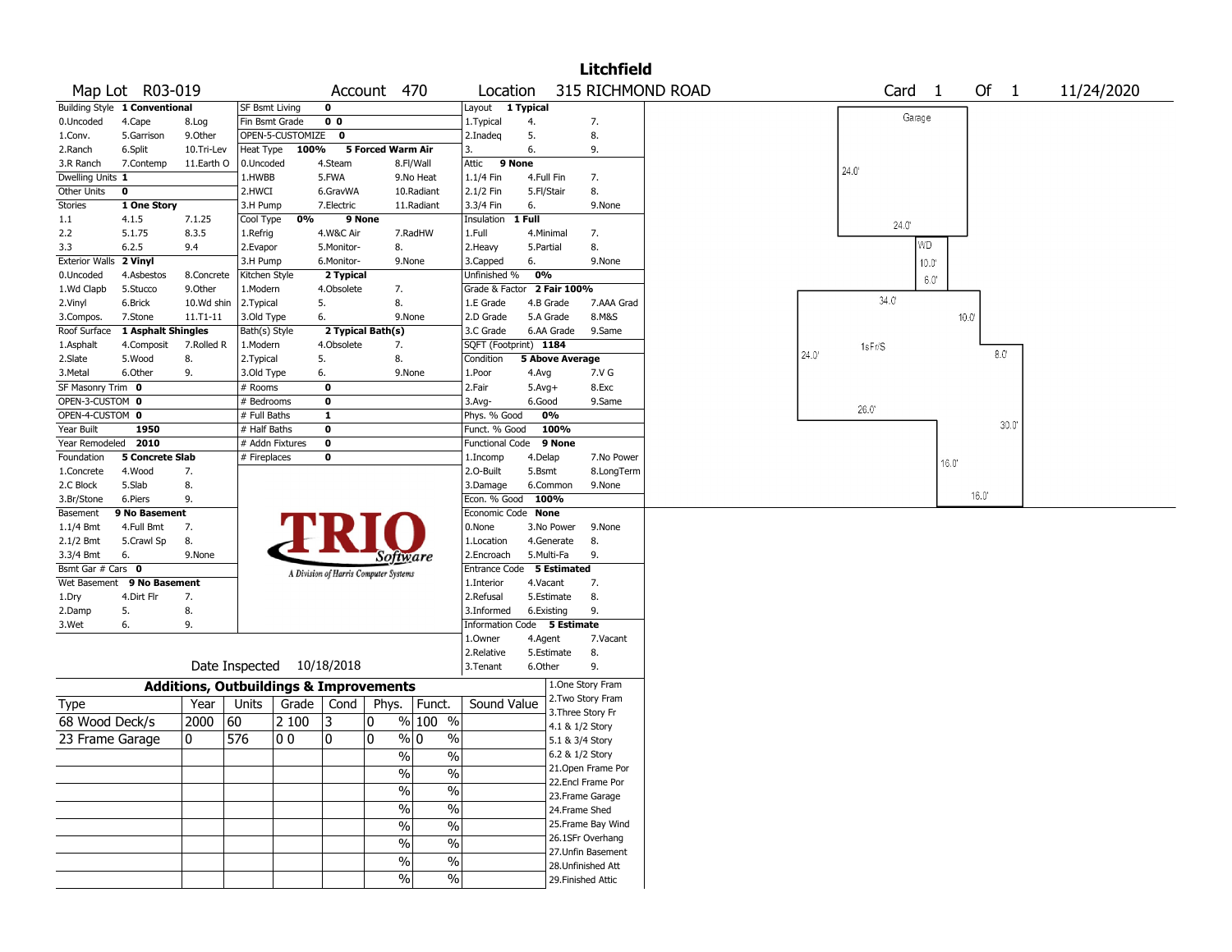# Litchfield

**Map Lot** R03-019 **Account** 470 **Location** 315 RICHMOND ROAD **Card** 1 **Of** 1 11/24/2020

| Field | Value | | |
|---|---|---|---|
| Building Style | 1 Conventional | | |
| 0.Uncoded | 4.Cape | 8.Log | |
| 1.Conv. | 5.Garrison | 9.Other | |
| 2.Ranch | 6.Split | 10.Tri-Lev | |
| 3.R Ranch | 7.Contemp | 11.Earth O | |
| Dwelling Units | 1 | | |
| Other Units | 0 | | |
| Stories | 1 One Story | | |
| 1.1 | 4.1.5 | 7.1.25 | |
| 2.2 | 5.1.75 | 8.3.5 | |
| 3.3 | 6.2.5 | 9.4 | |
| Exterior Walls | 2 Vinyl | | |
| 0.Uncoded | 4.Asbestos | 8.Concrete | |
| 1.Wd Clapb | 5.Stucco | 9.Other | |
| 2.Vinyl | 6.Brick | 10.Wd shin | |
| 3.Compos. | 7.Stone | 11.T1-11 | |
| Roof Surface | 1 Asphalt Shingles | | |
| 1.Asphalt | 4.Composit | 7.Rolled R | |
| 2.Slate | 5.Wood | 8. | |
| 3.Metal | 6.Other | 9. | |
| SF Masonry Trim | 0 | | |
| OPEN-3-CUSTOM | 0 | | |
| OPEN-4-CUSTOM | 0 | | |
| Year Built | 1950 | | |
| Year Remodeled | 2010 | | |
| Foundation | 5 Concrete Slab | | |
| 1.Concrete | 4.Wood | 7. | |
| 2.C Block | 5.Slab | 8. | |
| 3.Br/Stone | 6.Piers | 9. | |
| Basement | 9 No Basement | | |
| 1.1/4 Bmt | 4.Full Bmt | 7. | |
| 2.1/2 Bmt | 5.Crawl Sp | 8. | |
| 3.3/4 Bmt | 6. | 9.None | |
| Bsmt Gar # Cars | 0 | | |
| Wet Basement | 9 No Basement | | |
| 1.Dry | 4.Dirt Flr | 7. | |
| 2.Damp | 5. | 8. | |
| 3.Wet | 6. | 9. | |

| Field | Value | | |
|---|---|---|---|
| SF Bsmt Living | 0 | | |
| Fin Bsmt Grade | 0 0 | | |
| OPEN-5-CUSTOMIZE | 0 | | |
| Heat Type | 100% | 5 Forced Warm Air | |
| 0.Uncoded | 4.Steam | 8.Fl/Wall | |
| 1.HWBB | 5.FWA | 9.No Heat | |
| 2.HWCI | 6.GravWA | 10.Radiant | |
| 3.H Pump | 7.Electric | 11.Radiant | |
| Cool Type | 0% | 9 None | |
| 1.Refrig | 4.W&C Air | 7.RadHW | |
| 2.Evapor | 5.Monitor- | 8. | |
| 3.H Pump | 6.Monitor- | 9.None | |
| Kitchen Style | 2 Typical | | |
| 1.Modern | 4.Obsolete | 7. | |
| 2.Typical | 5. | 8. | |
| 3.Old Type | 6. | 9.None | |
| Bath(s) Style | 2 Typical Bath(s) | | |
| 1.Modern | 4.Obsolete | 7. | |
| 2.Typical | 5. | 8. | |
| 3.Old Type | 6. | 9.None | |
| # Rooms | 0 | | |
| # Bedrooms | 0 | | |
| # Full Baths | 1 | | |
| # Half Baths | 0 | | |
| # Addn Fixtures | 0 | | |
| # Fireplaces | 0 | | |

| Field | Value | | |
|---|---|---|---|
| Layout | 1 Typical | | |
| 1.Typical | 4. | 7. | |
| 2.Inadeq | 5. | 8. | |
| 3. | 6. | 9. | |
| Attic | 9 None | | |
| 1.1/4 Fin | 4.Full Fin | 7. | |
| 2.1/2 Fin | 5.Fl/Stair | 8. | |
| 3.3/4 Fin | 6. | 9.None | |
| Insulation | 1 Full | | |
| 1.Full | 4.Minimal | 7. | |
| 2.Heavy | 5.Partial | 8. | |
| 3.Capped | 6. | 9.None | |
| Unfinished % | 0% | | |
| Grade & Factor | 2 Fair 100% | | |
| 1.E Grade | 4.B Grade | 7.AAA Grad | |
| 2.D Grade | 5.A Grade | 8.M&S | |
| 3.C Grade | 6.AA Grade | 9.Same | |
| SQFT (Footprint) | 1184 | | |
| Condition | 5 Above Average | | |
| 1.Poor | 4.Avg | 7.V G | |
| 2.Fair | 5.Avg+ | 8.Exc | |
| 3.Avg- | 6.Good | 9.Same | |
| Phys. % Good | 0% | | |
| Funct. % Good | 100% | | |
| Functional Code | 9 None | | |
| 1.Incomp | 4.Delap | 7.No Power | |
| 2.O-Built | 5.Bsmt | 8.LongTerm | |
| 3.Damage | 6.Common | 9.None | |
| Econ. % Good | 100% | | |
| Economic Code | None | | |
| 0.None | 3.No Power | 9.None | |
| 1.Location | 4.Generate | 8. | |
| 2.Encroach | 5.Multi-Fa | 9. | |
| Entrance Code | 5 Estimated | | |
| 1.Interior | 4.Vacant | 7. | |
| 2.Refusal | 5.Estimate | 8. | |
| 3.Informed | 6.Existing | 9. | |
| Information Code | 5 Estimate | | |
| 1.Owner | 4.Agent | 7.Vacant | |
| 2.Relative | 5.Estimate | 8. | |
| 3.Tenant | 6.Other | 9. | |

Date Inspected 10/18/2018

## Additions, Outbuildings & Improvements

| Type | Year | Units | Grade | Cond | Phys. | Funct. | Sound Value |
|---|---|---|---|---|---|---|---|
| 68 Wood Deck/s | 2000 | 60 | 2 100 | 3 | 0 % | 100 % | |
| 23 Frame Garage | 0 | 576 | 0 0 | 0 | 0 % | 0 % | |
| | | | | | % | % | |
| | | | | | % | % | |
| | | | | | % | % | |
| | | | | | % | % | |
| | | | | | % | % | |
| | | | | | % | % | |
| | | | | | % | % | |
| | | | | | % | % | |

1.One Story Fram
2.Two Story Fram
3.Three Story Fr
4.1 & 1/2 Story
5.1 & 3/4 Story
6.2 & 1/2 Story
21.Open Frame Por
22.Encl Frame Por
23.Frame Garage
24.Frame Shed
25.Frame Bay Wind
26.1SFr Overhang
27.Unfin Basement
28.Unfinished Att
29.Finished Attic

Garage 24.0' 24.0' WD 10.0' 6.0' 34.0' 10.0' 1sFr/S 24.0' 8.0' 26.0' 30.0' 16.0' 16.0'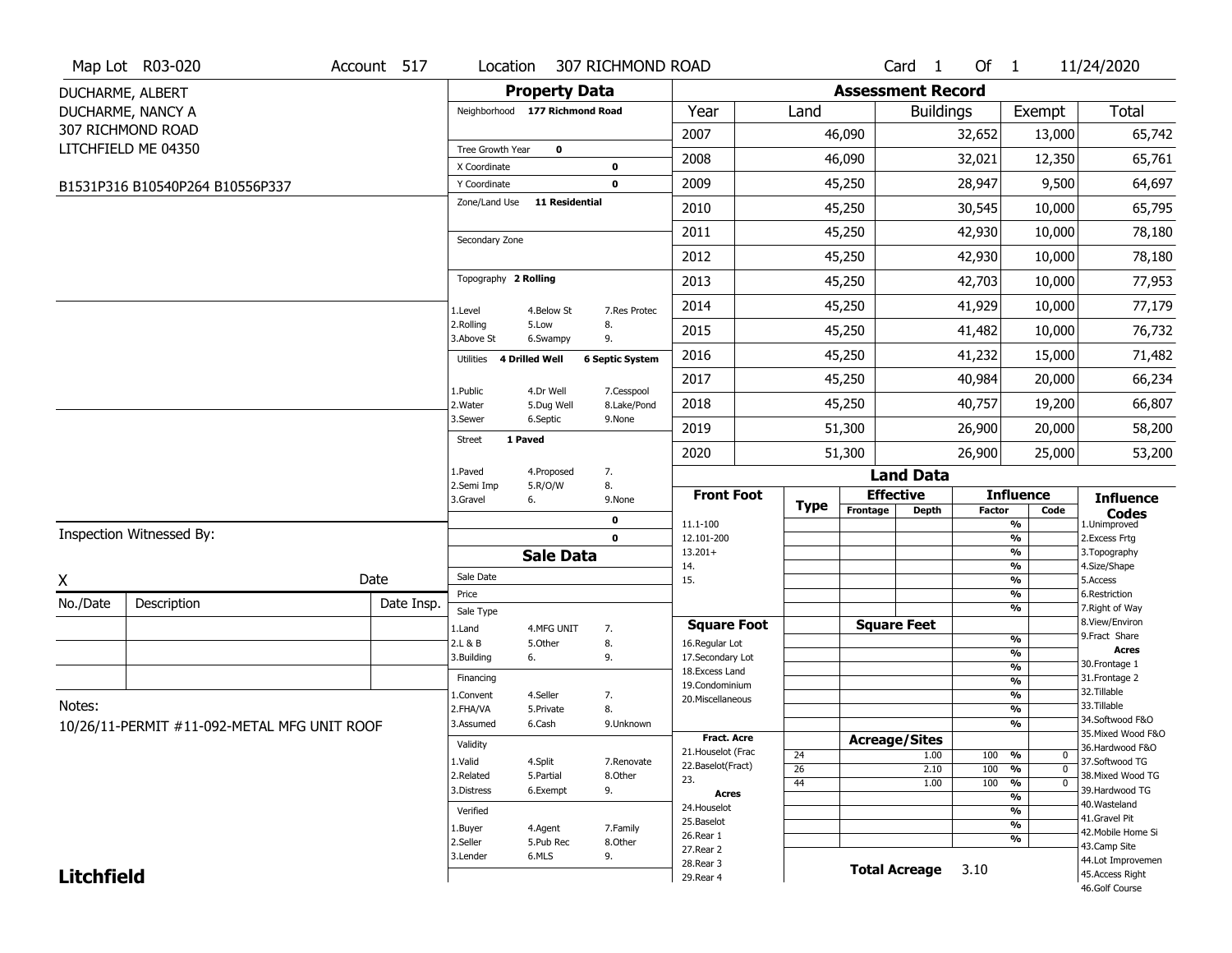Map Lot R03-020 | Account 517 | Location 307 RICHMOND ROAD | Card 1 Of 1 | 11/24/2020

DUCHARME, ALBERT
DUCHARME, NANCY A
307 RICHMOND ROAD
LITCHFIELD ME 04350

B1531P316 B10540P264 B10556P337

## Property Data

Neighborhood **177 Richmond Road**

Tree Growth Year **0**
X Coordinate **0**
Y Coordinate **0**
Zone/Land Use **11 Residential**

Secondary Zone

Topography **2 Rolling**

1.Level 4.Below St 7.Res Protec
2.Rolling 5.Low 8.
3.Above St 6.Swampy 9.

Utilities **4 Drilled Well** **6 Septic System**

1.Public 4.Dr Well 7.Cesspool
2.Water 5.Dug Well 8.Lake/Pond
3.Sewer 6.Septic 9.None

Street **1 Paved**

1.Paved 4.Proposed 7.
2.Semi Imp 5.R/O/W 8.
3.Gravel 6. 9.None

**0**
**0**

## Assessment Record

| Year | Land | Buildings | Exempt | Total |
|---|---|---|---|---|
| 2007 | 46,090 | 32,652 | 13,000 | 65,742 |
| 2008 | 46,090 | 32,021 | 12,350 | 65,761 |
| 2009 | 45,250 | 28,947 | 9,500 | 64,697 |
| 2010 | 45,250 | 30,545 | 10,000 | 65,795 |
| 2011 | 45,250 | 42,930 | 10,000 | 78,180 |
| 2012 | 45,250 | 42,930 | 10,000 | 78,180 |
| 2013 | 45,250 | 42,703 | 10,000 | 77,953 |
| 2014 | 45,250 | 41,929 | 10,000 | 77,179 |
| 2015 | 45,250 | 41,482 | 10,000 | 76,732 |
| 2016 | 45,250 | 41,232 | 15,000 | 71,482 |
| 2017 | 45,250 | 40,984 | 20,000 | 66,234 |
| 2018 | 45,250 | 40,757 | 19,200 | 66,807 |
| 2019 | 51,300 | 26,900 | 20,000 | 58,200 |
| 2020 | 51,300 | 26,900 | 25,000 | 53,200 |

## Land Data

| Front Foot | Type | Effective Frontage | Effective Depth | Influence Factor | Influence Code |
|---|---|---|---|---|---|
| 11.1-100 | | | | % | |
| 12.101-200 | | | | % | |
| 13.201+ | | | | % | |
| 14. | | | | % | |
| 15. | | | | % | |
| | | | | % | |
| | | | | % | |

| Square Foot | Square Feet | Influence Factor | Influence Code |
|---|---|---|---|
| 16.Regular Lot | | % | |
| 17.Secondary Lot | | % | |
| 18.Excess Land | | % | |
| 19.Condominium | | % | |
| 20.Miscellaneous | | % | |
| | | % | |
| | | % | |

| Fract. Acre | Type | Acreage/Sites | Influence Factor | Influence Code |
|---|---|---|---|---|
| 21.Houselot (Frac | 24 | 1.00 | 100 % | 0 |
| 22.Baselot(Fract) | 26 | 2.10 | 100 % | 0 |
| 23. | 44 | 1.00 | 100 % | 0 |
| **Acres** | | | % | |
| 24.Houselot | | | % | |
| 25.Baselot | | | % | |
| 26.Rear 1 | | | % | |
| 27.Rear 2 | | | | |
| 28.Rear 3 | | | | |
| 29.Rear 4 | | | | |

**Total Acreage** 3.10

**Influence Codes**
1.Unimproved
2.Excess Frtg
3.Topography
4.Size/Shape
5.Access
6.Restriction
7.Right of Way
8.View/Environ
9.Fract Share
**Acres**
30.Frontage 1
31.Frontage 2
32.Tillable
33.Tillable
34.Softwood F&O
35.Mixed Wood F&O
36.Hardwood F&O
37.Softwood TG
38.Mixed Wood TG
39.Hardwood TG
40.Wasteland
41.Gravel Pit
42.Mobile Home Si
43.Camp Site
44.Lot Improvemen
45.Access Right
46.Golf Course

## Sale Data

Sale Date
Price
Sale Type
1.Land 4.MFG UNIT 7.
2.L & B 5.Other 8.
3.Building 6. 9.

Financing
1.Convent 4.Seller 7.
2.FHA/VA 5.Private 8.
3.Assumed 6.Cash 9.Unknown

Validity
1.Valid 4.Split 7.Renovate
2.Related 5.Partial 8.Other
3.Distress 6.Exempt 9.

Verified
1.Buyer 4.Agent 7.Family
2.Seller 5.Pub Rec 8.Other
3.Lender 6.MLS 9.

Inspection Witnessed By:

X Date

| No./Date | Description | Date Insp. |
|---|---|---|
| | | |
| | | |
| | | |

Notes:
10/26/11-PERMIT #11-092-METAL MFG UNIT ROOF

**Litchfield**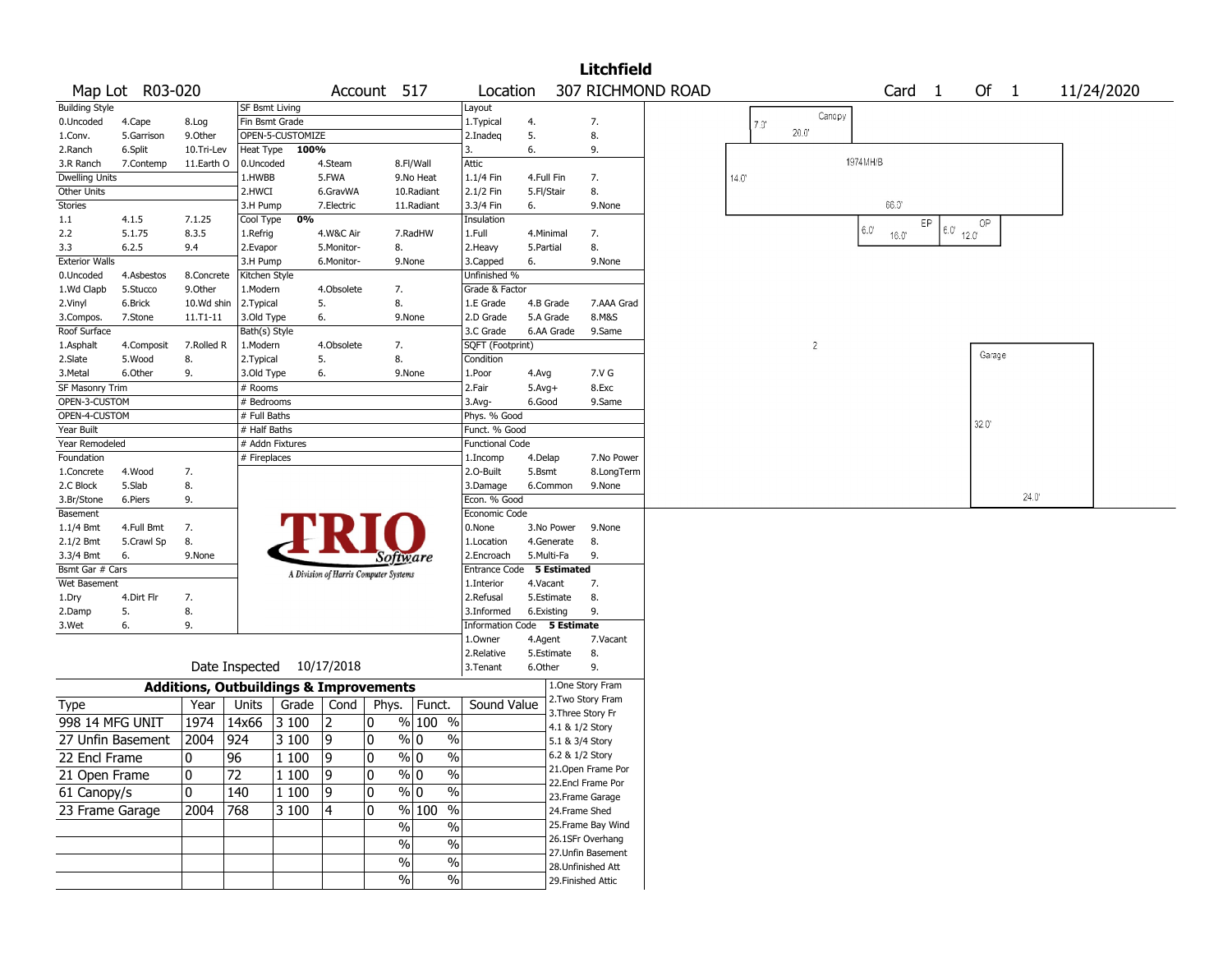# Litchfield

**Map Lot** R03-020 **Account** 517 **Location** 307 RICHMOND ROAD **Card** 1 **Of** 1 11/24/2020

| Building Style | | | SF Bsmt Living | | | Layout | | |
|---|---|---|---|---|---|---|---|---|
| 0.Uncoded | 4.Cape | 8.Log | Fin Bsmt Grade | | | 1.Typical | 4. | 7. |
| 1.Conv. | 5.Garrison | 9.Other | OPEN-5-CUSTOMIZE | | | 2.Inadeq | 5. | 8. |
| 2.Ranch | 6.Split | 10.Tri-Lev | Heat Type **100%** | | | 3. | 6. | 9. |
| 3.R Ranch | 7.Contemp | 11.Earth O | 0.Uncoded | 4.Steam | 8.Fl/Wall | Attic | | |
| Dwelling Units | | | 1.HWBB | 5.FWA | 9.No Heat | 1.1/4 Fin | 4.Full Fin | 7. |
| Other Units | | | 2.HWCI | 6.GravWA | 10.Radiant | 2.1/2 Fin | 5.Fl/Stair | 8. |
| Stories | | | 3.H Pump | 7.Electric | 11.Radiant | 3.3/4 Fin | 6. | 9.None |
| 1.1 | 4.1.5 | 7.1.25 | Cool Type **0%** | | | Insulation | | |
| 2.2 | 5.1.75 | 8.3.5 | 1.Refrig | 4.W&C Air | 7.RadHW | 1.Full | 4.Minimal | 7. |
| 3.3 | 6.2.5 | 9.4 | 2.Evapor | 5.Monitor- | 8. | 2.Heavy | 5.Partial | 8. |
| Exterior Walls | | | 3.H Pump | 6.Monitor- | 9.None | 3.Capped | 6. | 9.None |
| 0.Uncoded | 4.Asbestos | 8.Concrete | Kitchen Style | | | Unfinished % | | |
| 1.Wd Clapb | 5.Stucco | 9.Other | 1.Modern | 4.Obsolete | 7. | Grade & Factor | | |
| 2.Vinyl | 6.Brick | 10.Wd shin | 2.Typical | 5. | 8. | 1.E Grade | 4.B Grade | 7.AAA Grad |
| 3.Compos. | 7.Stone | 11.T1-11 | 3.Old Type | 6. | 9.None | 2.D Grade | 5.A Grade | 8.M&S |
| Roof Surface | | | Bath(s) Style | | | 3.C Grade | 6.AA Grade | 9.Same |
| 1.Asphalt | 4.Composit | 7.Rolled R | 1.Modern | 4.Obsolete | 7. | SQFT (Footprint) | | |
| 2.Slate | 5.Wood | 8. | 2.Typical | 5. | 8. | Condition | | |
| 3.Metal | 6.Other | 9. | 3.Old Type | 6. | 9.None | 1.Poor | 4.Avg | 7.V G |
| SF Masonry Trim | | | # Rooms | | | 2.Fair | 5.Avg+ | 8.Exc |
| OPEN-3-CUSTOM | | | # Bedrooms | | | 3.Avg- | 6.Good | 9.Same |
| OPEN-4-CUSTOM | | | # Full Baths | | | Phys. % Good | | |
| Year Built | | | # Half Baths | | | Funct. % Good | | |
| Year Remodeled | | | # Addn Fixtures | | | Functional Code | | |
| Foundation | | | # Fireplaces | | | 1.Incomp | 4.Delap | 7.No Power |
| 1.Concrete | 4.Wood | 7. | | | | 2.O-Built | 5.Bsmt | 8.LongTerm |
| 2.C Block | 5.Slab | 8. | | | | 3.Damage | 6.Common | 9.None |
| 3.Br/Stone | 6.Piers | 9. | | | | Econ. % Good | | |
| Basement | | | | | | Economic Code | | |
| 1.1/4 Bmt | 4.Full Bmt | 7. | | | | 0.None | 3.No Power | 9.None |
| 2.1/2 Bmt | 5.Crawl Sp | 8. | | | | 1.Location | 4.Generate | 8. |
| 3.3/4 Bmt | 6. | 9.None | | | | 2.Encroach | 5.Multi-Fa | 9. |
| Bsmt Gar # Cars | | | | | | Entrance Code **5 Estimated** | | |
| Wet Basement | | | | | | 1.Interior | 4.Vacant | 7. |
| 1.Dry | 4.Dirt Flr | 7. | | | | 2.Refusal | 5.Estimate | 8. |
| 2.Damp | 5. | 8. | | | | 3.Informed | 6.Existing | 9. |
| 3.Wet | 6. | 9. | | | | Information Code **5 Estimate** | | |
| | | | | | | 1.Owner | 4.Agent | 7.Vacant |
| | | | | | | 2.Relative | 5.Estimate | 8. |
| | | | | | | 3.Tenant | 6.Other | 9. |

TRIO Software — A Division of Harris Computer Systems

Date Inspected 10/17/2018

## Additions, Outbuildings & Improvements

| Type | Year | Units | Grade | Cond | Phys. | Funct. | Sound Value |
|---|---|---|---|---|---|---|---|
| 998 14 MFG UNIT | 1974 | 14x66 | 3 100 | 2 | 0 % | 100 % | |
| 27 Unfin Basement | 2004 | 924 | 3 100 | 9 | 0 % | 0 % | |
| 22 Encl Frame | 0 | 96 | 1 100 | 9 | 0 % | 0 % | |
| 21 Open Frame | 0 | 72 | 1 100 | 9 | 0 % | 0 % | |
| 61 Canopy/s | 0 | 140 | 1 100 | 9 | 0 % | 0 % | |
| 23 Frame Garage | 2004 | 768 | 3 100 | 4 | 0 % | 100 % | |
| | | | | | % | % | |
| | | | | | % | % | |
| | | | | | % | % | |
| | | | | | % | % | |

1.One Story Fram
2.Two Story Fram
3.Three Story Fr
4.1 & 1/2 Story
5.1 & 3/4 Story
6.2 & 1/2 Story
21.Open Frame Por
22.Encl Frame Por
23.Frame Garage
24.Frame Shed
25.Frame Bay Wind
26.1SFr Overhang
27.Unfin Basement
28.Unfinished Att
29.Finished Attic

Sketch labels: Canopy 7.0' 20.0'; 1974MH/B 14.0' 66.0'; EP 6.0' 16.0'; OP 6.0' 12.0'; 2; Garage 32.0' 24.0'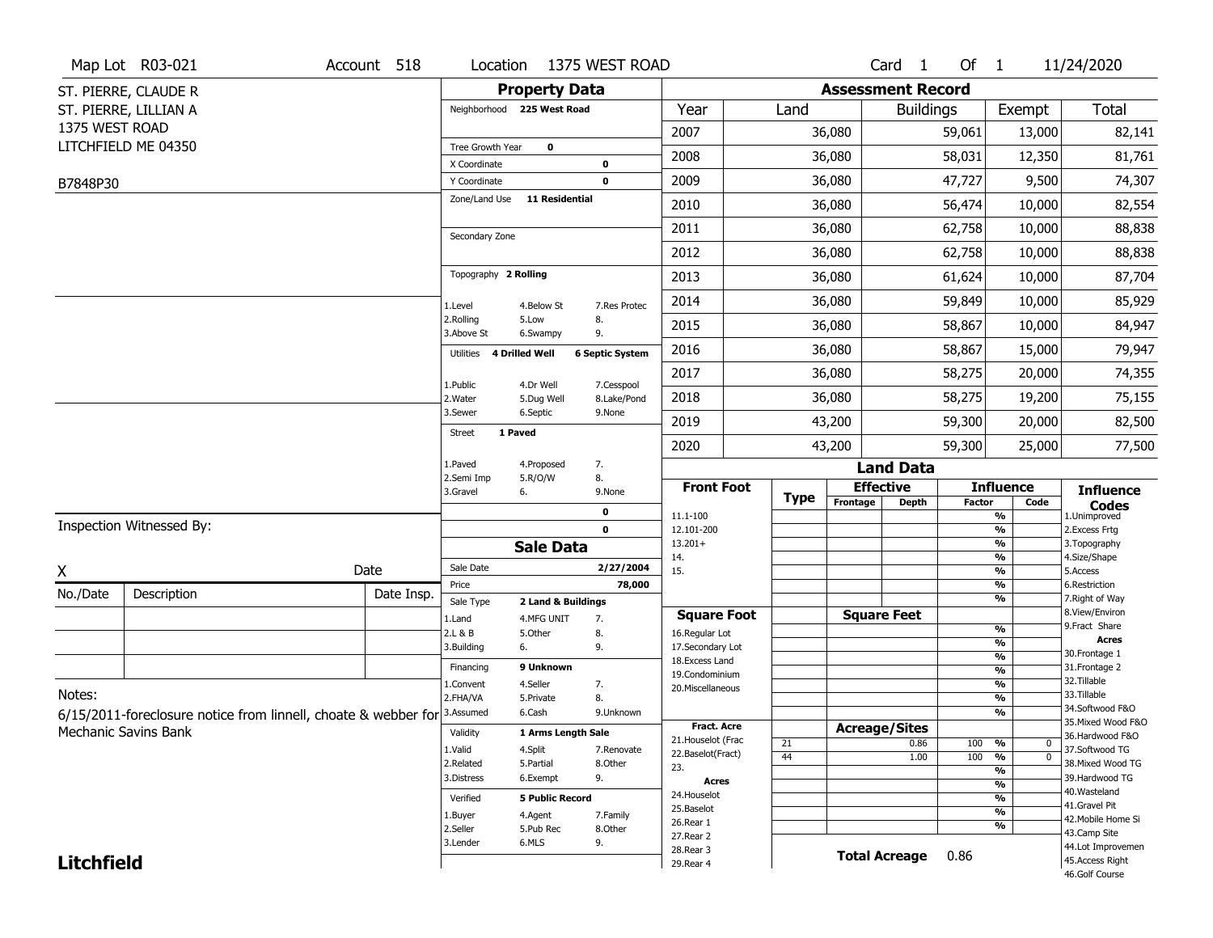Map Lot R03-021 | Account 518 | Location 1375 WEST ROAD | Card 1 Of 1 | 11/24/2020

ST. PIERRE, CLAUDE R
ST. PIERRE, LILLIAN A
1375 WEST ROAD
LITCHFIELD ME 04350

B7848P30

## Property Data

Neighborhood **225 West Road**

Tree Growth Year **0**
X Coordinate **0**
Y Coordinate **0**
Zone/Land Use **11 Residential**

Secondary Zone

Topography **2 Rolling**

1.Level 4.Below St 7.Res Protec
2.Rolling 5.Low 8.
3.Above St 6.Swampy 9.

Utilities **4 Drilled Well** **6 Septic System**

1.Public 4.Dr Well 7.Cesspool
2.Water 5.Dug Well 8.Lake/Pond
3.Sewer 6.Septic 9.None

Street **1 Paved**

1.Paved 4.Proposed 7.
2.Semi Imp 5.R/O/W 8.
3.Gravel 6. 9.None

0
0

## Sale Data

Sale Date **2/27/2004**
Price **78,000**
Sale Type **2 Land & Buildings**

1.Land 4.MFG UNIT 7.
2.L & B 5.Other 8.
3.Building 6. 9.

Financing **9 Unknown**

1.Convent 4.Seller 7.
2.FHA/VA 5.Private 8.
3.Assumed 6.Cash 9.Unknown

Validity **1 Arms Length Sale**

1.Valid 4.Split 7.Renovate
2.Related 5.Partial 8.Other
3.Distress 6.Exempt 9.

Verified **5 Public Record**

1.Buyer 4.Agent 7.Family
2.Seller 5.Pub Rec 8.Other
3.Lender 6.MLS 9.

## Assessment Record

| Year | Land | Buildings | Exempt | Total |
|---|---|---|---|---|
| 2007 | 36,080 | 59,061 | 13,000 | 82,141 |
| 2008 | 36,080 | 58,031 | 12,350 | 81,761 |
| 2009 | 36,080 | 47,727 | 9,500 | 74,307 |
| 2010 | 36,080 | 56,474 | 10,000 | 82,554 |
| 2011 | 36,080 | 62,758 | 10,000 | 88,838 |
| 2012 | 36,080 | 62,758 | 10,000 | 88,838 |
| 2013 | 36,080 | 61,624 | 10,000 | 87,704 |
| 2014 | 36,080 | 59,849 | 10,000 | 85,929 |
| 2015 | 36,080 | 58,867 | 10,000 | 84,947 |
| 2016 | 36,080 | 58,867 | 15,000 | 79,947 |
| 2017 | 36,080 | 58,275 | 20,000 | 74,355 |
| 2018 | 36,080 | 58,275 | 19,200 | 75,155 |
| 2019 | 43,200 | 59,300 | 20,000 | 82,500 |
| 2020 | 43,200 | 59,300 | 25,000 | 77,500 |

## Land Data

| Front Foot | Type | Effective Frontage | Effective Depth | Influence Factor | Influence Code |
|---|---|---|---|---|---|
| 11.1-100 | | | | % | |
| 12.101-200 | | | | % | |
| 13.201+ | | | | % | |
| 14. | | | | % | |
| 15. | | | | % | |
| | | | | % | |
| | | | | % | |
| **Square Foot** | | **Square Feet** | | | |
| 16.Regular Lot | | | | % | |
| 17.Secondary Lot | | | | % | |
| 18.Excess Land | | | | % | |
| 19.Condominium | | | | % | |
| 20.Miscellaneous | | | | % | |
| | | | | % | |
| | | | | % | |
| **Fract. Acre** | | **Acreage/Sites** | | | |
| 21.Houselot (Frac | 21 | | 0.86 | 100 % | 0 |
| 22.Baselot(Fract) | 44 | | 1.00 | 100 % | 0 |
| 23. | | | | % | |
| **Acres** | | | | % | |
| 24.Houselot | | | | % | |
| 25.Baselot | | | | % | |
| 26.Rear 1 | | | | % | |
| 27.Rear 2 | | | | | |
| 28.Rear 3 | | | | | |
| 29.Rear 4 | | | | | |

**Total Acreage** 0.86

**Influence Codes**
1.Unimproved
2.Excess Frtg
3.Topography
4.Size/Shape
5.Access
6.Restriction
7.Right of Way
8.View/Environ
9.Fract Share
**Acres**
30.Frontage 1
31.Frontage 2
32.Tillable
33.Tillable
34.Softwood F&O
35.Mixed Wood F&O
36.Hardwood F&O
37.Softwood TG
38.Mixed Wood TG
39.Hardwood TG
40.Wasteland
41.Gravel Pit
42.Mobile Home Si
43.Camp Site
44.Lot Improvemen
45.Access Right
46.Golf Course

Inspection Witnessed By:

X Date

| No./Date | Description | Date Insp. |
|---|---|---|
| | | |
| | | |
| | | |

Notes:
6/15/2011-foreclosure notice from linnell, choate & webber for Mechanic Savins Bank

**Litchfield**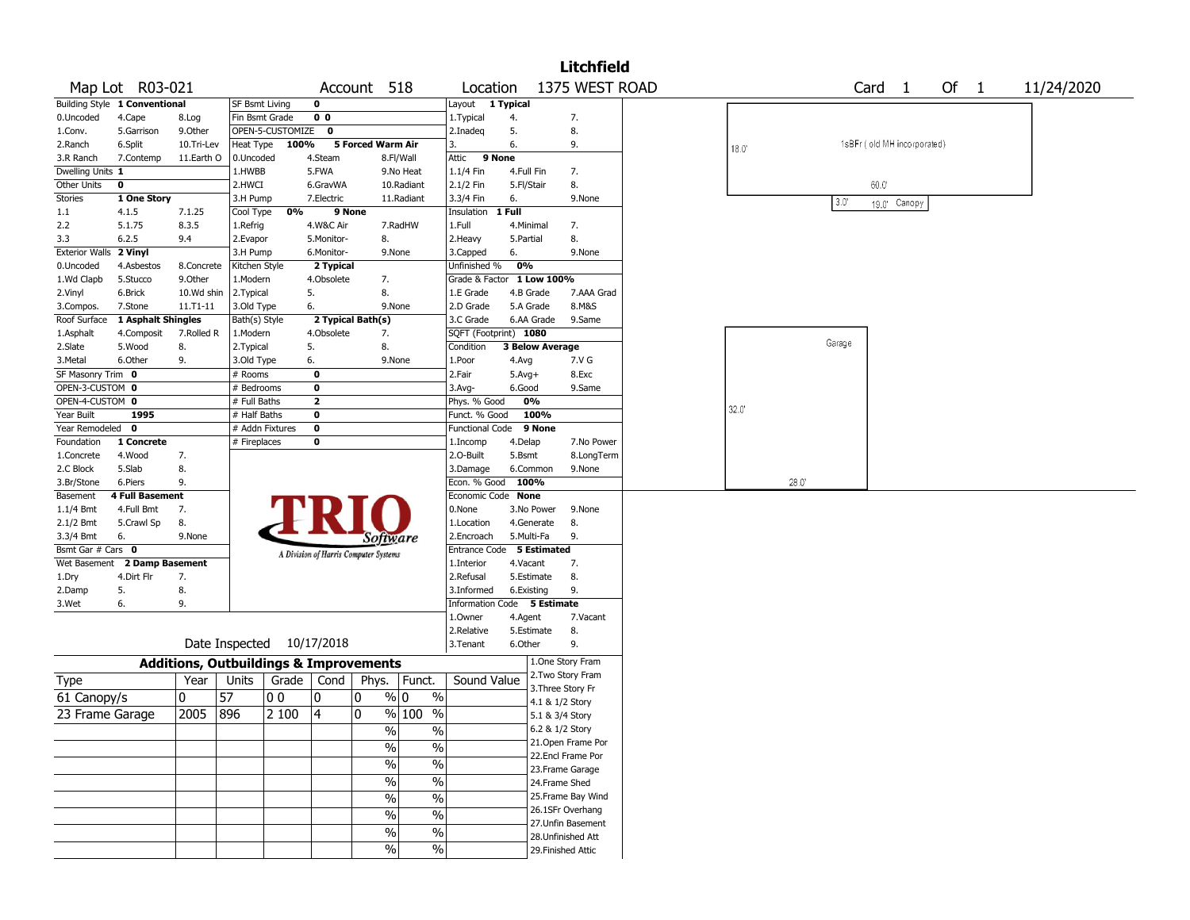# Litchfield

Map Lot R03-021 | Account 518 | Location 1375 WEST ROAD | Card 1 Of 1 | 11/24/2020

| Building Style | 1 Conventional | | SF Bsmt Living | 0 | | Layout | 1 Typical | |
|---|---|---|---|---|---|---|---|---|
| 0.Uncoded | 4.Cape | 8.Log | Fin Bsmt Grade | 0 0 | | 1.Typical | 4. | 7. |
| 1.Conv. | 5.Garrison | 9.Other | OPEN-5-CUSTOMIZE | 0 | | 2.Inadeq | 5. | 8. |
| 2.Ranch | 6.Split | 10.Tri-Lev | Heat Type | 100% | 5 Forced Warm Air | 3. | 6. | 9. |
| 3.R Ranch | 7.Contemp | 11.Earth O | 0.Uncoded | 4.Steam | 8.Fl/Wall | Attic | 9 None | |
| Dwelling Units | 1 | | 1.HWBB | 5.FWA | 9.No Heat | 1.1/4 Fin | 4.Full Fin | 7. |
| Other Units | 0 | | 2.HWCI | 6.GravWA | 10.Radiant | 2.1/2 Fin | 5.Fl/Stair | 8. |
| Stories | 1 One Story | | 3.H Pump | 7.Electric | 11.Radiant | 3.3/4 Fin | 6. | 9.None |
| 1.1 | 4.1.5 | 7.1.25 | Cool Type | 0% | 9 None | Insulation | 1 Full | |
| 2.2 | 5.1.75 | 8.3.5 | 1.Refrig | 4.W&C Air | 7.RadHW | 1.Full | 4.Minimal | 7. |
| 3.3 | 6.2.5 | 9.4 | 2.Evapor | 5.Monitor- | 8. | 2.Heavy | 5.Partial | 8. |
| Exterior Walls | 2 Vinyl | | 3.H Pump | 6.Monitor- | 9.None | 3.Capped | 6. | 9.None |
| 0.Uncoded | 4.Asbestos | 8.Concrete | Kitchen Style | 2 Typical | | Unfinished % | 0% | |
| 1.Wd Clapb | 5.Stucco | 9.Other | 1.Modern | 4.Obsolete | 7. | Grade & Factor | 1 Low 100% | |
| 2.Vinyl | 6.Brick | 10.Wd shin | 2.Typical | 5. | 8. | 1.E Grade | 4.B Grade | 7.AAA Grad |
| 3.Compos. | 7.Stone | 11.T1-11 | 3.Old Type | 6. | 9.None | 2.D Grade | 5.A Grade | 8.M&S |
| Roof Surface | 1 Asphalt Shingles | | Bath(s) Style | 2 Typical Bath(s) | | 3.C Grade | 6.AA Grade | 9.Same |
| 1.Asphalt | 4.Composit | 7.Rolled R | 1.Modern | 4.Obsolete | 7. | SQFT (Footprint) | 1080 | |
| 2.Slate | 5.Wood | 8. | 2.Typical | 5. | 8. | Condition | 3 Below Average | |
| 3.Metal | 6.Other | 9. | 3.Old Type | 6. | 9.None | 1.Poor | 4.Avg | 7.V G |
| SF Masonry Trim | 0 | | # Rooms | 0 | | 2.Fair | 5.Avg+ | 8.Exc |
| OPEN-3-CUSTOM | 0 | | # Bedrooms | 0 | | 3.Avg- | 6.Good | 9.Same |
| OPEN-4-CUSTOM | 0 | | # Full Baths | 2 | | Phys. % Good | 0% | |
| Year Built | 1995 | | # Half Baths | 0 | | Funct. % Good | 100% | |
| Year Remodeled | 0 | | # Addn Fixtures | 0 | | Functional Code | 9 None | |
| Foundation | 1 Concrete | | # Fireplaces | 0 | | 1.Incomp | 4.Delap | 7.No Power |
| 1.Concrete | 4.Wood | 7. | | | | 2.O-Built | 5.Bsmt | 8.LongTerm |
| 2.C Block | 5.Slab | 8. | | | | 3.Damage | 6.Common | 9.None |
| 3.Br/Stone | 6.Piers | 9. | | | | Econ. % Good | 100% | |
| Basement | 4 Full Basement | | | | | Economic Code | None | |
| 1.1/4 Bmt | 4.Full Bmt | 7. | | | | 0.None | 3.No Power | 9.None |
| 2.1/2 Bmt | 5.Crawl Sp | 8. | | | | 1.Location | 4.Generate | 8. |
| 3.3/4 Bmt | 6. | 9.None | | | | 2.Encroach | 5.Multi-Fa | 9. |
| Bsmt Gar # Cars | 0 | | | | | Entrance Code | 5 Estimated | |
| Wet Basement | 2 Damp Basement | | | | | 1.Interior | 4.Vacant | 7. |
| 1.Dry | 4.Dirt Flr | 7. | | | | 2.Refusal | 5.Estimate | 8. |
| 2.Damp | 5. | 8. | | | | 3.Informed | 6.Existing | 9. |
| 3.Wet | 6. | 9. | | | | Information Code | 5 Estimate | |
| | | | | | | 1.Owner | 4.Agent | 7.Vacant |
| | | | | | | 2.Relative | 5.Estimate | 8. |
| | | | | | | 3.Tenant | 6.Other | 9. |

TRIO Software — A Division of Harris Computer Systems

Date Inspected 10/17/2018

## Additions, Outbuildings & Improvements

| Type | Year | Units | Grade | Cond | Phys. | Funct. | Sound Value |
|---|---|---|---|---|---|---|---|
| 61 Canopy/s | 0 | 57 | 0 0 | 0 | 0 % | 0 % | |
| 23 Frame Garage | 2005 | 896 | 2 100 | 4 | 0 % | 100 % | |
| | | | | | % | % | |
| | | | | | % | % | |
| | | | | | % | % | |
| | | | | | % | % | |
| | | | | | % | % | |
| | | | | | % | % | |
| | | | | | % | % | |
| | | | | | % | % | |

1.One Story Fram
2.Two Story Fram
3.Three Story Fr
4.1 & 1/2 Story
5.1 & 3/4 Story
6.2 & 1/2 Story
21.Open Frame Por
22.Encl Frame Por
23.Frame Garage
24.Frame Shed
25.Frame Bay Wind
26.1SFr Overhang
27.Unfin Basement
28.Unfinished Att
29.Finished Attic

Sketch: 1sBFr ( old MH incorporated) 18.0' x 60.0'; Canopy 3.0' x 19.0'; Garage 32.0' x 28.0'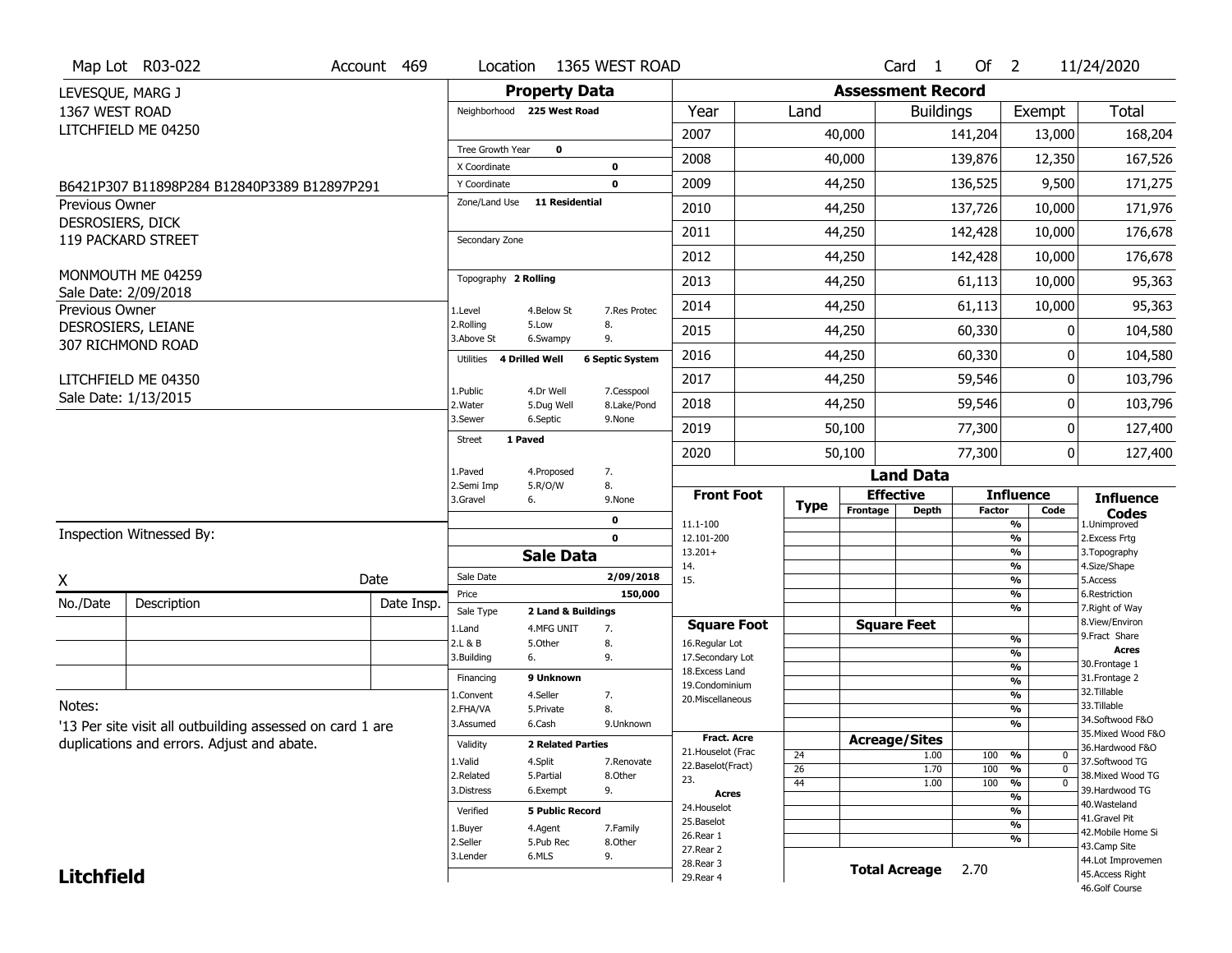Map Lot R03-022 | Account 469 | Location 1365 WEST ROAD | Card 1 Of 2 | 11/24/2020

LEVESQUE, MARG J
1367 WEST ROAD
LITCHFIELD ME 04250

B6421P307 B11898P284 B12840P3389 B12897P291

Previous Owner
DESROSIERS, DICK
119 PACKARD STREET

MONMOUTH ME 04259
Sale Date: 2/09/2018

Previous Owner
DESROSIERS, LEIANE
307 RICHMOND ROAD

LITCHFIELD ME 04350
Sale Date: 1/13/2015

## Property Data

Neighborhood **225 West Road**

Tree Growth Year **0**
X Coordinate **0**
Y Coordinate **0**
Zone/Land Use **11 Residential**

Secondary Zone

Topography **2 Rolling**

1.Level 4.Below St 7.Res Protec
2.Rolling 5.Low 8.
3.Above St 6.Swampy 9.

Utilities **4 Drilled Well** **6 Septic System**

1.Public 4.Dr Well 7.Cesspool
2.Water 5.Dug Well 8.Lake/Pond
3.Sewer 6.Septic 9.None

Street **1 Paved**

1.Paved 4.Proposed 7.
2.Semi Imp 5.R/O/W 8.
3.Gravel 6. 9.None

0
0

## Sale Data

Sale Date **2/09/2018**
Price **150,000**
Sale Type **2 Land & Buildings**

1.Land 4.MFG UNIT 7.
2.L & B 5.Other 8.
3.Building 6. 9.

Financing **9 Unknown**

1.Convent 4.Seller 7.
2.FHA/VA 5.Private 8.
3.Assumed 6.Cash 9.Unknown

Validity **2 Related Parties**

1.Valid 4.Split 7.Renovate
2.Related 5.Partial 8.Other
3.Distress 6.Exempt 9.

Verified **5 Public Record**

1.Buyer 4.Agent 7.Family
2.Seller 5.Pub Rec 8.Other
3.Lender 6.MLS 9.

## Assessment Record

| Year | Land | Buildings | Exempt | Total |
|---|---|---|---|---|
| 2007 | 40,000 | 141,204 | 13,000 | 168,204 |
| 2008 | 40,000 | 139,876 | 12,350 | 167,526 |
| 2009 | 44,250 | 136,525 | 9,500 | 171,275 |
| 2010 | 44,250 | 137,726 | 10,000 | 171,976 |
| 2011 | 44,250 | 142,428 | 10,000 | 176,678 |
| 2012 | 44,250 | 142,428 | 10,000 | 176,678 |
| 2013 | 44,250 | 61,113 | 10,000 | 95,363 |
| 2014 | 44,250 | 61,113 | 10,000 | 95,363 |
| 2015 | 44,250 | 60,330 | 0 | 104,580 |
| 2016 | 44,250 | 60,330 | 0 | 104,580 |
| 2017 | 44,250 | 59,546 | 0 | 103,796 |
| 2018 | 44,250 | 59,546 | 0 | 103,796 |
| 2019 | 50,100 | 77,300 | 0 | 127,400 |
| 2020 | 50,100 | 77,300 | 0 | 127,400 |

## Land Data

| Front Foot | Type | Effective Frontage | Effective Depth | Influence Factor | Influence Code |
|---|---|---|---|---|---|
| 11.1-100 | | | | % | |
| 12.101-200 | | | | % | |
| 13.201+ | | | | % | |
| 14. | | | | % | |
| 15. | | | | % | |
| | | | | % | |
| | | | | % | |

| Square Foot | | Square Feet | | |
|---|---|---|---|---|
| 16.Regular Lot | | | % | |
| 17.Secondary Lot | | | % | |
| 18.Excess Land | | | % | |
| 19.Condominium | | | % | |
| 20.Miscellaneous | | | % | |
| | | | % | |
| | | | % | |

| Fract. Acre | Type | Acreage/Sites | Factor | Code |
|---|---|---|---|---|
| 21.Houselot (Frac | 24 | 1.00 | 100 % | 0 |
| 22.Baselot(Fract) | 26 | 1.70 | 100 % | 0 |
| 23. | 44 | 1.00 | 100 % | 0 |
| **Acres** | | | % | |
| 24.Houselot | | | % | |
| 25.Baselot | | | % | |
| 26.Rear 1 | | | % | |
| 27.Rear 2 | | | | |
| 28.Rear 3 | | | | |
| 29.Rear 4 | | | | |

**Total Acreage** 2.70

**Influence Codes**
1.Unimproved
2.Excess Frtg
3.Topography
4.Size/Shape
5.Access
6.Restriction
7.Right of Way
8.View/Environ
9.Fract Share
**Acres**
30.Frontage 1
31.Frontage 2
32.Tillable
33.Tillable
34.Softwood F&O
35.Mixed Wood F&O
36.Hardwood F&O
37.Softwood TG
38.Mixed Wood TG
39.Hardwood TG
40.Wasteland
41.Gravel Pit
42.Mobile Home Si
43.Camp Site
44.Lot Improvemen
45.Access Right
46.Golf Course

Inspection Witnessed By:

X ______________________ Date

| No./Date | Description | Date Insp. |
|---|---|---|
| | | |
| | | |
| | | |

Notes:
'13 Per site visit all outbuilding assessed on card 1 are duplications and errors. Adjust and abate.

**Litchfield**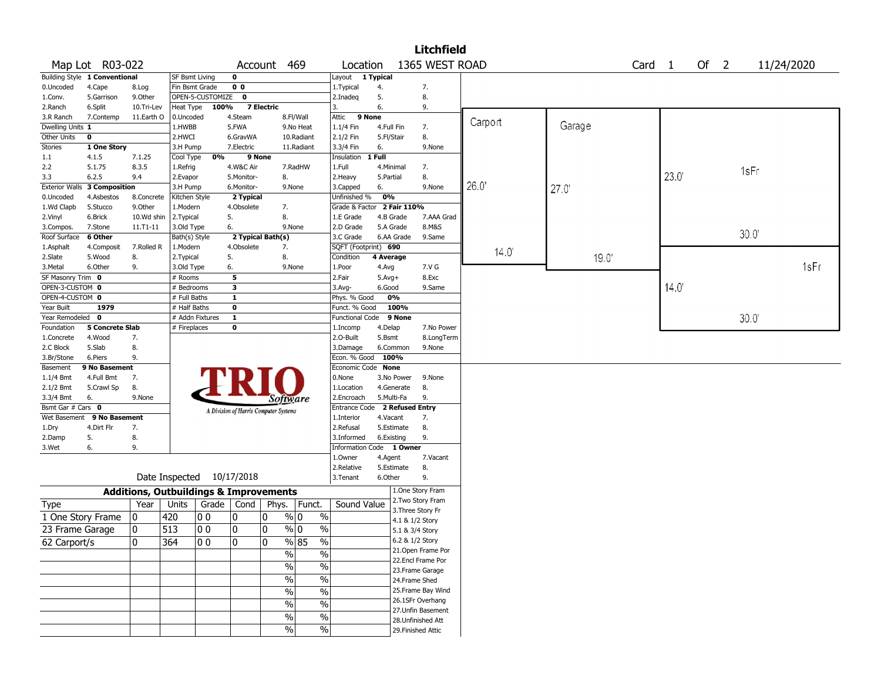# Litchfield

**Map Lot** R03-022 **Account** 469 **Location** 1365 WEST ROAD **Card** 1 **Of** 2 11/24/2020

| Building Style | 1 Conventional | | SF Bsmt Living | 0 | | Layout | 1 Typical | |
|---|---|---|---|---|---|---|---|---|
| 0.Uncoded | 4.Cape | 8.Log | Fin Bsmt Grade | 0 0 | | 1.Typical | 4. | 7. |
| 1.Conv. | 5.Garrison | 9.Other | OPEN-5-CUSTOMIZE | 0 | | 2.Inadeq | 5. | 8. |
| 2.Ranch | 6.Split | 10.Tri-Lev | Heat Type 100% | 7 Electric | | 3. | 6. | 9. |
| 3.R Ranch | 7.Contemp | 11.Earth O | 0.Uncoded | 4.Steam | 8.Fl/Wall | Attic | 9 None | |
| Dwelling Units | 1 | | 1.HWBB | 5.FWA | 9.No Heat | 1.1/4 Fin | 4.Full Fin | 7. |
| Other Units | 0 | | 2.HWCI | 6.GravWA | 10.Radiant | 2.1/2 Fin | 5.Fl/Stair | 8. |
| Stories | 1 One Story | | 3.H Pump | 7.Electric | 11.Radiant | 3.3/4 Fin | 6. | 9.None |
| 1.1 | 4.1.5 | 7.1.25 | Cool Type 0% | 9 None | | Insulation | 1 Full | |
| 2.2 | 5.1.75 | 8.3.5 | 1.Refrig | 4.W&C Air | 7.RadHW | 1.Full | 4.Minimal | 7. |
| 3.3 | 6.2.5 | 9.4 | 2.Evapor | 5.Monitor- | 8. | 2.Heavy | 5.Partial | 8. |
| Exterior Walls | 3 Composition | | 3.H Pump | 6.Monitor- | 9.None | 3.Capped | 6. | 9.None |
| 0.Uncoded | 4.Asbestos | 8.Concrete | Kitchen Style | 2 Typical | | Unfinished % | 0% | |
| 1.Wd Clapb | 5.Stucco | 9.Other | 1.Modern | 4.Obsolete | 7. | Grade & Factor | 2 Fair 110% | |
| 2.Vinyl | 6.Brick | 10.Wd shin | 2.Typical | 5. | 8. | 1.E Grade | 4.B Grade | 7.AAA Grad |
| 3.Compos. | 7.Stone | 11.T1-11 | 3.Old Type | 6. | 9.None | 2.D Grade | 5.A Grade | 8.M&S |
| Roof Surface | 6 Other | | Bath(s) Style | 2 Typical Bath(s) | | 3.C Grade | 6.AA Grade | 9.Same |
| 1.Asphalt | 4.Composit | 7.Rolled R | 1.Modern | 4.Obsolete | 7. | SQFT (Footprint) | 690 | |
| 2.Slate | 5.Wood | 8. | 2.Typical | 5. | 8. | Condition | 4 Average | |
| 3.Metal | 6.Other | 9. | 3.Old Type | 6. | 9.None | 1.Poor | 4.Avg | 7.V G |
| SF Masonry Trim | 0 | | # Rooms | 5 | | 2.Fair | 5.Avg+ | 8.Exc |
| OPEN-3-CUSTOM | 0 | | # Bedrooms | 3 | | 3.Avg- | 6.Good | 9.Same |
| OPEN-4-CUSTOM | 0 | | # Full Baths | 1 | | Phys. % Good | 0% | |
| Year Built | 1979 | | # Half Baths | 0 | | Funct. % Good | 100% | |
| Year Remodeled | 0 | | # Addn Fixtures | 1 | | Functional Code | 9 None | |
| Foundation | 5 Concrete Slab | | # Fireplaces | 0 | | 1.Incomp | 4.Delap | 7.No Power |
| 1.Concrete | 4.Wood | 7. | | | | 2.O-Built | 5.Bsmt | 8.LongTerm |
| 2.C Block | 5.Slab | 8. | | | | 3.Damage | 6.Common | 9.None |
| 3.Br/Stone | 6.Piers | 9. | | | | Econ. % Good | 100% | |
| Basement | 9 No Basement | | | | | Economic Code | None | |
| 1.1/4 Bmt | 4.Full Bmt | 7. | | | | 0.None | 3.No Power | 9.None |
| 2.1/2 Bmt | 5.Crawl Sp | 8. | | | | 1.Location | 4.Generate | 8. |
| 3.3/4 Bmt | 6. | 9.None | | | | 2.Encroach | 5.Multi-Fa | 9. |
| Bsmt Gar # Cars | 0 | | | | | Entrance Code | 2 Refused Entry | |
| Wet Basement | 9 No Basement | | | | | 1.Interior | 4.Vacant | 7. |
| 1.Dry | 4.Dirt Flr | 7. | | | | 2.Refusal | 5.Estimate | 8. |
| 2.Damp | 5. | 8. | | | | 3.Informed | 6.Existing | 9. |
| 3.Wet | 6. | 9. | | | | Information Code | 1 Owner | |
| | | | | | | 1.Owner | 4.Agent | 7.Vacant |
| | | | | | | 2.Relative | 5.Estimate | 8. |
| Date Inspected | 10/17/2018 | | | | | 3.Tenant | 6.Other | 9. |

TRIO Software — A Division of Harris Computer Systems

Sketch: Carport 26.0' × 14.0'; Garage 27.0' × 19.0'; 1sFr 23.0' × 30.0'; 1sFr 14.0' × 30.0'

## Additions, Outbuildings & Improvements

| Type | Year | Units | Grade | Cond | Phys. | Funct. | Sound Value |
|---|---|---|---|---|---|---|---|
| 1 One Story Frame | 0 | 420 | 0 0 | 0 | 0 % | 0 % | |
| 23 Frame Garage | 0 | 513 | 0 0 | 0 | 0 % | 0 % | |
| 62 Carport/s | 0 | 364 | 0 0 | 0 | 0 % | 85 % | |
| | | | | | % | % | |
| | | | | | % | % | |
| | | | | | % | % | |
| | | | | | % | % | |
| | | | | | % | % | |
| | | | | | % | % | |
| | | | | | % | % | |

1.One Story Fram
2.Two Story Fram
3.Three Story Fr
4.1 & 1/2 Story
5.1 & 3/4 Story
6.2 & 1/2 Story
21.Open Frame Por
22.Encl Frame Por
23.Frame Garage
24.Frame Shed
25.Frame Bay Wind
26.1SFr Overhang
27.Unfin Basement
28.Unfinished Att
29.Finished Attic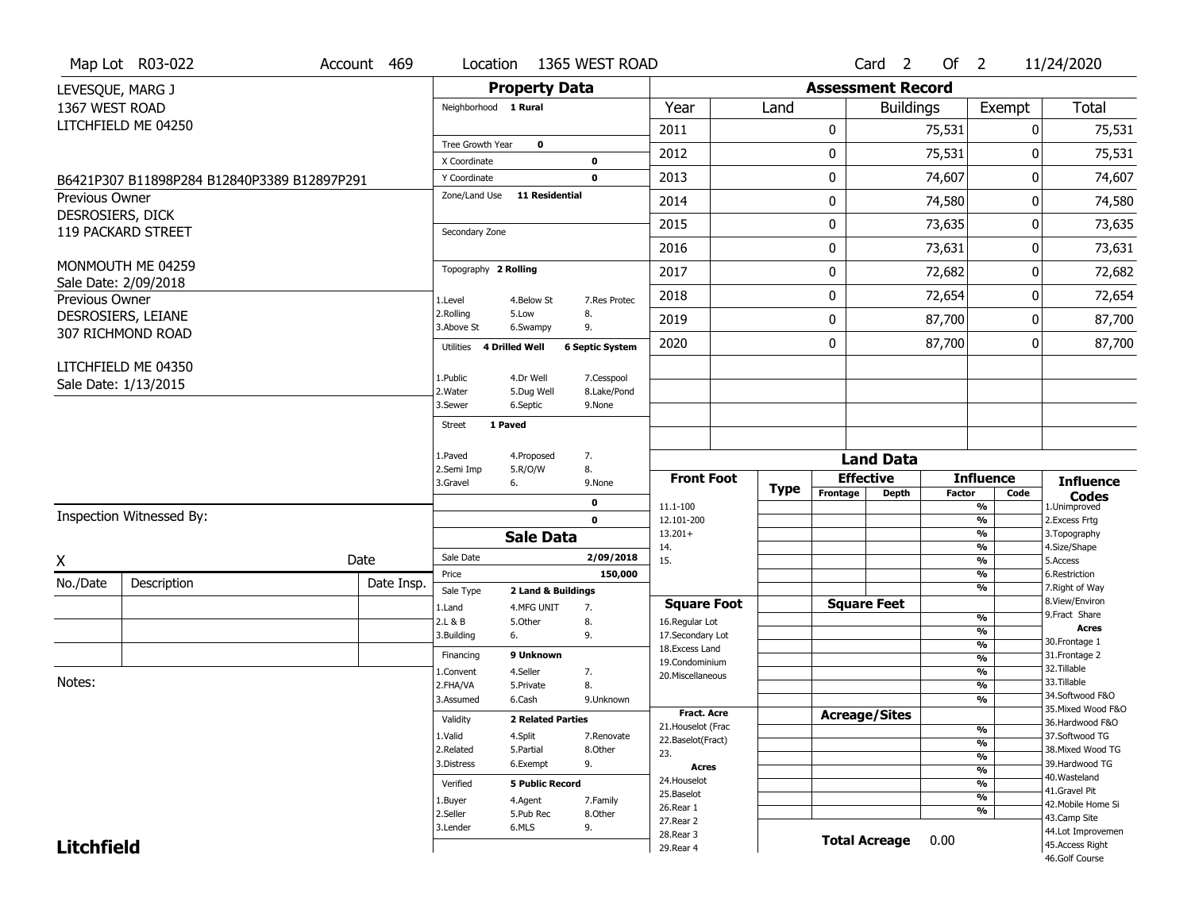Map Lot R03-022 | Account 469 | Location 1365 WEST ROAD | Card 2 Of 2 | 11/24/2020

LEVESQUE, MARG J
1367 WEST ROAD
LITCHFIELD ME 04250

B6421P307 B11898P284 B12840P3389 B12897P291

Previous Owner
DESROSIERS, DICK
119 PACKARD STREET

MONMOUTH ME 04259
Sale Date: 2/09/2018

Previous Owner
DESROSIERS, LEIANE
307 RICHMOND ROAD

LITCHFIELD ME 04350
Sale Date: 1/13/2015

Inspection Witnessed By:

X ______________________ Date

| No./Date | Description | Date Insp. |
|---|---|---|
| | | |
| | | |
| | | |

Notes:

**Litchfield**

## Property Data

- Neighborhood: 1 Rural
- Tree Growth Year: 0
- X Coordinate: 0
- Y Coordinate: 0
- Zone/Land Use: 11 Residential
- Secondary Zone:
- Topography: 2 Rolling
  - 1.Level 4.Below St 7.Res Protec
  - 2.Rolling 5.Low 8.
  - 3.Above St 6.Swampy 9.
- Utilities: 4 Drilled Well, 6 Septic System
  - 1.Public 4.Dr Well 7.Cesspool
  - 2.Water 5.Dug Well 8.Lake/Pond
  - 3.Sewer 6.Septic 9.None
- Street: 1 Paved
  - 1.Paved 4.Proposed 7.
  - 2.Semi Imp 5.R/O/W 8.
  - 3.Gravel 6. 9.None
- 0
- 0

## Sale Data

- Sale Date: 2/09/2018
- Price: 150,000
- Sale Type: 2 Land & Buildings
  - 1.Land 4.MFG UNIT 7.
  - 2.L & B 5.Other 8.
  - 3.Building 6. 9.
- Financing: 9 Unknown
  - 1.Convent 4.Seller 7.
  - 2.FHA/VA 5.Private 8.
  - 3.Assumed 6.Cash 9.Unknown
- Validity: 2 Related Parties
  - 1.Valid 4.Split 7.Renovate
  - 2.Related 5.Partial 8.Other
  - 3.Distress 6.Exempt 9.
- Verified: 5 Public Record
  - 1.Buyer 4.Agent 7.Family
  - 2.Seller 5.Pub Rec 8.Other
  - 3.Lender 6.MLS 9.

## Assessment Record

| Year | Land | Buildings | Exempt | Total |
|---|---|---|---|---|
| 2011 | 0 | 75,531 | 0 | 75,531 |
| 2012 | 0 | 75,531 | 0 | 75,531 |
| 2013 | 0 | 74,607 | 0 | 74,607 |
| 2014 | 0 | 74,580 | 0 | 74,580 |
| 2015 | 0 | 73,635 | 0 | 73,635 |
| 2016 | 0 | 73,631 | 0 | 73,631 |
| 2017 | 0 | 72,682 | 0 | 72,682 |
| 2018 | 0 | 72,654 | 0 | 72,654 |
| 2019 | 0 | 87,700 | 0 | 87,700 |
| 2020 | 0 | 87,700 | 0 | 87,700 |

## Land Data

| Front Foot | Type | Effective Frontage | Effective Depth | Influence Factor | Influence Code |
|---|---|---|---|---|---|
| 11.1-100 | | | | % | |
| 12.101-200 | | | | % | |
| 13.201+ | | | | % | |
| 14. | | | | % | |
| 15. | | | | % | |
| | | | | % | |
| | | | | % | |

| Square Foot | Square Feet | Influence Factor | Influence Code |
|---|---|---|---|
| 16.Regular Lot | | % | |
| 17.Secondary Lot | | % | |
| 18.Excess Land | | % | |
| 19.Condominium | | % | |
| 20.Miscellaneous | | % | |
| | | % | |
| | | % | |

| Fract. Acre / Acres | Acreage/Sites | Influence Factor | Influence Code |
|---|---|---|---|
| 21.Houselot (Frac | | % | |
| 22.Baselot(Fract) | | % | |
| 23. | | % | |
| 24.Houselot | | % | |
| 25.Baselot | | % | |
| 26.Rear 1 | | % | |
| 27.Rear 2 | | % | |
| 28.Rear 3 | | | |
| 29.Rear 4 | | | |

**Total Acreage** 0.00

### Influence Codes

1.Unimproved
2.Excess Frtg
3.Topography
4.Size/Shape
5.Access
6.Restriction
7.Right of Way
8.View/Environ
9.Fract Share

**Acres**

30.Frontage 1
31.Frontage 2
32.Tillable
33.Tillable
34.Softwood F&O
35.Mixed Wood F&O
36.Hardwood F&O
37.Softwood TG
38.Mixed Wood TG
39.Hardwood TG
40.Wasteland
41.Gravel Pit
42.Mobile Home Si
43.Camp Site
44.Lot Improvemen
45.Access Right
46.Golf Course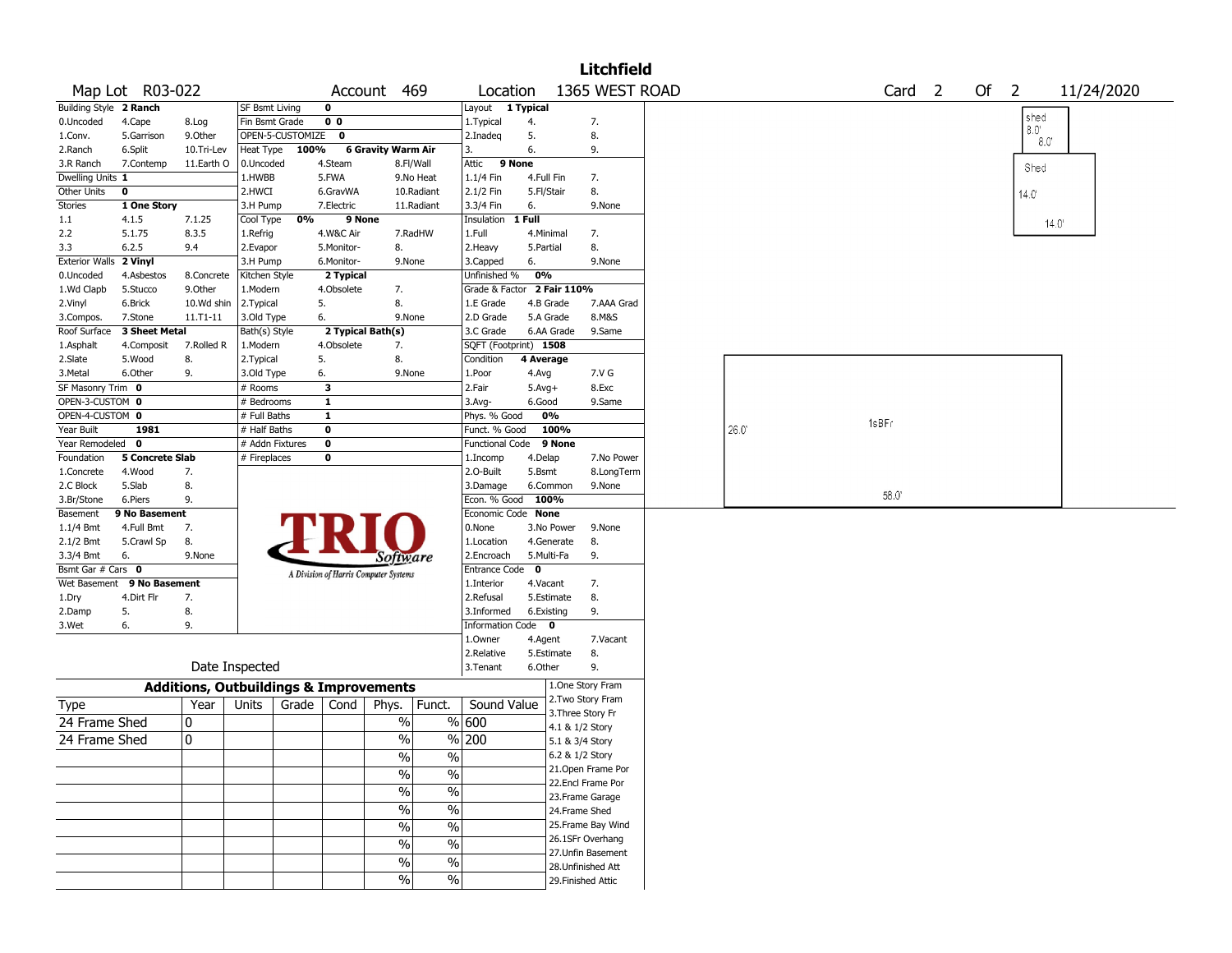# Litchfield

**Map Lot** R03-022 **Account** 469 **Location** 1365 WEST ROAD **Card** 2 **Of** 2 11/24/2020

| | | | | | |
|---|---|---|---|---|---|
| Building Style | **2 Ranch** | | SF Bsmt Living | **0** | |
| 0.Uncoded | 4.Cape | 8.Log | Fin Bsmt Grade | **0 0** | |
| 1.Conv. | 5.Garrison | 9.Other | OPEN-5-CUSTOMIZE | **0** | |
| 2.Ranch | 6.Split | 10.Tri-Lev | Heat Type **100%** | **6 Gravity Warm Air** | |
| 3.R Ranch | 7.Contemp | 11.Earth O | 0.Uncoded | 4.Steam | 8.Fl/Wall |
| Dwelling Units | **1** | | 1.HWBB | 5.FWA | 9.No Heat |
| Other Units | **0** | | 2.HWCI | 6.GravWA | 10.Radiant |
| Stories | **1 One Story** | | 3.H Pump | 7.Electric | 11.Radiant |
| 1.1 | 4.1.5 | 7.1.25 | Cool Type **0%** | **9 None** | |
| 2.2 | 5.1.75 | 8.3.5 | 1.Refrig | 4.W&C Air | 7.RadHW |
| 3.3 | 6.2.5 | 9.4 | 2.Evapor | 5.Monitor- | 8. |
| Exterior Walls | **2 Vinyl** | | 3.H Pump | 6.Monitor- | 9.None |
| 0.Uncoded | 4.Asbestos | 8.Concrete | Kitchen Style | **2 Typical** | |
| 1.Wd Clapb | 5.Stucco | 9.Other | 1.Modern | 4.Obsolete | 7. |
| 2.Vinyl | 6.Brick | 10.Wd shin | 2.Typical | 5. | 8. |
| 3.Compos. | 7.Stone | 11.T1-11 | 3.Old Type | 6. | 9.None |
| Roof Surface | **3 Sheet Metal** | | Bath(s) Style | **2 Typical Bath(s)** | |
| 1.Asphalt | 4.Composit | 7.Rolled R | 1.Modern | 4.Obsolete | 7. |
| 2.Slate | 5.Wood | 8. | 2.Typical | 5. | 8. |
| 3.Metal | 6.Other | 9. | 3.Old Type | 6. | 9.None |
| SF Masonry Trim | **0** | | # Rooms | **3** | |
| OPEN-3-CUSTOM | **0** | | # Bedrooms | **1** | |
| OPEN-4-CUSTOM | **0** | | # Full Baths | **1** | |
| Year Built | **1981** | | # Half Baths | **0** | |
| Year Remodeled | **0** | | # Addn Fixtures | **0** | |
| Foundation | **5 Concrete Slab** | | # Fireplaces | **0** | |
| 1.Concrete | 4.Wood | 7. | | | |
| 2.C Block | 5.Slab | 8. | | | |
| 3.Br/Stone | 6.Piers | 9. | | | |
| Basement | **9 No Basement** | | | | |
| 1.1/4 Bmt | 4.Full Bmt | 7. | | | |
| 2.1/2 Bmt | 5.Crawl Sp | 8. | | | |
| 3.3/4 Bmt | 6. | 9.None | | | |
| Bsmt Gar # Cars | **0** | | | | |
| Wet Basement | **9 No Basement** | | | | |
| 1.Dry | 4.Dirt Flr | 7. | | | |
| 2.Damp | 5. | 8. | | | |
| 3.Wet | 6. | 9. | | | |

| | | |
|---|---|---|
| Layout | **1 Typical** | |
| 1.Typical | 4. | 7. |
| 2.Inadeq | 5. | 8. |
| 3. | 6. | 9. |
| Attic | **9 None** | |
| 1.1/4 Fin | 4.Full Fin | 7. |
| 2.1/2 Fin | 5.Fl/Stair | 8. |
| 3.3/4 Fin | 6. | 9.None |
| Insulation | **1 Full** | |
| 1.Full | 4.Minimal | 7. |
| 2.Heavy | 5.Partial | 8. |
| 3.Capped | 6. | 9.None |
| Unfinished % | **0%** | |
| Grade & Factor | **2 Fair 110%** | |
| 1.E Grade | 4.B Grade | 7.AAA Grad |
| 2.D Grade | 5.A Grade | 8.M&S |
| 3.C Grade | 6.AA Grade | 9.Same |
| SQFT (Footprint) | **1508** | |
| Condition | **4 Average** | |
| 1.Poor | 4.Avg | 7.V G |
| 2.Fair | 5.Avg+ | 8.Exc |
| 3.Avg- | 6.Good | 9.Same |
| Phys. % Good | **0%** | |
| Funct. % Good | **100%** | |
| Functional Code | **9 None** | |
| 1.Incomp | 4.Delap | 7.No Power |
| 2.O-Built | 5.Bsmt | 8.LongTerm |
| 3.Damage | 6.Common | 9.None |
| Econ. % Good | **100%** | |
| Economic Code | **None** | |
| 0.None | 3.No Power | 9.None |
| 1.Location | 4.Generate | 8. |
| 2.Encroach | 5.Multi-Fa | 9. |
| Entrance Code | **0** | |
| 1.Interior | 4.Vacant | 7. |
| 2.Refusal | 5.Estimate | 8. |
| 3.Informed | 6.Existing | 9. |
| Information Code | **0** | |
| 1.Owner | 4.Agent | 7.Vacant |
| 2.Relative | 5.Estimate | 8. |
| 3.Tenant | 6.Other | 9. |

Date Inspected

## Additions, Outbuildings & Improvements

| Type | Year | Units | Grade | Cond | Phys. | Funct. | Sound Value |
|---|---|---|---|---|---|---|---|
| 24 Frame Shed | 0 | | | | % | % | 600 |
| 24 Frame Shed | 0 | | | | % | % | 200 |
| | | | | | % | % | |
| | | | | | % | % | |
| | | | | | % | % | |
| | | | | | % | % | |
| | | | | | % | % | |
| | | | | | % | % | |
| | | | | | % | % | |
| | | | | | % | % | |

1.One Story Fram
2.Two Story Fram
3.Three Story Fr
4.1 & 1/2 Story
5.1 & 3/4 Story
6.2 & 1/2 Story
21.Open Frame Por
22.Encl Frame Por
23.Frame Garage
24.Frame Shed
25.Frame Bay Wind
26.1SFr Overhang
27.Unfin Basement
28.Unfinished Att
29.Finished Attic

shed
8.0'
8.0'
Shed
14.0'
14.0'
1sBFr
26.0'
58.0'